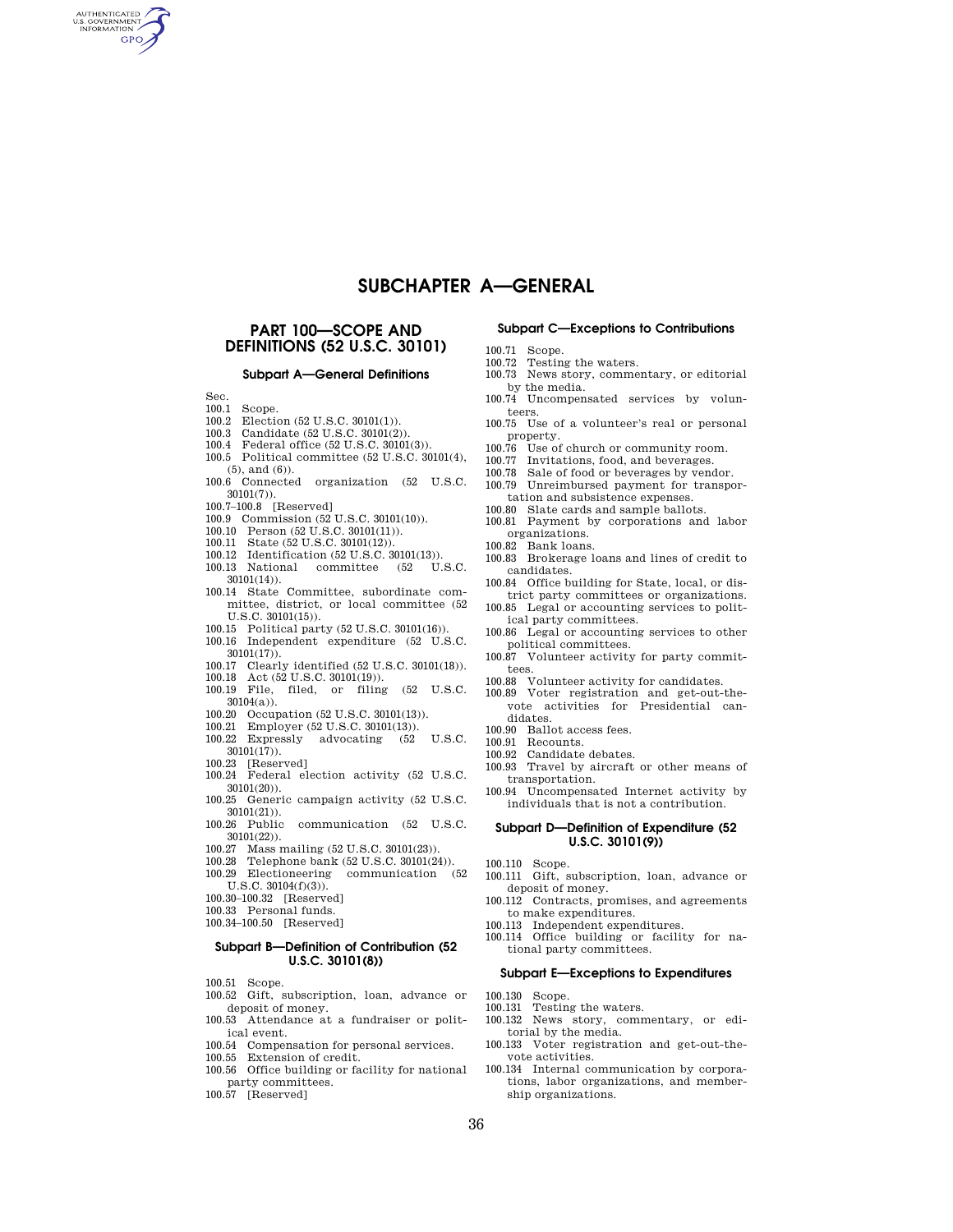# SUBCHAPTER A—GENERAL

## PART 100—SCOPE AND DEFINITIONS (52 U.S.C. 30101)

### Subpart A—General Definitions

Sec.

- 100.1 Scope.
- 100.2 Election (52 U.S.C. 30101(1)).
- 100.3 Candidate (52 U.S.C. 30101(2)).
- 100.4 Federal office (52 U.S.C. 30101(3)).
- 100.5 Political committee (52 U.S.C. 30101(4), (5), and (6)).
- 100.6 Connected organization (52 U.S.C. 30101(7)).
- 100.7–100.8 [Reserved]
- 100.9 Commission (52 U.S.C. 30101(10)).
- 100.10 Person (52 U.S.C. 30101(11)).
- 100.11 State (52 U.S.C. 30101(12)).
- 100.12 Identification (52 U.S.C. 30101(13)).
- 100.13 National committee (52 U.S.C. 30101(14)).
- 100.14 State Committee, subordinate committee, district, or local committee (52 U.S.C. 30101(15)).
- 100.15 Political party (52 U.S.C. 30101(16)).
- 100.16 Independent expenditure (52 U.S.C. 30101(17)).
- 100.17 Clearly identified (52 U.S.C. 30101(18)).
- 100.18 Act (52 U.S.C. 30101(19)).
- 100.19 File, filed, or filing (52 U.S.C. 30104(a)).
- 100.20 Occupation (52 U.S.C. 30101(13)).
- 100.21 Employer (52 U.S.C. 30101(13)).
- 100.22 Expressly advocating (52 U.S.C. 30101(17)).
- 100.23 [Reserved]
- 100.24 Federal election activity (52 U.S.C. 30101(20)).
- 100.25 Generic campaign activity (52 U.S.C. 30101(21)).
- 100.26 Public communication (52 U.S.C. 30101(22)).
- 100.27 Mass mailing (52 U.S.C. 30101(23)).
- 100.28 Telephone bank (52 U.S.C. 30101(24)).
- 100.29 Electioneering communication (52 U.S.C. 30104(f)(3)).
- 100.30–100.32 [Reserved]
- 100.33 Personal funds.
- 100.34–100.50 [Reserved]

### Subpart B—Definition of Contribution (52 U.S.C. 30101(8))

- 100.51 Scope.
- 100.52 Gift, subscription, loan, advance or deposit of money.
- 100.53 Attendance at a fundraiser or political event.
- 100.54 Compensation for personal services.
- 100.55 Extension of credit.
- 100.56 Office building or facility for national party committees.
- 100.57 [Reserved]

### Subpart C—Exceptions to Contributions

- 100.71 Scope.
- 100.72 Testing the waters.
- 100.73 News story, commentary, or editorial by the media.
- 100.74 Uncompensated services by volunteers.
- 100.75 Use of a volunteer's real or personal property.
- 100.76 Use of church or community room.
- 100.77 Invitations, food, and beverages.
- 100.78 Sale of food or beverages by vendor.
- 100.79 Unreimbursed payment for transportation and subsistence expenses.
- 100.80 Slate cards and sample ballots.
- 100.81 Payment by corporations and labor organizations.
- 100.82 Bank loans.
- 100.83 Brokerage loans and lines of credit to candidates.
- 100.84 Office building for State, local, or district party committees or organizations.
- 100.85 Legal or accounting services to political party committees.
- 100.86 Legal or accounting services to other political committees.
- 100.87 Volunteer activity for party committees.
- 100.88 Volunteer activity for candidates.
- 100.89 Voter registration and get-out-the-vote activities for Presidential candidates.
- 100.90 Ballot access fees.
- 100.91 Recounts.
- 100.92 Candidate debates.
- 100.93 Travel by aircraft or other means of transportation.
- 100.94 Uncompensated Internet activity by individuals that is not a contribution.

### Subpart D—Definition of Expenditure (52 U.S.C. 30101(9))

- 100.110 Scope.
- 100.111 Gift, subscription, loan, advance or deposit of money.
- 100.112 Contracts, promises, and agreements to make expenditures.
- 100.113 Independent expenditures.
- 100.114 Office building or facility for national party committees.

### Subpart E—Exceptions to Expenditures

- 100.130 Scope.
- 100.131 Testing the waters.
- 100.132 News story, commentary, or editorial by the media.
- 100.133 Voter registration and get-out-the-vote activities.
- 100.134 Internal communication by corporations, labor organizations, and membership organizations.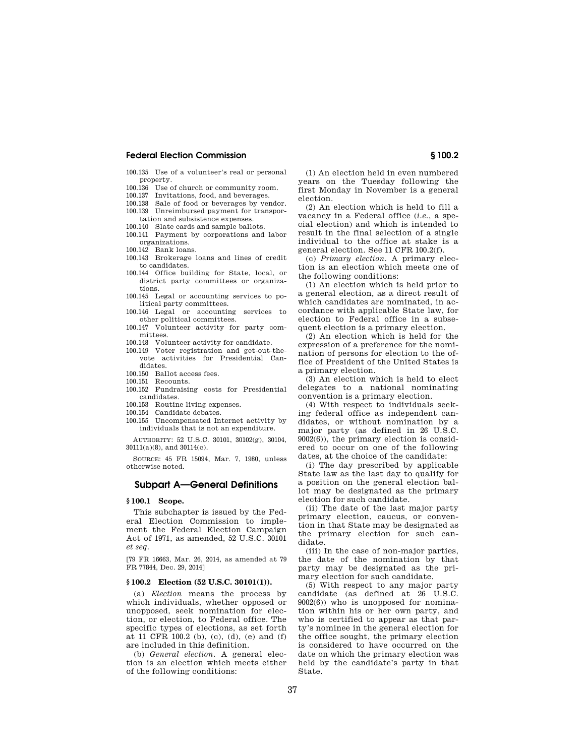100.135 Use of a volunteer's real or personal property.
100.136 Use of church or community room.
100.137 Invitations, food, and beverages.
100.138 Sale of food or beverages by vendor.
100.139 Unreimbursed payment for transportation and subsistence expenses.
100.140 Slate cards and sample ballots.
100.141 Payment by corporations and labor organizations.
100.142 Bank loans.
100.143 Brokerage loans and lines of credit to candidates.
100.144 Office building for State, local, or district party committees or organizations.
100.145 Legal or accounting services to political party committees.
100.146 Legal or accounting services to other political committees.
100.147 Volunteer activity for party committees.
100.148 Volunteer activity for candidate.
100.149 Voter registration and get-out-the-vote activities for Presidential Candidates.
100.150 Ballot access fees.
100.151 Recounts.
100.152 Fundraising costs for Presidential candidates.
100.153 Routine living expenses.
100.154 Candidate debates.
100.155 Uncompensated Internet activity by individuals that is not an expenditure.

AUTHORITY: 52 U.S.C. 30101, 30102(g), 30104, 30111(a)(8), and 30114(c).

SOURCE: 45 FR 15094, Mar. 7, 1980, unless otherwise noted.

## Subpart A—General Definitions

### § 100.1 Scope.

This subchapter is issued by the Federal Election Commission to implement the Federal Election Campaign Act of 1971, as amended, 52 U.S.C. 30101 *et seq.*

[79 FR 16663, Mar. 26, 2014, as amended at 79 FR 77844, Dec. 29, 2014]

### § 100.2 Election (52 U.S.C. 30101(1)).

(a) *Election* means the process by which individuals, whether opposed or unopposed, seek nomination for election, or election, to Federal office. The specific types of elections, as set forth at 11 CFR 100.2 (b), (c), (d), (e) and (f) are included in this definition.

(b) *General election.* A general election is an election which meets either of the following conditions:

(1) An election held in even numbered years on the Tuesday following the first Monday in November is a general election.

(2) An election which is held to fill a vacancy in a Federal office (*i.e.*, a special election) and which is intended to result in the final selection of a single individual to the office at stake is a general election. See 11 CFR 100.2(f).

(c) *Primary election.* A primary election is an election which meets one of the following conditions:

(1) An election which is held prior to a general election, as a direct result of which candidates are nominated, in accordance with applicable State law, for election to Federal office in a subsequent election is a primary election.

(2) An election which is held for the expression of a preference for the nomination of persons for election to the office of President of the United States is a primary election.

(3) An election which is held to elect delegates to a national nominating convention is a primary election.

(4) With respect to individuals seeking federal office as independent candidates, or without nomination by a major party (as defined in 26 U.S.C. 9002(6)), the primary election is considered to occur on one of the following dates, at the choice of the candidate:

(i) The day prescribed by applicable State law as the last day to qualify for a position on the general election ballot may be designated as the primary election for such candidate.

(ii) The date of the last major party primary election, caucus, or convention in that State may be designated as the primary election for such candidate.

(iii) In the case of non-major parties, the date of the nomination by that party may be designated as the primary election for such candidate.

(5) With respect to any major party candidate (as defined at 26 U.S.C. 9002(6)) who is unopposed for nomination within his or her own party, and who is certified to appear as that party's nominee in the general election for the office sought, the primary election is considered to have occurred on the date on which the primary election was held by the candidate's party in that State.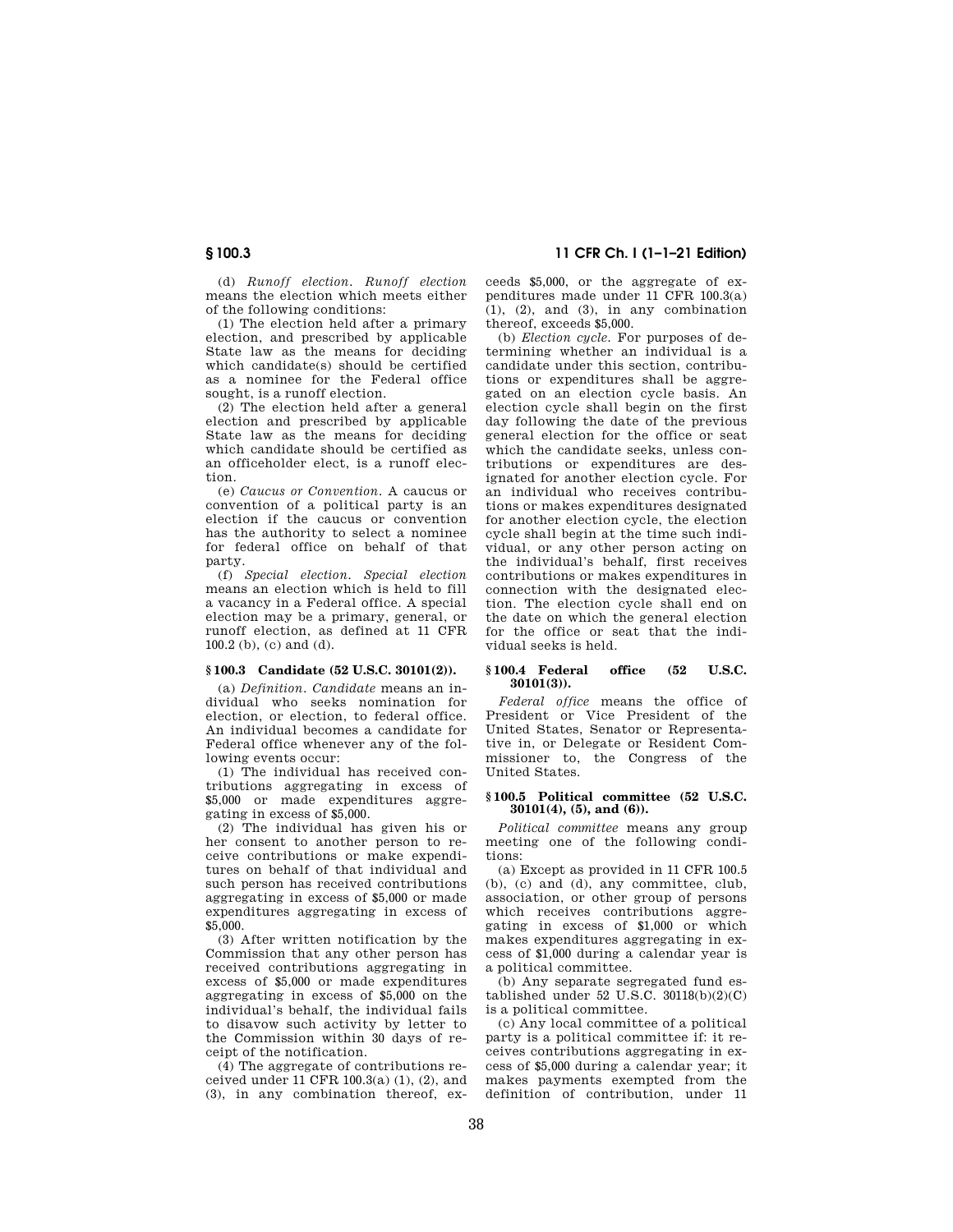(d) *Runoff election. Runoff election* means the election which meets either of the following conditions:

(1) The election held after a primary election, and prescribed by applicable State law as the means for deciding which candidate(s) should be certified as a nominee for the Federal office sought, is a runoff election.

(2) The election held after a general election and prescribed by applicable State law as the means for deciding which candidate should be certified as an officeholder elect, is a runoff election.

(e) *Caucus or Convention.* A caucus or convention of a political party is an election if the caucus or convention has the authority to select a nominee for federal office on behalf of that party.

(f) *Special election. Special election* means an election which is held to fill a vacancy in a Federal office. A special election may be a primary, general, or runoff election, as defined at 11 CFR 100.2 (b), (c) and (d).

### § 100.3 Candidate (52 U.S.C. 30101(2)).

(a) *Definition. Candidate* means an individual who seeks nomination for election, or election, to federal office. An individual becomes a candidate for Federal office whenever any of the following events occur:

(1) The individual has received contributions aggregating in excess of $5,000 or made expenditures aggregating in excess of $5,000.

(2) The individual has given his or her consent to another person to receive contributions or make expenditures on behalf of that individual and such person has received contributions aggregating in excess of $5,000 or made expenditures aggregating in excess of $5,000.

(3) After written notification by the Commission that any other person has received contributions aggregating in excess of $5,000 or made expenditures aggregating in excess of $5,000 on the individual's behalf, the individual fails to disavow such activity by letter to the Commission within 30 days of receipt of the notification.

(4) The aggregate of contributions received under 11 CFR 100.3(a) (1), (2), and (3), in any combination thereof, exceeds $5,000, or the aggregate of expenditures made under 11 CFR 100.3(a) (1), (2), and (3), in any combination thereof, exceeds $5,000.

(b) *Election cycle.* For purposes of determining whether an individual is a candidate under this section, contributions or expenditures shall be aggregated on an election cycle basis. An election cycle shall begin on the first day following the date of the previous general election for the office or seat which the candidate seeks, unless contributions or expenditures are designated for another election cycle. For an individual who receives contributions or makes expenditures designated for another election cycle, the election cycle shall begin at the time such individual, or any other person acting on the individual's behalf, first receives contributions or makes expenditures in connection with the designated election. The election cycle shall end on the date on which the general election for the office or seat that the individual seeks is held.

### § 100.4 Federal office (52 U.S.C. 30101(3)).

*Federal office* means the office of President or Vice President of the United States, Senator or Representative in, or Delegate or Resident Commissioner to, the Congress of the United States.

### § 100.5 Political committee (52 U.S.C. 30101(4), (5), and (6)).

*Political committee* means any group meeting one of the following conditions:

(a) Except as provided in 11 CFR 100.5 (b), (c) and (d), any committee, club, association, or other group of persons which receives contributions aggregating in excess of $1,000 or which makes expenditures aggregating in excess of $1,000 during a calendar year is a political committee.

(b) Any separate segregated fund established under 52 U.S.C. 30118(b)(2)(C) is a political committee.

(c) Any local committee of a political party is a political committee if: it receives contributions aggregating in excess of $5,000 during a calendar year; it makes payments exempted from the definition of contribution, under 11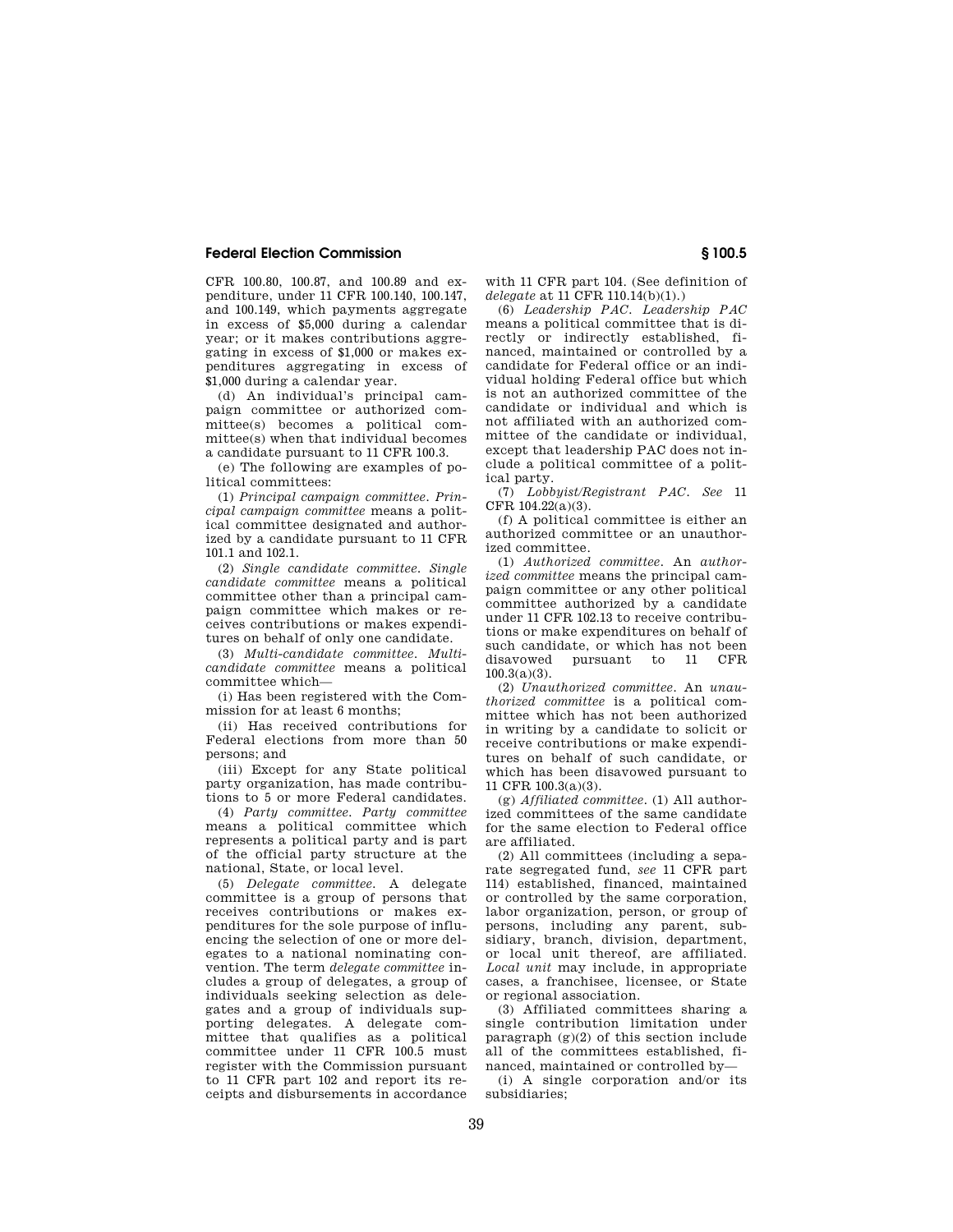CFR 100.80, 100.87, and 100.89 and expenditure, under 11 CFR 100.140, 100.147, and 100.149, which payments aggregate in excess of $5,000 during a calendar year; or it makes contributions aggregating in excess of $1,000 or makes expenditures aggregating in excess of $1,000 during a calendar year.

(d) An individual's principal campaign committee or authorized committee(s) becomes a political committee(s) when that individual becomes a candidate pursuant to 11 CFR 100.3.

(e) The following are examples of political committees:

(1) *Principal campaign committee. Principal campaign committee* means a political committee designated and authorized by a candidate pursuant to 11 CFR 101.1 and 102.1.

(2) *Single candidate committee. Single candidate committee* means a political committee other than a principal campaign committee which makes or receives contributions or makes expenditures on behalf of only one candidate.

(3) *Multi-candidate committee. Multicandidate committee* means a political committee which—

(i) Has been registered with the Commission for at least 6 months;

(ii) Has received contributions for Federal elections from more than 50 persons; and

(iii) Except for any State political party organization, has made contributions to 5 or more Federal candidates.

(4) *Party committee. Party committee* means a political committee which represents a political party and is part of the official party structure at the national, State, or local level.

(5) *Delegate committee.* A delegate committee is a group of persons that receives contributions or makes expenditures for the sole purpose of influencing the selection of one or more delegates to a national nominating convention. The term *delegate committee* includes a group of delegates, a group of individuals seeking selection as delegates and a group of individuals supporting delegates. A delegate committee that qualifies as a political committee under 11 CFR 100.5 must register with the Commission pursuant to 11 CFR part 102 and report its receipts and disbursements in accordance with 11 CFR part 104. (See definition of *delegate* at 11 CFR 110.14(b)(1).)

(6) *Leadership PAC. Leadership PAC* means a political committee that is directly or indirectly established, financed, maintained or controlled by a candidate for Federal office or an individual holding Federal office but which is not an authorized committee of the candidate or individual and which is not affiliated with an authorized committee of the candidate or individual, except that leadership PAC does not include a political committee of a political party.

(7) *Lobbyist/Registrant PAC. See* 11 CFR 104.22(a)(3).

(f) A political committee is either an authorized committee or an unauthorized committee.

(1) *Authorized committee.* An *authorized committee* means the principal campaign committee or any other political committee authorized by a candidate under 11 CFR 102.13 to receive contributions or make expenditures on behalf of such candidate, or which has not been disavowed pursuant to 11 CFR 100.3(a)(3).

(2) *Unauthorized committee.* An *unauthorized committee* is a political committee which has not been authorized in writing by a candidate to solicit or receive contributions or make expenditures on behalf of such candidate, or which has been disavowed pursuant to 11 CFR 100.3(a)(3).

(g) *Affiliated committee.* (1) All authorized committees of the same candidate for the same election to Federal office are affiliated.

(2) All committees (including a separate segregated fund, *see* 11 CFR part 114) established, financed, maintained or controlled by the same corporation, labor organization, person, or group of persons, including any parent, subsidiary, branch, division, department, or local unit thereof, are affiliated. *Local unit* may include, in appropriate cases, a franchisee, licensee, or State or regional association.

(3) Affiliated committees sharing a single contribution limitation under paragraph (g)(2) of this section include all of the committees established, financed, maintained or controlled by—

(i) A single corporation and/or its subsidiaries;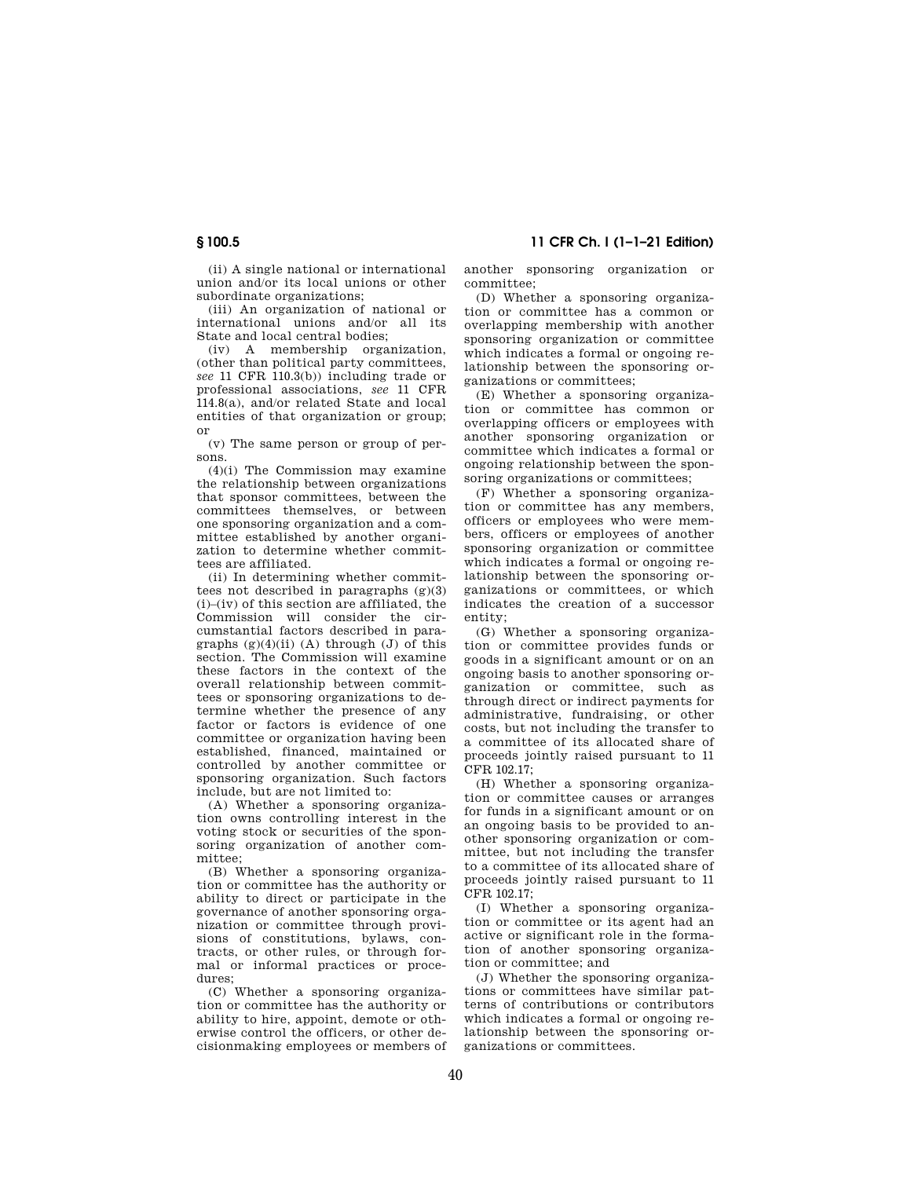(ii) A single national or international union and/or its local unions or other subordinate organizations;

(iii) An organization of national or international unions and/or all its State and local central bodies;

(iv) A membership organization, (other than political party committees, *see* 11 CFR 110.3(b)) including trade or professional associations, *see* 11 CFR 114.8(a), and/or related State and local entities of that organization or group; or

(v) The same person or group of persons.

(4)(i) The Commission may examine the relationship between organizations that sponsor committees, between the committees themselves, or between one sponsoring organization and a committee established by another organization to determine whether committees are affiliated.

(ii) In determining whether committees not described in paragraphs (g)(3)(i)–(iv) of this section are affiliated, the Commission will consider the circumstantial factors described in paragraphs (g)(4)(ii) (A) through (J) of this section. The Commission will examine these factors in the context of the overall relationship between committees or sponsoring organizations to determine whether the presence of any factor or factors is evidence of one committee or organization having been established, financed, maintained or controlled by another committee or sponsoring organization. Such factors include, but are not limited to:

(A) Whether a sponsoring organization owns controlling interest in the voting stock or securities of the sponsoring organization of another committee;

(B) Whether a sponsoring organization or committee has the authority or ability to direct or participate in the governance of another sponsoring organization or committee through provisions of constitutions, bylaws, contracts, or other rules, or through formal or informal practices or procedures;

(C) Whether a sponsoring organization or committee has the authority or ability to hire, appoint, demote or otherwise control the officers, or other decisionmaking employees or members of another sponsoring organization or committee;

(D) Whether a sponsoring organization or committee has a common or overlapping membership with another sponsoring organization or committee which indicates a formal or ongoing relationship between the sponsoring organizations or committees;

(E) Whether a sponsoring organization or committee has common or overlapping officers or employees with another sponsoring organization or committee which indicates a formal or ongoing relationship between the sponsoring organizations or committees;

(F) Whether a sponsoring organization or committee has any members, officers or employees who were members, officers or employees of another sponsoring organization or committee which indicates a formal or ongoing relationship between the sponsoring organizations or committees, or which indicates the creation of a successor entity;

(G) Whether a sponsoring organization or committee provides funds or goods in a significant amount or on an ongoing basis to another sponsoring organization or committee, such as through direct or indirect payments for administrative, fundraising, or other costs, but not including the transfer to a committee of its allocated share of proceeds jointly raised pursuant to 11 CFR 102.17;

(H) Whether a sponsoring organization or committee causes or arranges for funds in a significant amount or on an ongoing basis to be provided to another sponsoring organization or committee, but not including the transfer to a committee of its allocated share of proceeds jointly raised pursuant to 11 CFR 102.17;

(I) Whether a sponsoring organization or committee or its agent had an active or significant role in the formation of another sponsoring organization or committee; and

(J) Whether the sponsoring organizations or committees have similar patterns of contributions or contributors which indicates a formal or ongoing relationship between the sponsoring organizations or committees.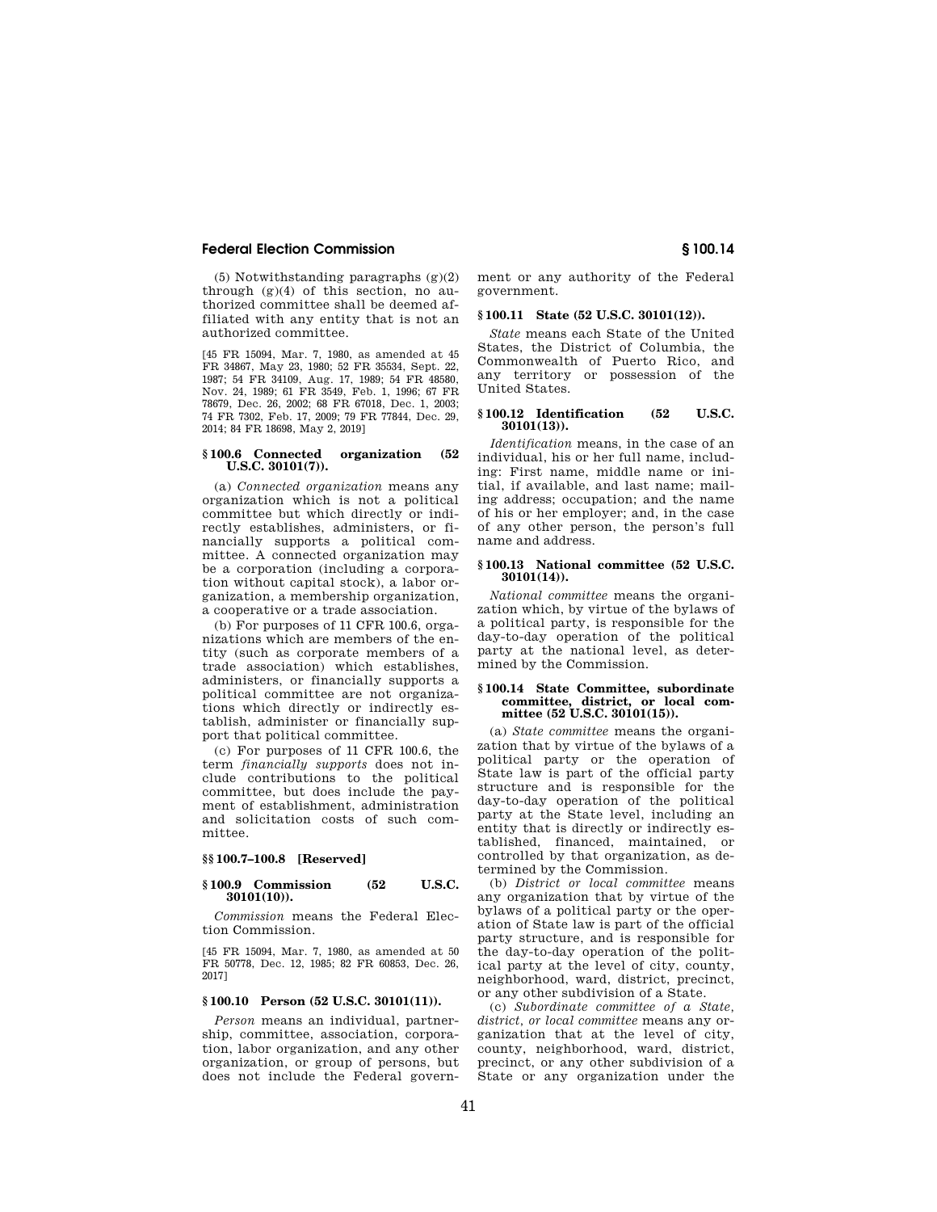(5) Notwithstanding paragraphs (g)(2) through (g)(4) of this section, no authorized committee shall be deemed affiliated with any entity that is not an authorized committee.

[45 FR 15094, Mar. 7, 1980, as amended at 45 FR 34867, May 23, 1980; 52 FR 35534, Sept. 22, 1987; 54 FR 34109, Aug. 17, 1989; 54 FR 48580, Nov. 24, 1989; 61 FR 3549, Feb. 1, 1996; 67 FR 78679, Dec. 26, 2002; 68 FR 67018, Dec. 1, 2003; 74 FR 7302, Feb. 17, 2009; 79 FR 77844, Dec. 29, 2014; 84 FR 18698, May 2, 2019]

### § 100.6 Connected organization (52 U.S.C. 30101(7)).

(a) *Connected organization* means any organization which is not a political committee but which directly or indirectly establishes, administers, or financially supports a political committee. A connected organization may be a corporation (including a corporation without capital stock), a labor organization, a membership organization, a cooperative or a trade association.

(b) For purposes of 11 CFR 100.6, organizations which are members of the entity (such as corporate members of a trade association) which establishes, administers, or financially supports a political committee are not organizations which directly or indirectly establish, administer or financially support that political committee.

(c) For purposes of 11 CFR 100.6, the term *financially supports* does not include contributions to the political committee, but does include the payment of establishment, administration and solicitation costs of such committee.

### §§ 100.7–100.8 [Reserved]

### § 100.9 Commission (52 U.S.C. 30101(10)).

*Commission* means the Federal Election Commission.

[45 FR 15094, Mar. 7, 1980, as amended at 50 FR 50778, Dec. 12, 1985; 82 FR 60853, Dec. 26, 2017]

### § 100.10 Person (52 U.S.C. 30101(11)).

*Person* means an individual, partnership, committee, association, corporation, labor organization, and any other organization, or group of persons, but does not include the Federal government or any authority of the Federal government.

### § 100.11 State (52 U.S.C. 30101(12)).

*State* means each State of the United States, the District of Columbia, the Commonwealth of Puerto Rico, and any territory or possession of the United States.

### § 100.12 Identification (52 U.S.C. 30101(13)).

*Identification* means, in the case of an individual, his or her full name, including: First name, middle name or initial, if available, and last name; mailing address; occupation; and the name of his or her employer; and, in the case of any other person, the person's full name and address.

### § 100.13 National committee (52 U.S.C. 30101(14)).

*National committee* means the organization which, by virtue of the bylaws of a political party, is responsible for the day-to-day operation of the political party at the national level, as determined by the Commission.

### § 100.14 State Committee, subordinate committee, district, or local committee (52 U.S.C. 30101(15)).

(a) *State committee* means the organization that by virtue of the bylaws of a political party or the operation of State law is part of the official party structure and is responsible for the day-to-day operation of the political party at the State level, including an entity that is directly or indirectly established, financed, maintained, or controlled by that organization, as determined by the Commission.

(b) *District or local committee* means any organization that by virtue of the bylaws of a political party or the operation of State law is part of the official party structure, and is responsible for the day-to-day operation of the political party at the level of city, county, neighborhood, ward, district, precinct, or any other subdivision of a State.

(c) *Subordinate committee of a State, district, or local committee* means any organization that at the level of city, county, neighborhood, ward, district, precinct, or any other subdivision of a State or any organization under the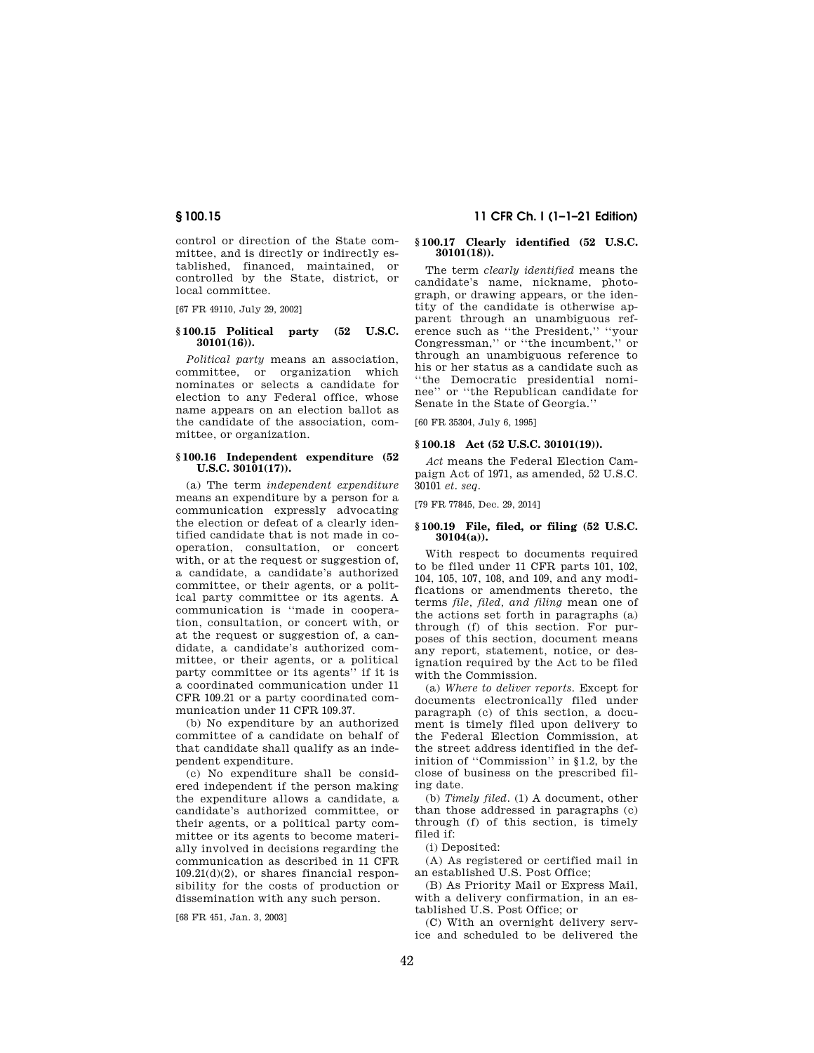control or direction of the State committee, and is directly or indirectly established, financed, maintained, or controlled by the State, district, or local committee.

[67 FR 49110, July 29, 2002]

### § 100.15 Political party (52 U.S.C. 30101(16)).

*Political party* means an association, committee, or organization which nominates or selects a candidate for election to any Federal office, whose name appears on an election ballot as the candidate of the association, committee, or organization.

### § 100.16 Independent expenditure (52 U.S.C. 30101(17)).

(a) The term *independent expenditure* means an expenditure by a person for a communication expressly advocating the election or defeat of a clearly identified candidate that is not made in cooperation, consultation, or concert with, or at the request or suggestion of, a candidate, a candidate's authorized committee, or their agents, or a political party committee or its agents. A communication is ''made in cooperation, consultation, or concert with, or at the request or suggestion of, a candidate, a candidate's authorized committee, or their agents, or a political party committee or its agents'' if it is a coordinated communication under 11 CFR 109.21 or a party coordinated communication under 11 CFR 109.37.

(b) No expenditure by an authorized committee of a candidate on behalf of that candidate shall qualify as an independent expenditure.

(c) No expenditure shall be considered independent if the person making the expenditure allows a candidate, a candidate's authorized committee, or their agents, or a political party committee or its agents to become materially involved in decisions regarding the communication as described in 11 CFR 109.21(d)(2), or shares financial responsibility for the costs of production or dissemination with any such person.

[68 FR 451, Jan. 3, 2003]

### § 100.17 Clearly identified (52 U.S.C. 30101(18)).

The term *clearly identified* means the candidate's name, nickname, photograph, or drawing appears, or the identity of the candidate is otherwise apparent through an unambiguous reference such as ''the President,'' ''your Congressman,'' or ''the incumbent,'' or through an unambiguous reference to his or her status as a candidate such as ''the Democratic presidential nominee'' or ''the Republican candidate for Senate in the State of Georgia.''

[60 FR 35304, July 6, 1995]

### § 100.18 Act (52 U.S.C. 30101(19)).

*Act* means the Federal Election Campaign Act of 1971, as amended, 52 U.S.C. 30101 *et. seq.*

[79 FR 77845, Dec. 29, 2014]

### § 100.19 File, filed, or filing (52 U.S.C. 30104(a)).

With respect to documents required to be filed under 11 CFR parts 101, 102, 104, 105, 107, 108, and 109, and any modifications or amendments thereto, the terms *file, filed, and filing* mean one of the actions set forth in paragraphs (a) through (f) of this section. For purposes of this section, document means any report, statement, notice, or designation required by the Act to be filed with the Commission.

(a) *Where to deliver reports.* Except for documents electronically filed under paragraph (c) of this section, a document is timely filed upon delivery to the Federal Election Commission, at the street address identified in the definition of ''Commission'' in §1.2, by the close of business on the prescribed filing date.

(b) *Timely filed.* (1) A document, other than those addressed in paragraphs (c) through (f) of this section, is timely filed if:

(i) Deposited:

(A) As registered or certified mail in an established U.S. Post Office;

(B) As Priority Mail or Express Mail, with a delivery confirmation, in an established U.S. Post Office; or

(C) With an overnight delivery service and scheduled to be delivered the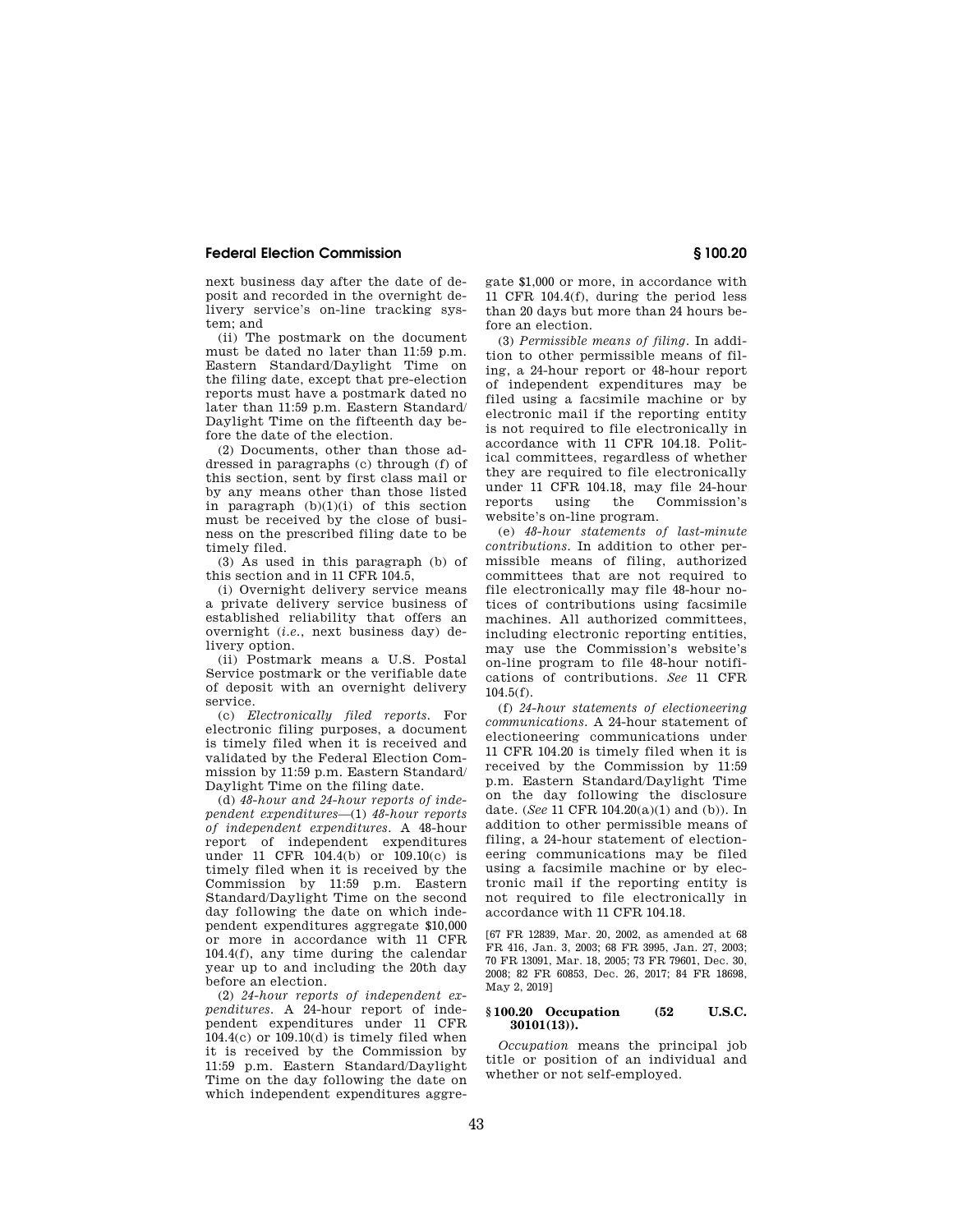next business day after the date of deposit and recorded in the overnight delivery service's on-line tracking system; and

(ii) The postmark on the document must be dated no later than 11:59 p.m. Eastern Standard/Daylight Time on the filing date, except that pre-election reports must have a postmark dated no later than 11:59 p.m. Eastern Standard/Daylight Time on the fifteenth day before the date of the election.

(2) Documents, other than those addressed in paragraphs (c) through (f) of this section, sent by first class mail or by any means other than those listed in paragraph (b)(1)(i) of this section must be received by the close of business on the prescribed filing date to be timely filed.

(3) As used in this paragraph (b) of this section and in 11 CFR 104.5,

(i) Overnight delivery service means a private delivery service business of established reliability that offers an overnight (*i.e.*, next business day) delivery option.

(ii) Postmark means a U.S. Postal Service postmark or the verifiable date of deposit with an overnight delivery service.

(c) *Electronically filed reports.* For electronic filing purposes, a document is timely filed when it is received and validated by the Federal Election Commission by 11:59 p.m. Eastern Standard/Daylight Time on the filing date.

(d) *48-hour and 24-hour reports of independent expenditures*—(1) *48-hour reports of independent expenditures.* A 48-hour report of independent expenditures under 11 CFR 104.4(b) or 109.10(c) is timely filed when it is received by the Commission by 11:59 p.m. Eastern Standard/Daylight Time on the second day following the date on which independent expenditures aggregate $10,000 or more in accordance with 11 CFR 104.4(f), any time during the calendar year up to and including the 20th day before an election.

(2) *24-hour reports of independent expenditures.* A 24-hour report of independent expenditures under 11 CFR 104.4(c) or 109.10(d) is timely filed when it is received by the Commission by 11:59 p.m. Eastern Standard/Daylight Time on the day following the date on which independent expenditures aggregate $1,000 or more, in accordance with 11 CFR 104.4(f), during the period less than 20 days but more than 24 hours before an election.

(3) *Permissible means of filing.* In addition to other permissible means of filing, a 24-hour report or 48-hour report of independent expenditures may be filed using a facsimile machine or by electronic mail if the reporting entity is not required to file electronically in accordance with 11 CFR 104.18. Political committees, regardless of whether they are required to file electronically under 11 CFR 104.18, may file 24-hour reports using the Commission's website's on-line program.

(e) *48-hour statements of last-minute contributions.* In addition to other permissible means of filing, authorized committees that are not required to file electronically may file 48-hour notices of contributions using facsimile machines. All authorized committees, including electronic reporting entities, may use the Commission's website's on-line program to file 48-hour notifications of contributions. *See* 11 CFR 104.5(f).

(f) *24-hour statements of electioneering communications.* A 24-hour statement of electioneering communications under 11 CFR 104.20 is timely filed when it is received by the Commission by 11:59 p.m. Eastern Standard/Daylight Time on the day following the disclosure date. (*See* 11 CFR 104.20(a)(1) and (b)). In addition to other permissible means of filing, a 24-hour statement of electioneering communications may be filed using a facsimile machine or by electronic mail if the reporting entity is not required to file electronically in accordance with 11 CFR 104.18.

[67 FR 12839, Mar. 20, 2002, as amended at 68 FR 416, Jan. 3, 2003; 68 FR 3995, Jan. 27, 2003; 70 FR 13091, Mar. 18, 2005; 73 FR 79601, Dec. 30, 2008; 82 FR 60853, Dec. 26, 2017; 84 FR 18698, May 2, 2019]

## § 100.20 Occupation (52 U.S.C. 30101(13)).

*Occupation* means the principal job title or position of an individual and whether or not self-employed.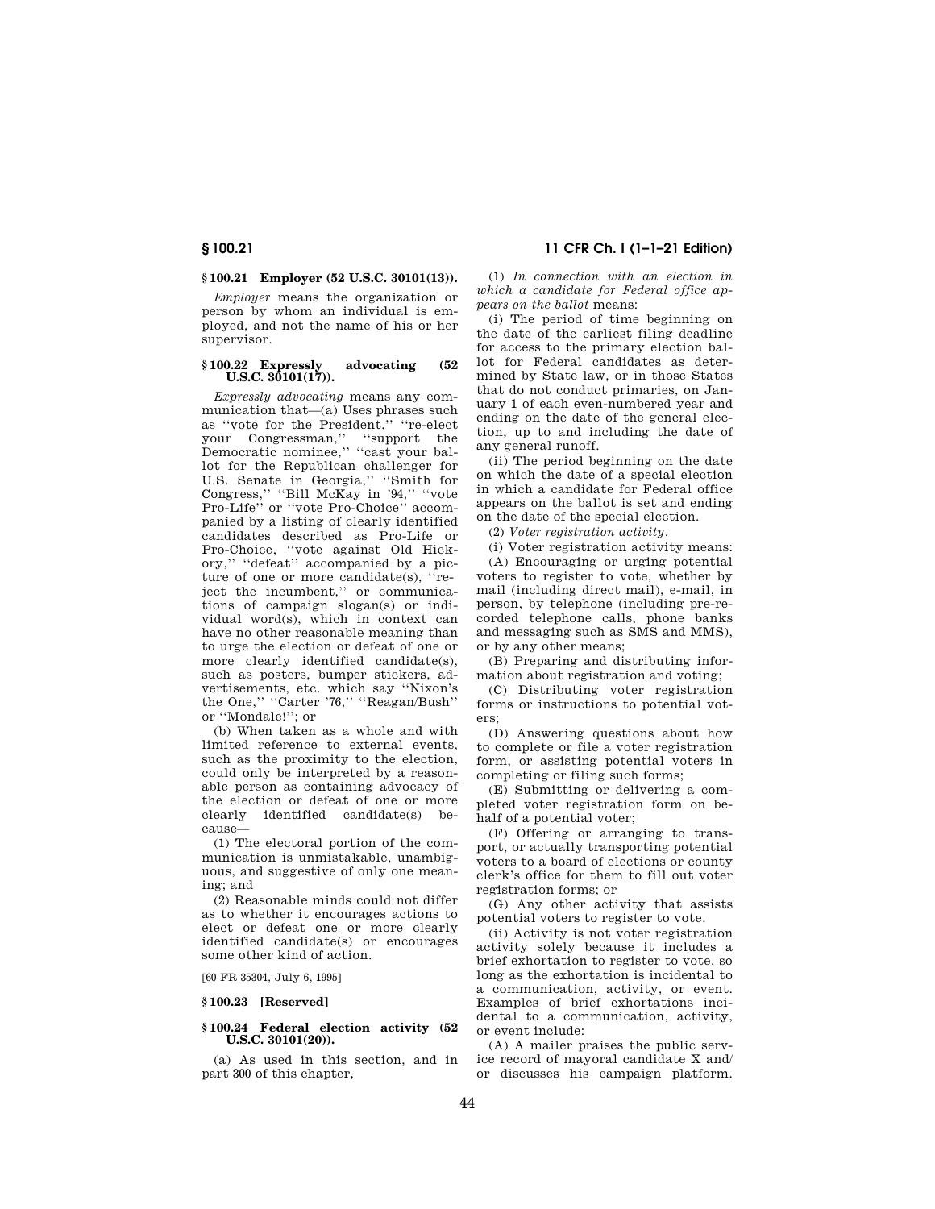### § 100.21 Employer (52 U.S.C. 30101(13)).

*Employer* means the organization or person by whom an individual is employed, and not the name of his or her supervisor.

### § 100.22 Expressly advocating (52 U.S.C. 30101(17)).

*Expressly advocating* means any communication that—(a) Uses phrases such as ''vote for the President,'' ''re-elect your Congressman,'' ''support the Democratic nominee,'' ''cast your ballot for the Republican challenger for U.S. Senate in Georgia,'' ''Smith for Congress,'' ''Bill McKay in '94,'' ''vote Pro-Life'' or ''vote Pro-Choice'' accompanied by a listing of clearly identified candidates described as Pro-Life or Pro-Choice, ''vote against Old Hickory,'' ''defeat'' accompanied by a picture of one or more candidate(s), ''reject the incumbent,'' or communications of campaign slogan(s) or individual word(s), which in context can have no other reasonable meaning than to urge the election or defeat of one or more clearly identified candidate(s), such as posters, bumper stickers, advertisements, etc. which say ''Nixon's the One,'' ''Carter '76,'' ''Reagan/Bush'' or ''Mondale!''; or

(b) When taken as a whole and with limited reference to external events, such as the proximity to the election, could only be interpreted by a reasonable person as containing advocacy of the election or defeat of one or more clearly identified candidate(s) because—

(1) The electoral portion of the communication is unmistakable, unambiguous, and suggestive of only one meaning; and

(2) Reasonable minds could not differ as to whether it encourages actions to elect or defeat one or more clearly identified candidate(s) or encourages some other kind of action.

[60 FR 35304, July 6, 1995]

### § 100.23 [Reserved]

### § 100.24 Federal election activity (52 U.S.C. 30101(20)).

(a) As used in this section, and in part 300 of this chapter,

(1) *In connection with an election in which a candidate for Federal office appears on the ballot* means:

(i) The period of time beginning on the date of the earliest filing deadline for access to the primary election ballot for Federal candidates as determined by State law, or in those States that do not conduct primaries, on January 1 of each even-numbered year and ending on the date of the general election, up to and including the date of any general runoff.

(ii) The period beginning on the date on which the date of a special election in which a candidate for Federal office appears on the ballot is set and ending on the date of the special election.

(2) *Voter registration activity.*

(i) Voter registration activity means:

(A) Encouraging or urging potential voters to register to vote, whether by mail (including direct mail), e-mail, in person, by telephone (including pre-recorded telephone calls, phone banks and messaging such as SMS and MMS), or by any other means;

(B) Preparing and distributing information about registration and voting;

(C) Distributing voter registration forms or instructions to potential voters;

(D) Answering questions about how to complete or file a voter registration form, or assisting potential voters in completing or filing such forms;

(E) Submitting or delivering a completed voter registration form on behalf of a potential voter;

(F) Offering or arranging to transport, or actually transporting potential voters to a board of elections or county clerk's office for them to fill out voter registration forms; or

(G) Any other activity that assists potential voters to register to vote.

(ii) Activity is not voter registration activity solely because it includes a brief exhortation to register to vote, so long as the exhortation is incidental to a communication, activity, or event. Examples of brief exhortations incidental to a communication, activity, or event include:

(A) A mailer praises the public service record of mayoral candidate X and/or discusses his campaign platform.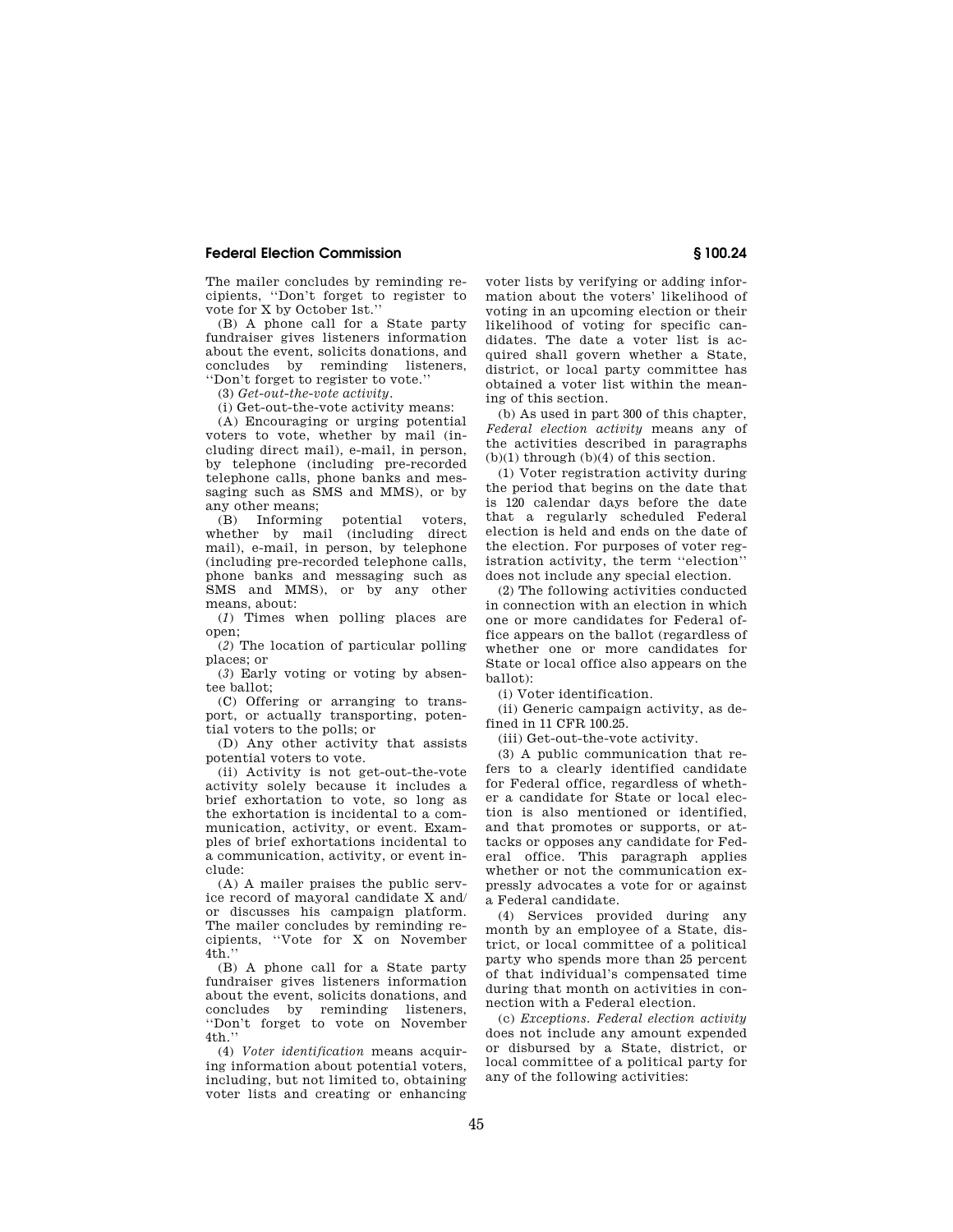The mailer concludes by reminding recipients, ''Don't forget to register to vote for X by October 1st.''

(B) A phone call for a State party fundraiser gives listeners information about the event, solicits donations, and concludes by reminding listeners, ''Don't forget to register to vote.''

(3) *Get-out-the-vote activity.*

(i) Get-out-the-vote activity means:

(A) Encouraging or urging potential voters to vote, whether by mail (including direct mail), e-mail, in person, by telephone (including pre-recorded telephone calls, phone banks and messaging such as SMS and MMS), or by any other means;

(B) Informing potential voters, whether by mail (including direct mail), e-mail, in person, by telephone (including pre-recorded telephone calls, phone banks and messaging such as SMS and MMS), or by any other means, about:

(*1*) Times when polling places are open;

(*2*) The location of particular polling places; or

(*3*) Early voting or voting by absentee ballot;

(C) Offering or arranging to transport, or actually transporting, potential voters to the polls; or

(D) Any other activity that assists potential voters to vote.

(ii) Activity is not get-out-the-vote activity solely because it includes a brief exhortation to vote, so long as the exhortation is incidental to a communication, activity, or event. Examples of brief exhortations incidental to a communication, activity, or event include:

(A) A mailer praises the public service record of mayoral candidate X and/or discusses his campaign platform. The mailer concludes by reminding recipients, ''Vote for X on November 4th.''

(B) A phone call for a State party fundraiser gives listeners information about the event, solicits donations, and concludes by reminding listeners, ''Don't forget to vote on November 4th.''

(4) *Voter identification* means acquiring information about potential voters, including, but not limited to, obtaining voter lists and creating or enhancing voter lists by verifying or adding information about the voters' likelihood of voting in an upcoming election or their likelihood of voting for specific candidates. The date a voter list is acquired shall govern whether a State, district, or local party committee has obtained a voter list within the meaning of this section.

(b) As used in part 300 of this chapter, *Federal election activity* means any of the activities described in paragraphs (b)(1) through (b)(4) of this section.

(1) Voter registration activity during the period that begins on the date that is 120 calendar days before the date that a regularly scheduled Federal election is held and ends on the date of the election. For purposes of voter registration activity, the term ''election'' does not include any special election.

(2) The following activities conducted in connection with an election in which one or more candidates for Federal office appears on the ballot (regardless of whether one or more candidates for State or local office also appears on the ballot):

(i) Voter identification.

(ii) Generic campaign activity, as defined in 11 CFR 100.25.

(iii) Get-out-the-vote activity.

(3) A public communication that refers to a clearly identified candidate for Federal office, regardless of whether a candidate for State or local election is also mentioned or identified, and that promotes or supports, or attacks or opposes any candidate for Federal office. This paragraph applies whether or not the communication expressly advocates a vote for or against a Federal candidate.

(4) Services provided during any month by an employee of a State, district, or local committee of a political party who spends more than 25 percent of that individual's compensated time during that month on activities in connection with a Federal election.

(c) *Exceptions. Federal election activity* does not include any amount expended or disbursed by a State, district, or local committee of a political party for any of the following activities: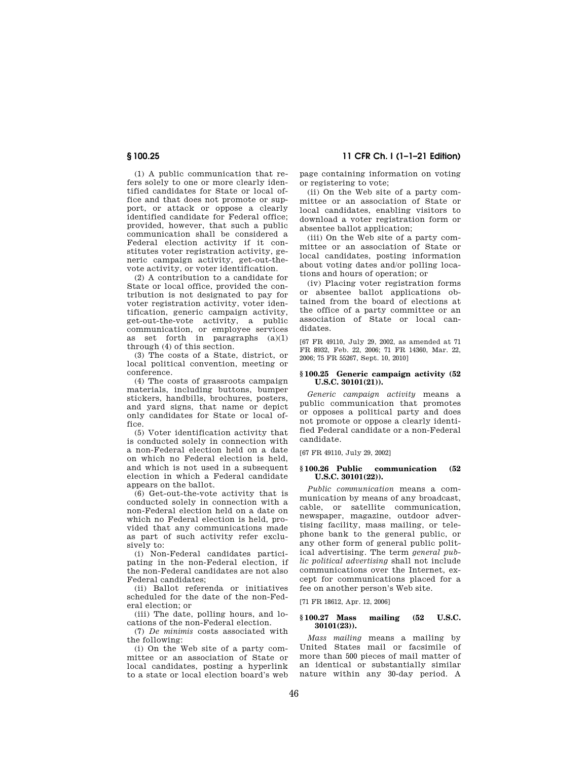(1) A public communication that refers solely to one or more clearly identified candidates for State or local office and that does not promote or support, or attack or oppose a clearly identified candidate for Federal office; provided, however, that such a public communication shall be considered a Federal election activity if it constitutes voter registration activity, generic campaign activity, get-out-the-vote activity, or voter identification.

(2) A contribution to a candidate for State or local office, provided the contribution is not designated to pay for voter registration activity, voter identification, generic campaign activity, get-out-the-vote activity, a public communication, or employee services as set forth in paragraphs (a)(1) through (4) of this section.

(3) The costs of a State, district, or local political convention, meeting or conference.

(4) The costs of grassroots campaign materials, including buttons, bumper stickers, handbills, brochures, posters, and yard signs, that name or depict only candidates for State or local office.

(5) Voter identification activity that is conducted solely in connection with a non-Federal election held on a date on which no Federal election is held, and which is not used in a subsequent election in which a Federal candidate appears on the ballot.

(6) Get-out-the-vote activity that is conducted solely in connection with a non-Federal election held on a date on which no Federal election is held, provided that any communications made as part of such activity refer exclusively to:

(i) Non-Federal candidates participating in the non-Federal election, if the non-Federal candidates are not also Federal candidates;

(ii) Ballot referenda or initiatives scheduled for the date of the non-Federal election; or

(iii) The date, polling hours, and locations of the non-Federal election.

(7) *De minimis* costs associated with the following:

(i) On the Web site of a party committee or an association of State or local candidates, posting a hyperlink to a state or local election board's web page containing information on voting or registering to vote;

(ii) On the Web site of a party committee or an association of State or local candidates, enabling visitors to download a voter registration form or absentee ballot application;

(iii) On the Web site of a party committee or an association of State or local candidates, posting information about voting dates and/or polling locations and hours of operation; or

(iv) Placing voter registration forms or absentee ballot applications obtained from the board of elections at the office of a party committee or an association of State or local candidates.

[67 FR 49110, July 29, 2002, as amended at 71 FR 8932, Feb. 22, 2006; 71 FR 14360, Mar. 22, 2006; 75 FR 55267, Sept. 10, 2010]

## § 100.25 Generic campaign activity (52 U.S.C. 30101(21)).

*Generic campaign activity* means a public communication that promotes or opposes a political party and does not promote or oppose a clearly identified Federal candidate or a non-Federal candidate.

[67 FR 49110, July 29, 2002]

## § 100.26 Public communication (52 U.S.C. 30101(22)).

*Public communication* means a communication by means of any broadcast, cable, or satellite communication, newspaper, magazine, outdoor advertising facility, mass mailing, or telephone bank to the general public, or any other form of general public political advertising. The term *general public political advertising* shall not include communications over the Internet, except for communications placed for a fee on another person's Web site.

[71 FR 18612, Apr. 12, 2006]

## § 100.27 Mass mailing (52 U.S.C. 30101(23)).

*Mass mailing* means a mailing by United States mail or facsimile of more than 500 pieces of mail matter of an identical or substantially similar nature within any 30-day period. A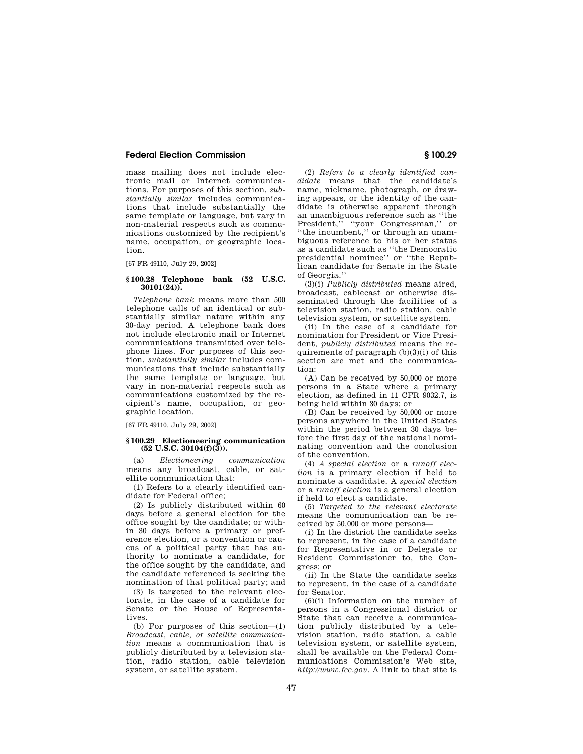mass mailing does not include electronic mail or Internet communications. For purposes of this section, *substantially similar* includes communications that include substantially the same template or language, but vary in non-material respects such as communications customized by the recipient's name, occupation, or geographic location.

[67 FR 49110, July 29, 2002]

### § 100.28 Telephone bank (52 U.S.C. 30101(24)).

*Telephone bank* means more than 500 telephone calls of an identical or substantially similar nature within any 30-day period. A telephone bank does not include electronic mail or Internet communications transmitted over telephone lines. For purposes of this section, *substantially similar* includes communications that include substantially the same template or language, but vary in non-material respects such as communications customized by the recipient's name, occupation, or geographic location.

[67 FR 49110, July 29, 2002]

### § 100.29 Electioneering communication (52 U.S.C. 30104(f)(3)).

(a) *Electioneering communication* means any broadcast, cable, or satellite communication that:

(1) Refers to a clearly identified candidate for Federal office;

(2) Is publicly distributed within 60 days before a general election for the office sought by the candidate; or within 30 days before a primary or preference election, or a convention or caucus of a political party that has authority to nominate a candidate, for the office sought by the candidate, and the candidate referenced is seeking the nomination of that political party; and

(3) Is targeted to the relevant electorate, in the case of a candidate for Senate or the House of Representatives.

(b) For purposes of this section—(1) *Broadcast, cable, or satellite communication* means a communication that is publicly distributed by a television station, radio station, cable television system, or satellite system.

(2) *Refers to a clearly identified candidate* means that the candidate's name, nickname, photograph, or drawing appears, or the identity of the candidate is otherwise apparent through an unambiguous reference such as "the President," "your Congressman," or "the incumbent," or through an unambiguous reference to his or her status as a candidate such as "the Democratic presidential nominee" or "the Republican candidate for Senate in the State of Georgia."

(3)(i) *Publicly distributed* means aired, broadcast, cablecast or otherwise disseminated through the facilities of a television station, radio station, cable television system, or satellite system.

(ii) In the case of a candidate for nomination for President or Vice President, *publicly distributed* means the requirements of paragraph (b)(3)(i) of this section are met and the communication:

(A) Can be received by 50,000 or more persons in a State where a primary election, as defined in 11 CFR 9032.7, is being held within 30 days; or

(B) Can be received by 50,000 or more persons anywhere in the United States within the period between 30 days before the first day of the national nominating convention and the conclusion of the convention.

(4) *A special election* or a *runoff election* is a primary election if held to nominate a candidate. A *special election* or a *runoff election* is a general election if held to elect a candidate.

(5) *Targeted to the relevant electorate* means the communication can be received by 50,000 or more persons—

(i) In the district the candidate seeks to represent, in the case of a candidate for Representative in or Delegate or Resident Commissioner to, the Congress; or

(ii) In the State the candidate seeks to represent, in the case of a candidate for Senator.

(6)(i) Information on the number of persons in a Congressional district or State that can receive a communication publicly distributed by a television station, radio station, a cable television system, or satellite system, shall be available on the Federal Communications Commission's Web site, *http://www.fcc.gov*. A link to that site is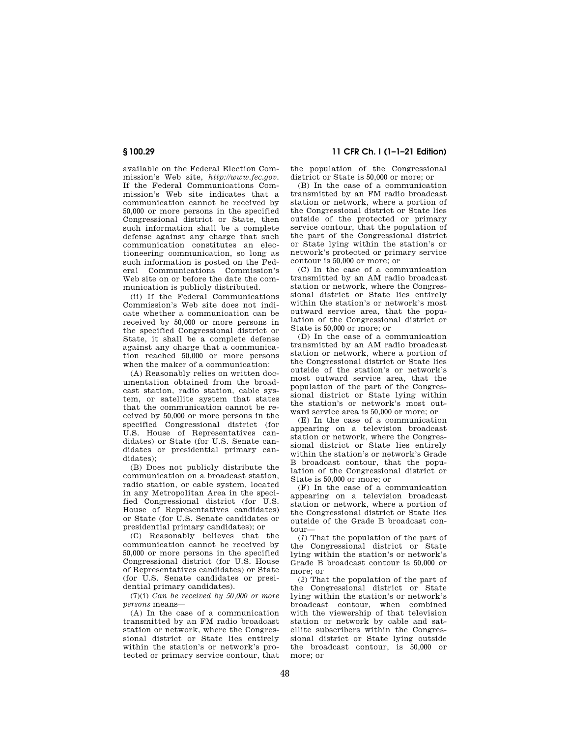available on the Federal Election Commission's Web site, *http://www.fec.gov*. If the Federal Communications Commission's Web site indicates that a communication cannot be received by 50,000 or more persons in the specified Congressional district or State, then such information shall be a complete defense against any charge that such communication constitutes an electioneering communication, so long as such information is posted on the Federal Communications Commission's Web site on or before the date the communication is publicly distributed.

(ii) If the Federal Communications Commission's Web site does not indicate whether a communication can be received by 50,000 or more persons in the specified Congressional district or State, it shall be a complete defense against any charge that a communication reached 50,000 or more persons when the maker of a communication:

(A) Reasonably relies on written documentation obtained from the broadcast station, radio station, cable system, or satellite system that states that the communication cannot be received by 50,000 or more persons in the specified Congressional district (for U.S. House of Representatives candidates) or State (for U.S. Senate candidates or presidential primary candidates);

(B) Does not publicly distribute the communication on a broadcast station, radio station, or cable system, located in any Metropolitan Area in the specified Congressional district (for U.S. House of Representatives candidates) or State (for U.S. Senate candidates or presidential primary candidates); or

(C) Reasonably believes that the communication cannot be received by 50,000 or more persons in the specified Congressional district (for U.S. House of Representatives candidates) or State (for U.S. Senate candidates or presidential primary candidates).

(7)(i) *Can be received by 50,000 or more persons* means—

(A) In the case of a communication transmitted by an FM radio broadcast station or network, where the Congressional district or State lies entirely within the station's or network's protected or primary service contour, that the population of the Congressional district or State is 50,000 or more; or

(B) In the case of a communication transmitted by an FM radio broadcast station or network, where a portion of the Congressional district or State lies outside of the protected or primary service contour, that the population of the part of the Congressional district or State lying within the station's or network's protected or primary service contour is 50,000 or more; or

(C) In the case of a communication transmitted by an AM radio broadcast station or network, where the Congressional district or State lies entirely within the station's or network's most outward service area, that the population of the Congressional district or State is 50,000 or more; or

(D) In the case of a communication transmitted by an AM radio broadcast station or network, where a portion of the Congressional district or State lies outside of the station's or network's most outward service area, that the population of the part of the Congressional district or State lying within the station's or network's most outward service area is 50,000 or more; or

(E) In the case of a communication appearing on a television broadcast station or network, where the Congressional district or State lies entirely within the station's or network's Grade B broadcast contour, that the population of the Congressional district or State is 50,000 or more; or

(F) In the case of a communication appearing on a television broadcast station or network, where a portion of the Congressional district or State lies outside of the Grade B broadcast contour—

(*1*) That the population of the part of the Congressional district or State lying within the station's or network's Grade B broadcast contour is 50,000 or more; or

(*2*) That the population of the part of the Congressional district or State lying within the station's or network's broadcast contour, when combined with the viewership of that television station or network by cable and satellite subscribers within the Congressional district or State lying outside the broadcast contour, is 50,000 or more; or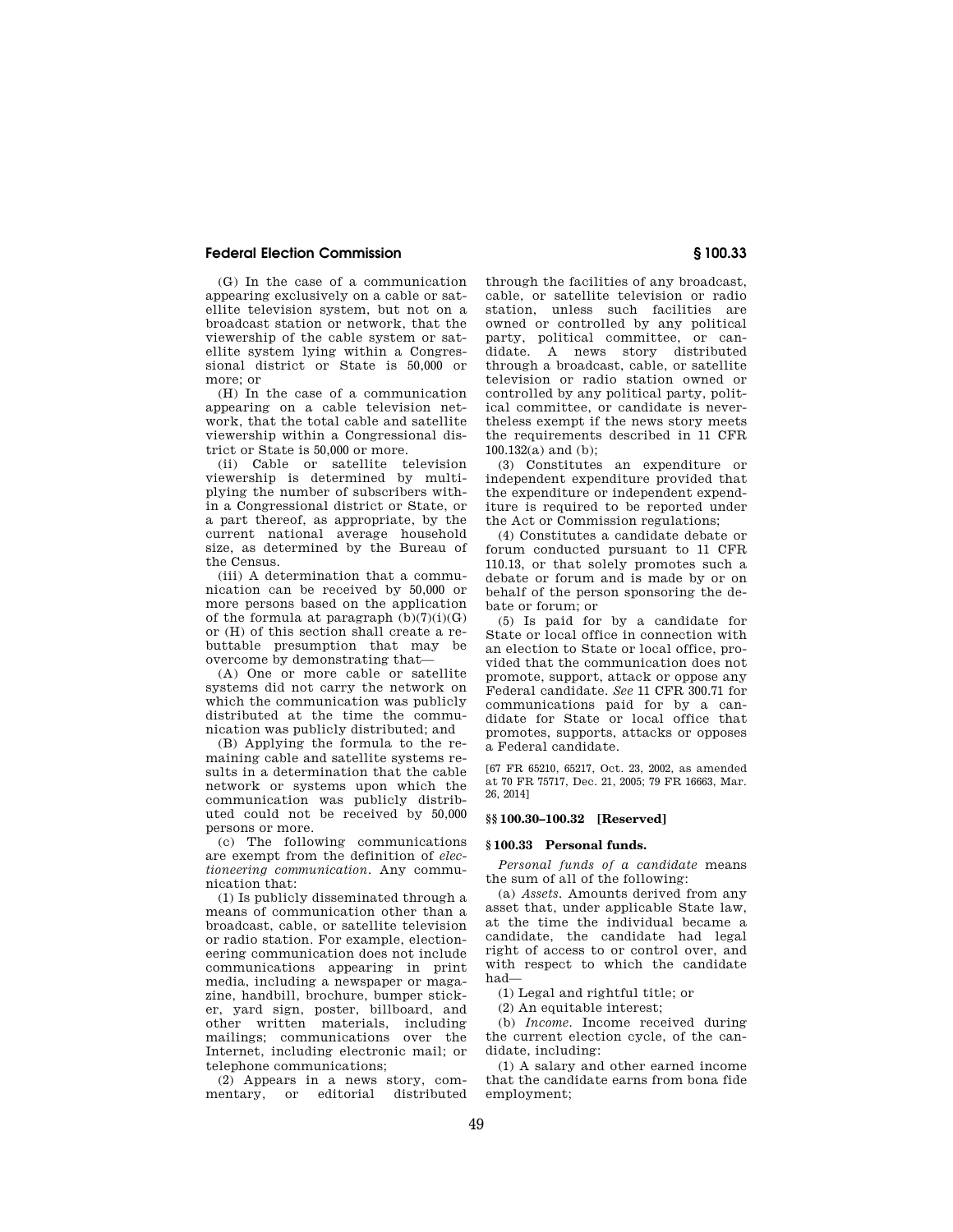(G) In the case of a communication appearing exclusively on a cable or satellite television system, but not on a broadcast station or network, that the viewership of the cable system or satellite system lying within a Congressional district or State is 50,000 or more; or

(H) In the case of a communication appearing on a cable television network, that the total cable and satellite viewership within a Congressional district or State is 50,000 or more.

(ii) Cable or satellite television viewership is determined by multiplying the number of subscribers within a Congressional district or State, or a part thereof, as appropriate, by the current national average household size, as determined by the Bureau of the Census.

(iii) A determination that a communication can be received by 50,000 or more persons based on the application of the formula at paragraph (b)(7)(i)(G) or (H) of this section shall create a rebuttable presumption that may be overcome by demonstrating that—

(A) One or more cable or satellite systems did not carry the network on which the communication was publicly distributed at the time the communication was publicly distributed; and

(B) Applying the formula to the remaining cable and satellite systems results in a determination that the cable network or systems upon which the communication was publicly distributed could not be received by 50,000 persons or more.

(c) The following communications are exempt from the definition of *electioneering communication*. Any communication that:

(1) Is publicly disseminated through a means of communication other than a broadcast, cable, or satellite television or radio station. For example, electioneering communication does not include communications appearing in print media, including a newspaper or magazine, handbill, brochure, bumper sticker, yard sign, poster, billboard, and other written materials, including mailings; communications over the Internet, including electronic mail; or telephone communications;

(2) Appears in a news story, commentary, or editorial distributed through the facilities of any broadcast, cable, or satellite television or radio station, unless such facilities are owned or controlled by any political party, political committee, or candidate. A news story distributed through a broadcast, cable, or satellite television or radio station owned or controlled by any political party, political committee, or candidate is nevertheless exempt if the news story meets the requirements described in 11 CFR 100.132(a) and (b);

(3) Constitutes an expenditure or independent expenditure provided that the expenditure or independent expenditure is required to be reported under the Act or Commission regulations;

(4) Constitutes a candidate debate or forum conducted pursuant to 11 CFR 110.13, or that solely promotes such a debate or forum and is made by or on behalf of the person sponsoring the debate or forum; or

(5) Is paid for by a candidate for State or local office in connection with an election to State or local office, provided that the communication does not promote, support, attack or oppose any Federal candidate. *See* 11 CFR 300.71 for communications paid for by a candidate for State or local office that promotes, supports, attacks or opposes a Federal candidate.

[67 FR 65210, 65217, Oct. 23, 2002, as amended at 70 FR 75717, Dec. 21, 2005; 79 FR 16663, Mar. 26, 2014]

### §§ 100.30–100.32 [Reserved]

### § 100.33 Personal funds.

*Personal funds of a candidate* means the sum of all of the following:

(a) *Assets.* Amounts derived from any asset that, under applicable State law, at the time the individual became a candidate, the candidate had legal right of access to or control over, and with respect to which the candidate had—

(1) Legal and rightful title; or

(2) An equitable interest;

(b) *Income.* Income received during the current election cycle, of the candidate, including:

(1) A salary and other earned income that the candidate earns from bona fide employment;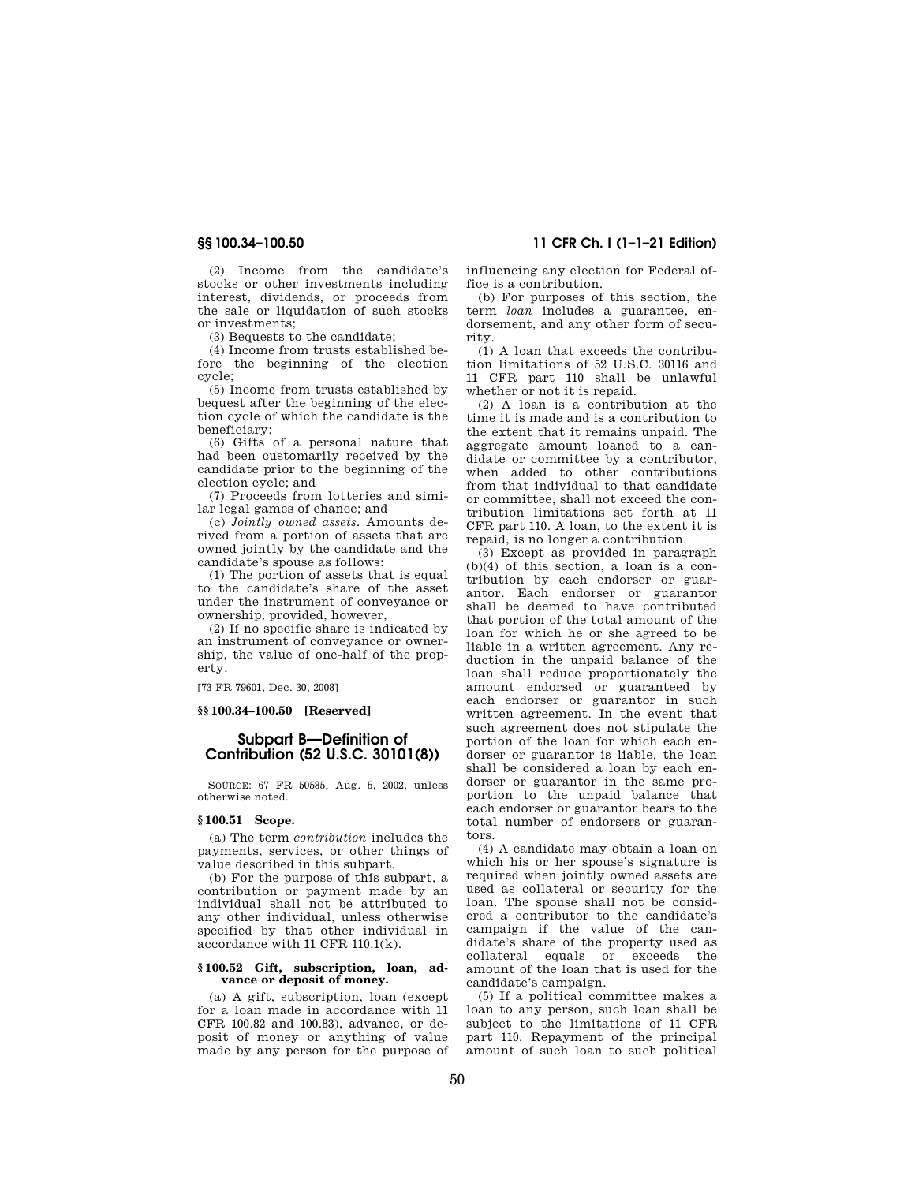(2) Income from the candidate's stocks or other investments including interest, dividends, or proceeds from the sale or liquidation of such stocks or investments;

(3) Bequests to the candidate;

(4) Income from trusts established before the beginning of the election cycle;

(5) Income from trusts established by bequest after the beginning of the election cycle of which the candidate is the beneficiary;

(6) Gifts of a personal nature that had been customarily received by the candidate prior to the beginning of the election cycle; and

(7) Proceeds from lotteries and similar legal games of chance; and

(c) *Jointly owned assets.* Amounts derived from a portion of assets that are owned jointly by the candidate and the candidate's spouse as follows:

(1) The portion of assets that is equal to the candidate's share of the asset under the instrument of conveyance or ownership; provided, however,

(2) If no specific share is indicated by an instrument of conveyance or ownership, the value of one-half of the property.

[73 FR 79601, Dec. 30, 2008]

**§§ 100.34–100.50 [Reserved]**

## Subpart B—Definition of Contribution (52 U.S.C. 30101(8))

SOURCE: 67 FR 50585, Aug. 5, 2002, unless otherwise noted.

**§ 100.51 Scope.**

(a) The term *contribution* includes the payments, services, or other things of value described in this subpart.

(b) For the purpose of this subpart, a contribution or payment made by an individual shall not be attributed to any other individual, unless otherwise specified by that other individual in accordance with 11 CFR 110.1(k).

**§ 100.52 Gift, subscription, loan, advance or deposit of money.**

(a) A gift, subscription, loan (except for a loan made in accordance with 11 CFR 100.82 and 100.83), advance, or deposit of money or anything of value made by any person for the purpose of influencing any election for Federal office is a contribution.

(b) For purposes of this section, the term *loan* includes a guarantee, endorsement, and any other form of security.

(1) A loan that exceeds the contribution limitations of 52 U.S.C. 30116 and 11 CFR part 110 shall be unlawful whether or not it is repaid.

(2) A loan is a contribution at the time it is made and is a contribution to the extent that it remains unpaid. The aggregate amount loaned to a candidate or committee by a contributor, when added to other contributions from that individual to that candidate or committee, shall not exceed the contribution limitations set forth at 11 CFR part 110. A loan, to the extent it is repaid, is no longer a contribution.

(3) Except as provided in paragraph (b)(4) of this section, a loan is a contribution by each endorser or guarantor. Each endorser or guarantor shall be deemed to have contributed that portion of the total amount of the loan for which he or she agreed to be liable in a written agreement. Any reduction in the unpaid balance of the loan shall reduce proportionately the amount endorsed or guaranteed by each endorser or guarantor in such written agreement. In the event that such agreement does not stipulate the portion of the loan for which each endorser or guarantor is liable, the loan shall be considered a loan by each endorser or guarantor in the same proportion to the unpaid balance that each endorser or guarantor bears to the total number of endorsers or guarantors.

(4) A candidate may obtain a loan on which his or her spouse's signature is required when jointly owned assets are used as collateral or security for the loan. The spouse shall not be considered a contributor to the candidate's campaign if the value of the candidate's share of the property used as collateral equals or exceeds the amount of the loan that is used for the candidate's campaign.

(5) If a political committee makes a loan to any person, such loan shall be subject to the limitations of 11 CFR part 110. Repayment of the principal amount of such loan to such political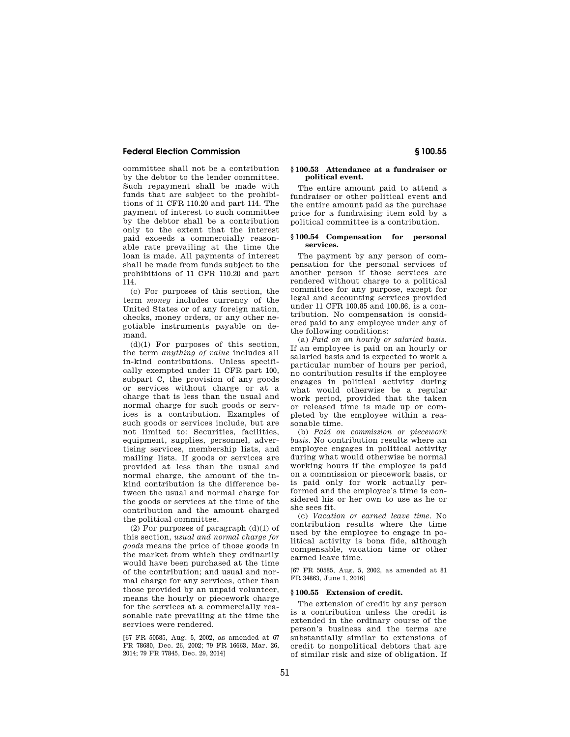committee shall not be a contribution by the debtor to the lender committee. Such repayment shall be made with funds that are subject to the prohibitions of 11 CFR 110.20 and part 114. The payment of interest to such committee by the debtor shall be a contribution only to the extent that the interest paid exceeds a commercially reasonable rate prevailing at the time the loan is made. All payments of interest shall be made from funds subject to the prohibitions of 11 CFR 110.20 and part 114.

(c) For purposes of this section, the term *money* includes currency of the United States or of any foreign nation, checks, money orders, or any other negotiable instruments payable on demand.

(d)(1) For purposes of this section, the term *anything of value* includes all in-kind contributions. Unless specifically exempted under 11 CFR part 100, subpart C, the provision of any goods or services without charge or at a charge that is less than the usual and normal charge for such goods or services is a contribution. Examples of such goods or services include, but are not limited to: Securities, facilities, equipment, supplies, personnel, advertising services, membership lists, and mailing lists. If goods or services are provided at less than the usual and normal charge, the amount of the in-kind contribution is the difference between the usual and normal charge for the goods or services at the time of the contribution and the amount charged the political committee.

(2) For purposes of paragraph (d)(1) of this section, *usual and normal charge for goods* means the price of those goods in the market from which they ordinarily would have been purchased at the time of the contribution; and usual and normal charge for any services, other than those provided by an unpaid volunteer, means the hourly or piecework charge for the services at a commercially reasonable rate prevailing at the time the services were rendered.

[67 FR 50585, Aug. 5, 2002, as amended at 67 FR 78680, Dec. 26, 2002; 79 FR 16663, Mar. 26, 2014; 79 FR 77845, Dec. 29, 2014]

### § 100.53 Attendance at a fundraiser or political event.

The entire amount paid to attend a fundraiser or other political event and the entire amount paid as the purchase price for a fundraising item sold by a political committee is a contribution.

### § 100.54 Compensation for personal services.

The payment by any person of compensation for the personal services of another person if those services are rendered without charge to a political committee for any purpose, except for legal and accounting services provided under 11 CFR 100.85 and 100.86, is a contribution. No compensation is considered paid to any employee under any of the following conditions:

(a) *Paid on an hourly or salaried basis.* If an employee is paid on an hourly or salaried basis and is expected to work a particular number of hours per period, no contribution results if the employee engages in political activity during what would otherwise be a regular work period, provided that the taken or released time is made up or completed by the employee within a reasonable time.

(b) *Paid on commission or piecework basis.* No contribution results where an employee engages in political activity during what would otherwise be normal working hours if the employee is paid on a commission or piecework basis, or is paid only for work actually performed and the employee's time is considered his or her own to use as he or she sees fit.

(c) *Vacation or earned leave time.* No contribution results where the time used by the employee to engage in political activity is bona fide, although compensable, vacation time or other earned leave time.

[67 FR 50585, Aug. 5, 2002, as amended at 81 FR 34863, June 1, 2016]

### § 100.55 Extension of credit.

The extension of credit by any person is a contribution unless the credit is extended in the ordinary course of the person's business and the terms are substantially similar to extensions of credit to nonpolitical debtors that are of similar risk and size of obligation. If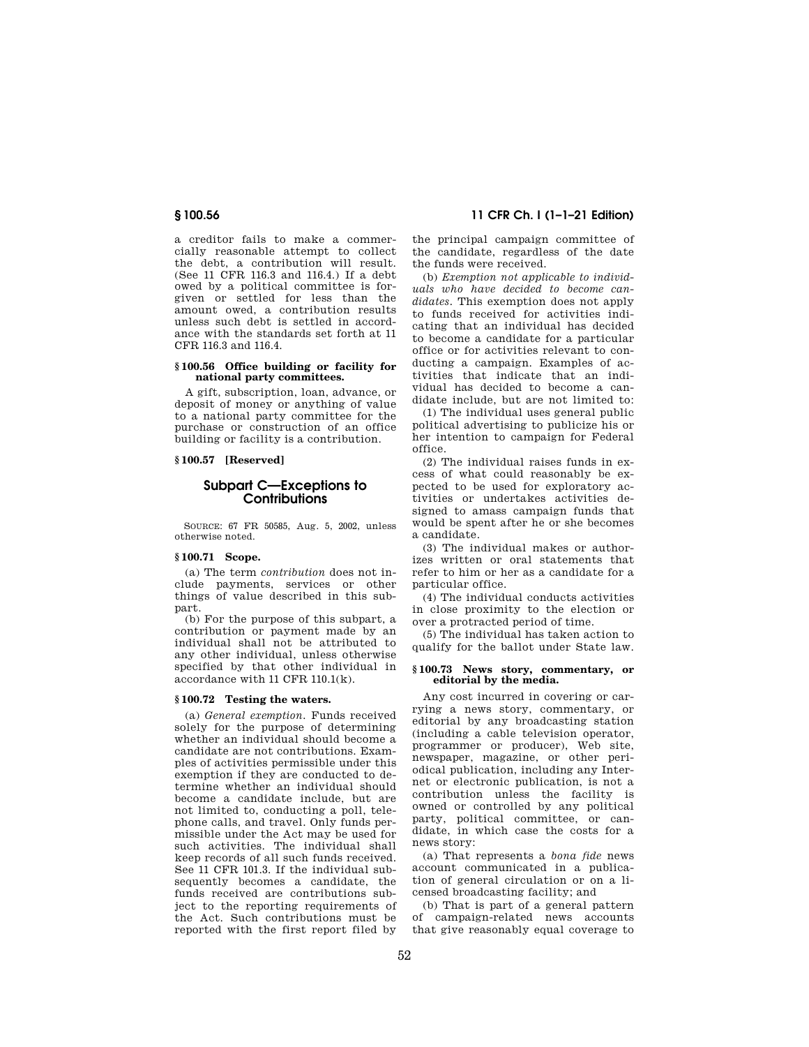a creditor fails to make a commercially reasonable attempt to collect the debt, a contribution will result. (See 11 CFR 116.3 and 116.4.) If a debt owed by a political committee is forgiven or settled for less than the amount owed, a contribution results unless such debt is settled in accordance with the standards set forth at 11 CFR 116.3 and 116.4.

#### § 100.56 Office building or facility for national party committees.

A gift, subscription, loan, advance, or deposit of money or anything of value to a national party committee for the purchase or construction of an office building or facility is a contribution.

#### § 100.57 [Reserved]

## Subpart C—Exceptions to Contributions

SOURCE: 67 FR 50585, Aug. 5, 2002, unless otherwise noted.

#### § 100.71 Scope.

(a) The term *contribution* does not include payments, services or other things of value described in this subpart.

(b) For the purpose of this subpart, a contribution or payment made by an individual shall not be attributed to any other individual, unless otherwise specified by that other individual in accordance with 11 CFR 110.1(k).

#### § 100.72 Testing the waters.

(a) *General exemption.* Funds received solely for the purpose of determining whether an individual should become a candidate are not contributions. Examples of activities permissible under this exemption if they are conducted to determine whether an individual should become a candidate include, but are not limited to, conducting a poll, telephone calls, and travel. Only funds permissible under the Act may be used for such activities. The individual shall keep records of all such funds received. See 11 CFR 101.3. If the individual subsequently becomes a candidate, the funds received are contributions subject to the reporting requirements of the Act. Such contributions must be reported with the first report filed by the principal campaign committee of the candidate, regardless of the date the funds were received.

(b) *Exemption not applicable to individuals who have decided to become candidates.* This exemption does not apply to funds received for activities indicating that an individual has decided to become a candidate for a particular office or for activities relevant to conducting a campaign. Examples of activities that indicate that an individual has decided to become a candidate include, but are not limited to:

(1) The individual uses general public political advertising to publicize his or her intention to campaign for Federal office.

(2) The individual raises funds in excess of what could reasonably be expected to be used for exploratory activities or undertakes activities designed to amass campaign funds that would be spent after he or she becomes a candidate.

(3) The individual makes or authorizes written or oral statements that refer to him or her as a candidate for a particular office.

(4) The individual conducts activities in close proximity to the election or over a protracted period of time.

(5) The individual has taken action to qualify for the ballot under State law.

#### § 100.73 News story, commentary, or editorial by the media.

Any cost incurred in covering or carrying a news story, commentary, or editorial by any broadcasting station (including a cable television operator, programmer or producer), Web site, newspaper, magazine, or other periodical publication, including any Internet or electronic publication, is not a contribution unless the facility is owned or controlled by any political party, political committee, or candidate, in which case the costs for a news story:

(a) That represents a *bona fide* news account communicated in a publication of general circulation or on a licensed broadcasting facility; and

(b) That is part of a general pattern of campaign-related news accounts that give reasonably equal coverage to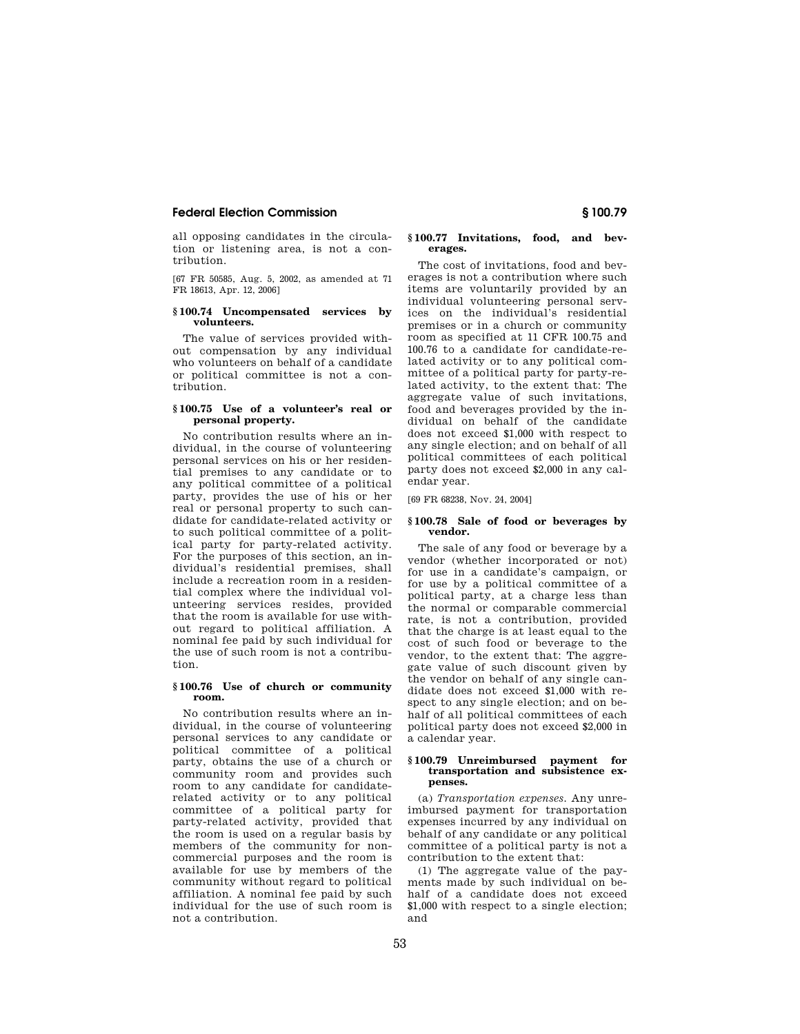all opposing candidates in the circulation or listening area, is not a contribution.

[67 FR 50585, Aug. 5, 2002, as amended at 71 FR 18613, Apr. 12, 2006]

### § 100.74 Uncompensated services by volunteers.

The value of services provided without compensation by any individual who volunteers on behalf of a candidate or political committee is not a contribution.

### § 100.75 Use of a volunteer's real or personal property.

No contribution results where an individual, in the course of volunteering personal services on his or her residential premises to any candidate or to any political committee of a political party, provides the use of his or her real or personal property to such candidate for candidate-related activity or to such political committee of a political party for party-related activity. For the purposes of this section, an individual's residential premises, shall include a recreation room in a residential complex where the individual volunteering services resides, provided that the room is available for use without regard to political affiliation. A nominal fee paid by such individual for the use of such room is not a contribution.

### § 100.76 Use of church or community room.

No contribution results where an individual, in the course of volunteering personal services to any candidate or political committee of a political party, obtains the use of a church or community room and provides such room to any candidate for candidate-related activity or to any political committee of a political party for party-related activity, provided that the room is used on a regular basis by members of the community for noncommercial purposes and the room is available for use by members of the community without regard to political affiliation. A nominal fee paid by such individual for the use of such room is not a contribution.

### § 100.77 Invitations, food, and beverages.

The cost of invitations, food and beverages is not a contribution where such items are voluntarily provided by an individual volunteering personal services on the individual's residential premises or in a church or community room as specified at 11 CFR 100.75 and 100.76 to a candidate for candidate-related activity or to any political committee of a political party for party-related activity, to the extent that: The aggregate value of such invitations, food and beverages provided by the individual on behalf of the candidate does not exceed $1,000 with respect to any single election; and on behalf of all political committees of each political party does not exceed $2,000 in any calendar year.

[69 FR 68238, Nov. 24, 2004]

### § 100.78 Sale of food or beverages by vendor.

The sale of any food or beverage by a vendor (whether incorporated or not) for use in a candidate's campaign, or for use by a political committee of a political party, at a charge less than the normal or comparable commercial rate, is not a contribution, provided that the charge is at least equal to the cost of such food or beverage to the vendor, to the extent that: The aggregate value of such discount given by the vendor on behalf of any single candidate does not exceed $1,000 with respect to any single election; and on behalf of all political committees of each political party does not exceed $2,000 in a calendar year.

### § 100.79 Unreimbursed payment for transportation and subsistence expenses.

(a) *Transportation expenses.* Any unreimbursed payment for transportation expenses incurred by any individual on behalf of any candidate or any political committee of a political party is not a contribution to the extent that:

(1) The aggregate value of the payments made by such individual on behalf of a candidate does not exceed $1,000 with respect to a single election; and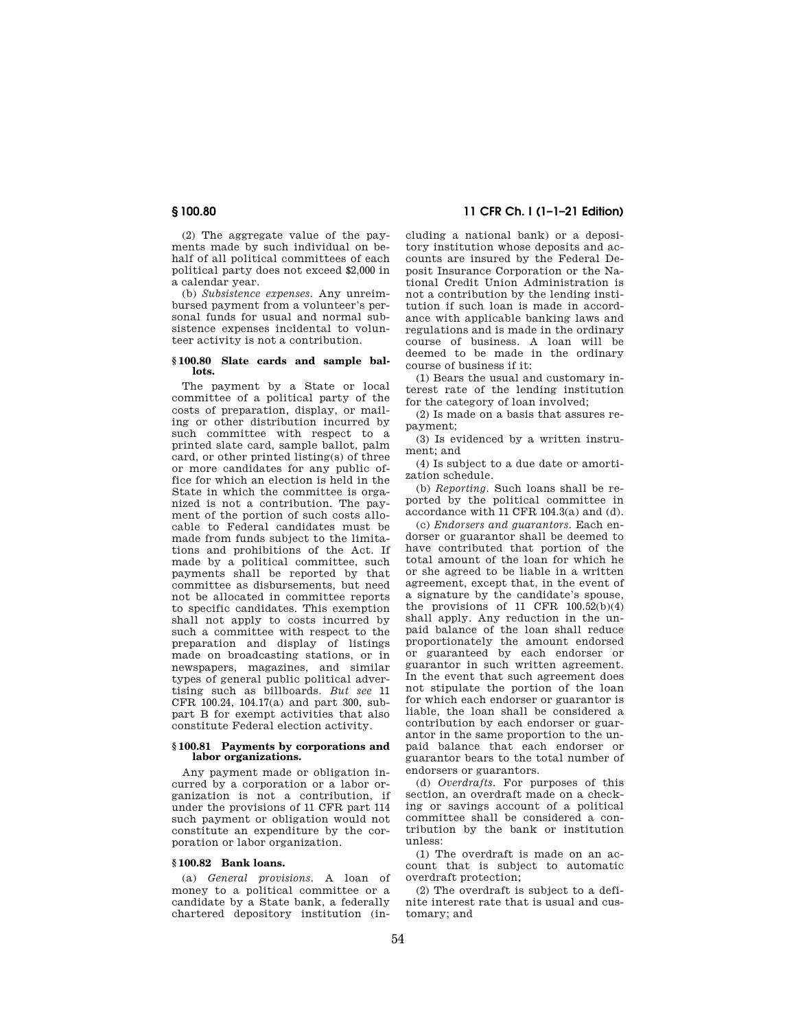(2) The aggregate value of the payments made by such individual on behalf of all political committees of each political party does not exceed $2,000 in a calendar year.

(b) *Subsistence expenses.* Any unreimbursed payment from a volunteer's personal funds for usual and normal subsistence expenses incidental to volunteer activity is not a contribution.

#### § 100.80 Slate cards and sample ballots.

The payment by a State or local committee of a political party of the costs of preparation, display, or mailing or other distribution incurred by such committee with respect to a printed slate card, sample ballot, palm card, or other printed listing(s) of three or more candidates for any public office for which an election is held in the State in which the committee is organized is not a contribution. The payment of the portion of such costs allocable to Federal candidates must be made from funds subject to the limitations and prohibitions of the Act. If made by a political committee, such payments shall be reported by that committee as disbursements, but need not be allocated in committee reports to specific candidates. This exemption shall not apply to costs incurred by such a committee with respect to the preparation and display of listings made on broadcasting stations, or in newspapers, magazines, and similar types of general public political advertising such as billboards. *But see* 11 CFR 100.24, 104.17(a) and part 300, subpart B for exempt activities that also constitute Federal election activity.

#### § 100.81 Payments by corporations and labor organizations.

Any payment made or obligation incurred by a corporation or a labor organization is not a contribution, if under the provisions of 11 CFR part 114 such payment or obligation would not constitute an expenditure by the corporation or labor organization.

#### § 100.82 Bank loans.

(a) *General provisions.* A loan of money to a political committee or a candidate by a State bank, a federally chartered depository institution (including a national bank) or a depository institution whose deposits and accounts are insured by the Federal Deposit Insurance Corporation or the National Credit Union Administration is not a contribution by the lending institution if such loan is made in accordance with applicable banking laws and regulations and is made in the ordinary course of business. A loan will be deemed to be made in the ordinary course of business if it:

(1) Bears the usual and customary interest rate of the lending institution for the category of loan involved;

(2) Is made on a basis that assures repayment;

(3) Is evidenced by a written instrument; and

(4) Is subject to a due date or amortization schedule.

(b) *Reporting.* Such loans shall be reported by the political committee in accordance with 11 CFR 104.3(a) and (d).

(c) *Endorsers and guarantors.* Each endorser or guarantor shall be deemed to have contributed that portion of the total amount of the loan for which he or she agreed to be liable in a written agreement, except that, in the event of a signature by the candidate's spouse, the provisions of 11 CFR 100.52(b)(4) shall apply. Any reduction in the unpaid balance of the loan shall reduce proportionately the amount endorsed or guaranteed by each endorser or guarantor in such written agreement. In the event that such agreement does not stipulate the portion of the loan for which each endorser or guarantor is liable, the loan shall be considered a contribution by each endorser or guarantor in the same proportion to the unpaid balance that each endorser or guarantor bears to the total number of endorsers or guarantors.

(d) *Overdrafts.* For purposes of this section, an overdraft made on a checking or savings account of a political committee shall be considered a contribution by the bank or institution unless:

(1) The overdraft is made on an account that is subject to automatic overdraft protection;

(2) The overdraft is subject to a definite interest rate that is usual and customary; and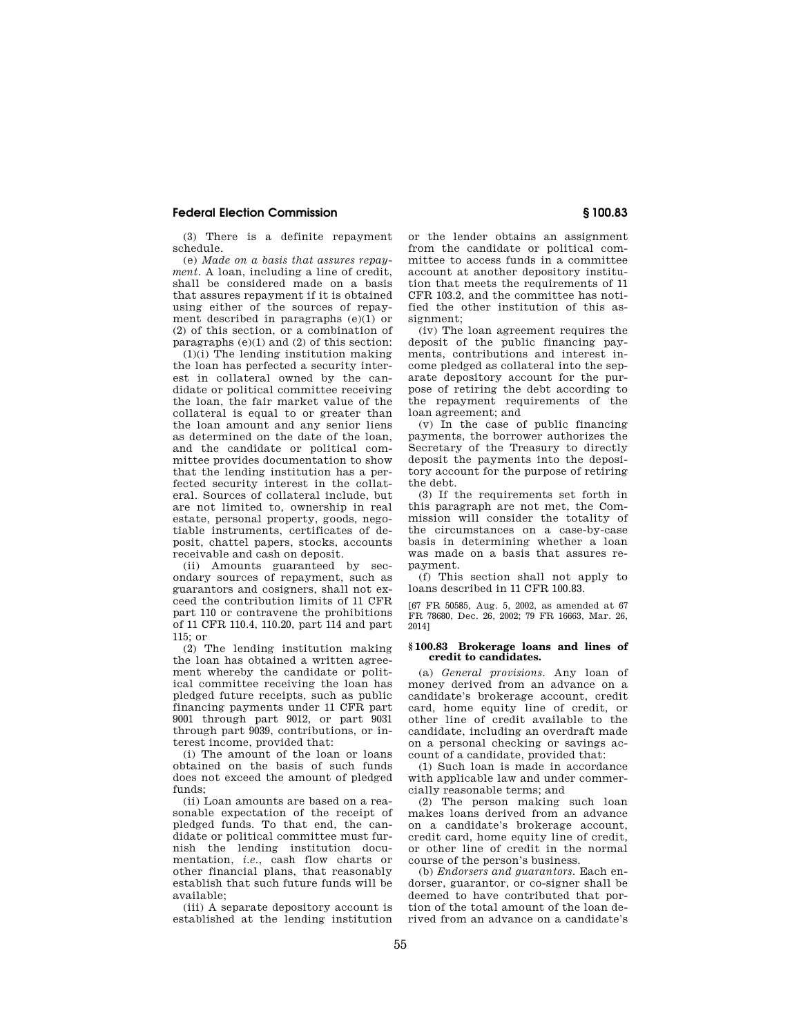(3) There is a definite repayment schedule.

(e) *Made on a basis that assures repayment.* A loan, including a line of credit, shall be considered made on a basis that assures repayment if it is obtained using either of the sources of repayment described in paragraphs (e)(1) or (2) of this section, or a combination of paragraphs (e)(1) and (2) of this section:

(1)(i) The lending institution making the loan has perfected a security interest in collateral owned by the candidate or political committee receiving the loan, the fair market value of the collateral is equal to or greater than the loan amount and any senior liens as determined on the date of the loan, and the candidate or political committee provides documentation to show that the lending institution has a perfected security interest in the collateral. Sources of collateral include, but are not limited to, ownership in real estate, personal property, goods, negotiable instruments, certificates of deposit, chattel papers, stocks, accounts receivable and cash on deposit.

(ii) Amounts guaranteed by secondary sources of repayment, such as guarantors and cosigners, shall not exceed the contribution limits of 11 CFR part 110 or contravene the prohibitions of 11 CFR 110.4, 110.20, part 114 and part 115; or

(2) The lending institution making the loan has obtained a written agreement whereby the candidate or political committee receiving the loan has pledged future receipts, such as public financing payments under 11 CFR part 9001 through part 9012, or part 9031 through part 9039, contributions, or interest income, provided that:

(i) The amount of the loan or loans obtained on the basis of such funds does not exceed the amount of pledged funds;

(ii) Loan amounts are based on a reasonable expectation of the receipt of pledged funds. To that end, the candidate or political committee must furnish the lending institution documentation, *i.e.*, cash flow charts or other financial plans, that reasonably establish that such future funds will be available;

(iii) A separate depository account is established at the lending institution or the lender obtains an assignment from the candidate or political committee to access funds in a committee account at another depository institution that meets the requirements of 11 CFR 103.2, and the committee has notified the other institution of this assignment;

(iv) The loan agreement requires the deposit of the public financing payments, contributions and interest income pledged as collateral into the separate depository account for the purpose of retiring the debt according to the repayment requirements of the loan agreement; and

(v) In the case of public financing payments, the borrower authorizes the Secretary of the Treasury to directly deposit the payments into the depository account for the purpose of retiring the debt.

(3) If the requirements set forth in this paragraph are not met, the Commission will consider the totality of the circumstances on a case-by-case basis in determining whether a loan was made on a basis that assures repayment.

(f) This section shall not apply to loans described in 11 CFR 100.83.

[67 FR 50585, Aug. 5, 2002, as amended at 67 FR 78680, Dec. 26, 2002; 79 FR 16663, Mar. 26, 2014]

### § 100.83 Brokerage loans and lines of credit to candidates.

(a) *General provisions.* Any loan of money derived from an advance on a candidate's brokerage account, credit card, home equity line of credit, or other line of credit available to the candidate, including an overdraft made on a personal checking or savings account of a candidate, provided that:

(1) Such loan is made in accordance with applicable law and under commercially reasonable terms; and

(2) The person making such loan makes loans derived from an advance on a candidate's brokerage account, credit card, home equity line of credit, or other line of credit in the normal course of the person's business.

(b) *Endorsers and guarantors.* Each endorser, guarantor, or co-signer shall be deemed to have contributed that portion of the total amount of the loan derived from an advance on a candidate's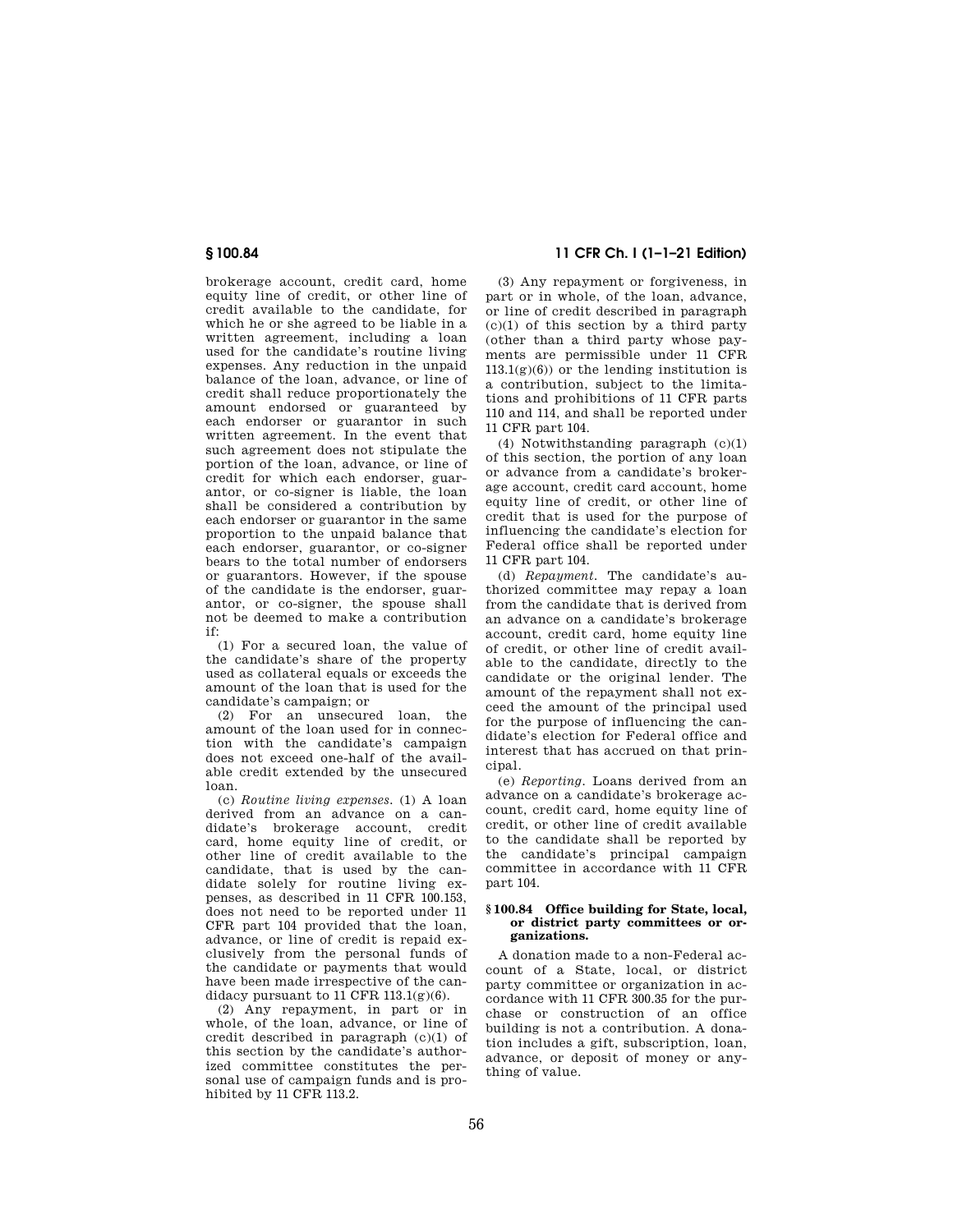brokerage account, credit card, home equity line of credit, or other line of credit available to the candidate, for which he or she agreed to be liable in a written agreement, including a loan used for the candidate's routine living expenses. Any reduction in the unpaid balance of the loan, advance, or line of credit shall reduce proportionately the amount endorsed or guaranteed by each endorser or guarantor in such written agreement. In the event that such agreement does not stipulate the portion of the loan, advance, or line of credit for which each endorser, guarantor, or co-signer is liable, the loan shall be considered a contribution by each endorser or guarantor in the same proportion to the unpaid balance that each endorser, guarantor, or co-signer bears to the total number of endorsers or guarantors. However, if the spouse of the candidate is the endorser, guarantor, or co-signer, the spouse shall not be deemed to make a contribution if:

(1) For a secured loan, the value of the candidate's share of the property used as collateral equals or exceeds the amount of the loan that is used for the candidate's campaign; or

(2) For an unsecured loan, the amount of the loan used for in connection with the candidate's campaign does not exceed one-half of the available credit extended by the unsecured loan.

(c) *Routine living expenses.* (1) A loan derived from an advance on a candidate's brokerage account, credit card, home equity line of credit, or other line of credit available to the candidate, that is used by the candidate solely for routine living expenses, as described in 11 CFR 100.153, does not need to be reported under 11 CFR part 104 provided that the loan, advance, or line of credit is repaid exclusively from the personal funds of the candidate or payments that would have been made irrespective of the candidacy pursuant to 11 CFR 113.1(g)(6).

(2) Any repayment, in part or in whole, of the loan, advance, or line of credit described in paragraph (c)(1) of this section by the candidate's authorized committee constitutes the personal use of campaign funds and is prohibited by 11 CFR 113.2.

(3) Any repayment or forgiveness, in part or in whole, of the loan, advance, or line of credit described in paragraph (c)(1) of this section by a third party (other than a third party whose payments are permissible under 11 CFR 113.1(g)(6)) or the lending institution is a contribution, subject to the limitations and prohibitions of 11 CFR parts 110 and 114, and shall be reported under 11 CFR part 104.

(4) Notwithstanding paragraph (c)(1) of this section, the portion of any loan or advance from a candidate's brokerage account, credit card account, home equity line of credit, or other line of credit that is used for the purpose of influencing the candidate's election for Federal office shall be reported under 11 CFR part 104.

(d) *Repayment.* The candidate's authorized committee may repay a loan from the candidate that is derived from an advance on a candidate's brokerage account, credit card, home equity line of credit, or other line of credit available to the candidate, directly to the candidate or the original lender. The amount of the repayment shall not exceed the amount of the principal used for the purpose of influencing the candidate's election for Federal office and interest that has accrued on that principal.

(e) *Reporting.* Loans derived from an advance on a candidate's brokerage account, credit card, home equity line of credit, or other line of credit available to the candidate shall be reported by the candidate's principal campaign committee in accordance with 11 CFR part 104.

### § 100.84 Office building for State, local, or district party committees or organizations.

A donation made to a non-Federal account of a State, local, or district party committee or organization in accordance with 11 CFR 300.35 for the purchase or construction of an office building is not a contribution. A donation includes a gift, subscription, loan, advance, or deposit of money or anything of value.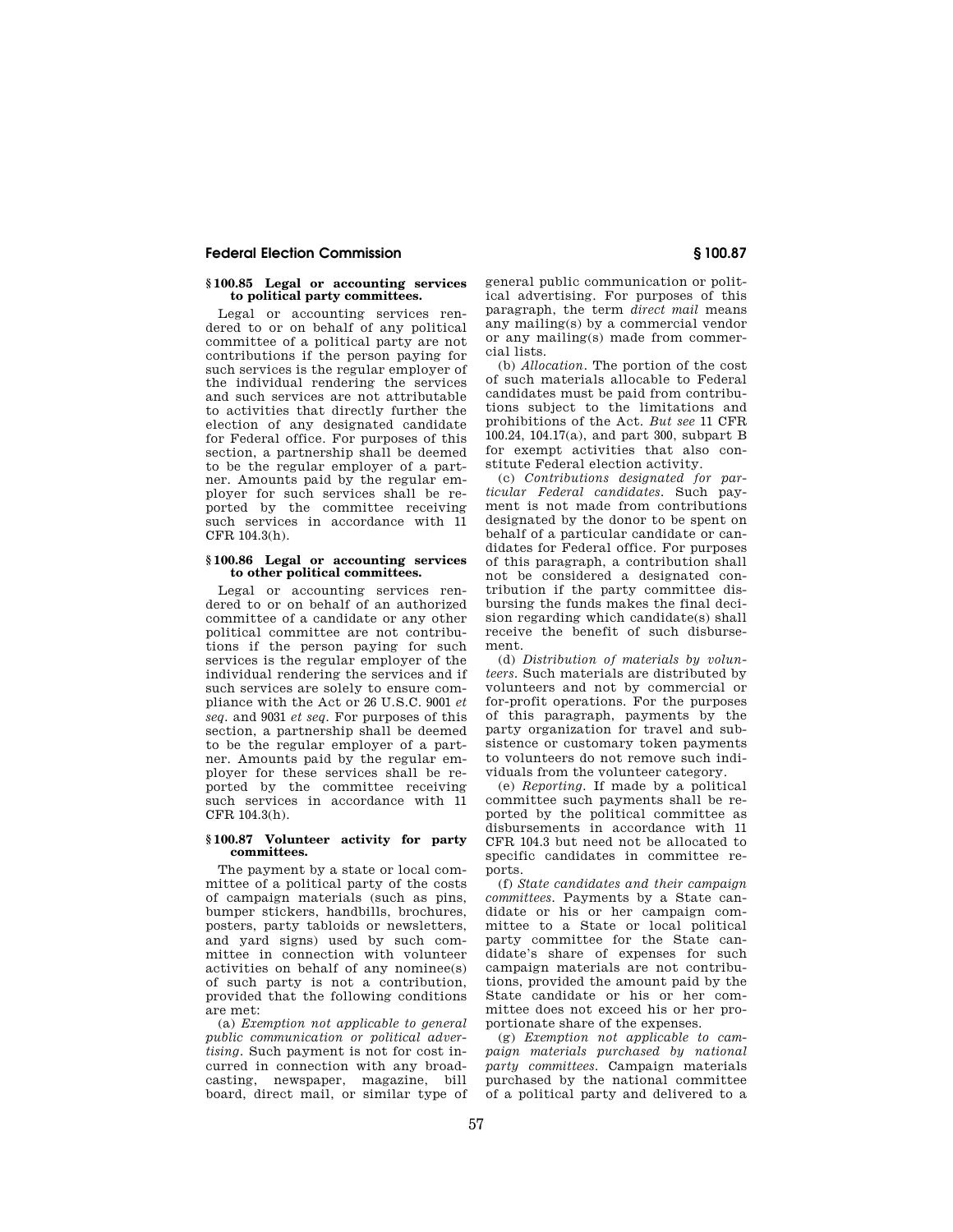### § 100.85 Legal or accounting services to political party committees.

Legal or accounting services rendered to or on behalf of any political committee of a political party are not contributions if the person paying for such services is the regular employer of the individual rendering the services and such services are not attributable to activities that directly further the election of any designated candidate for Federal office. For purposes of this section, a partnership shall be deemed to be the regular employer of a partner. Amounts paid by the regular employer for such services shall be reported by the committee receiving such services in accordance with 11 CFR 104.3(h).

### § 100.86 Legal or accounting services to other political committees.

Legal or accounting services rendered to or on behalf of an authorized committee of a candidate or any other political committee are not contributions if the person paying for such services is the regular employer of the individual rendering the services and if such services are solely to ensure compliance with the Act or 26 U.S.C. 9001 *et seq.* and 9031 *et seq.* For purposes of this section, a partnership shall be deemed to be the regular employer of a partner. Amounts paid by the regular employer for these services shall be reported by the committee receiving such services in accordance with 11 CFR 104.3(h).

### § 100.87 Volunteer activity for party committees.

The payment by a state or local committee of a political party of the costs of campaign materials (such as pins, bumper stickers, handbills, brochures, posters, party tabloids or newsletters, and yard signs) used by such committee in connection with volunteer activities on behalf of any nominee(s) of such party is not a contribution, provided that the following conditions are met:

(a) *Exemption not applicable to general public communication or political advertising.* Such payment is not for cost incurred in connection with any broadcasting, newspaper, magazine, bill board, direct mail, or similar type of general public communication or political advertising. For purposes of this paragraph, the term *direct mail* means any mailing(s) by a commercial vendor or any mailing(s) made from commercial lists.

(b) *Allocation.* The portion of the cost of such materials allocable to Federal candidates must be paid from contributions subject to the limitations and prohibitions of the Act. *But see* 11 CFR 100.24, 104.17(a), and part 300, subpart B for exempt activities that also constitute Federal election activity.

(c) *Contributions designated for particular Federal candidates.* Such payment is not made from contributions designated by the donor to be spent on behalf of a particular candidate or candidates for Federal office. For purposes of this paragraph, a contribution shall not be considered a designated contribution if the party committee disbursing the funds makes the final decision regarding which candidate(s) shall receive the benefit of such disbursement.

(d) *Distribution of materials by volunteers.* Such materials are distributed by volunteers and not by commercial or for-profit operations. For the purposes of this paragraph, payments by the party organization for travel and subsistence or customary token payments to volunteers do not remove such individuals from the volunteer category.

(e) *Reporting.* If made by a political committee such payments shall be reported by the political committee as disbursements in accordance with 11 CFR 104.3 but need not be allocated to specific candidates in committee reports.

(f) *State candidates and their campaign committees.* Payments by a State candidate or his or her campaign committee to a State or local political party committee for the State candidate's share of expenses for such campaign materials are not contributions, provided the amount paid by the State candidate or his or her committee does not exceed his or her proportionate share of the expenses.

(g) *Exemption not applicable to campaign materials purchased by national party committees.* Campaign materials purchased by the national committee of a political party and delivered to a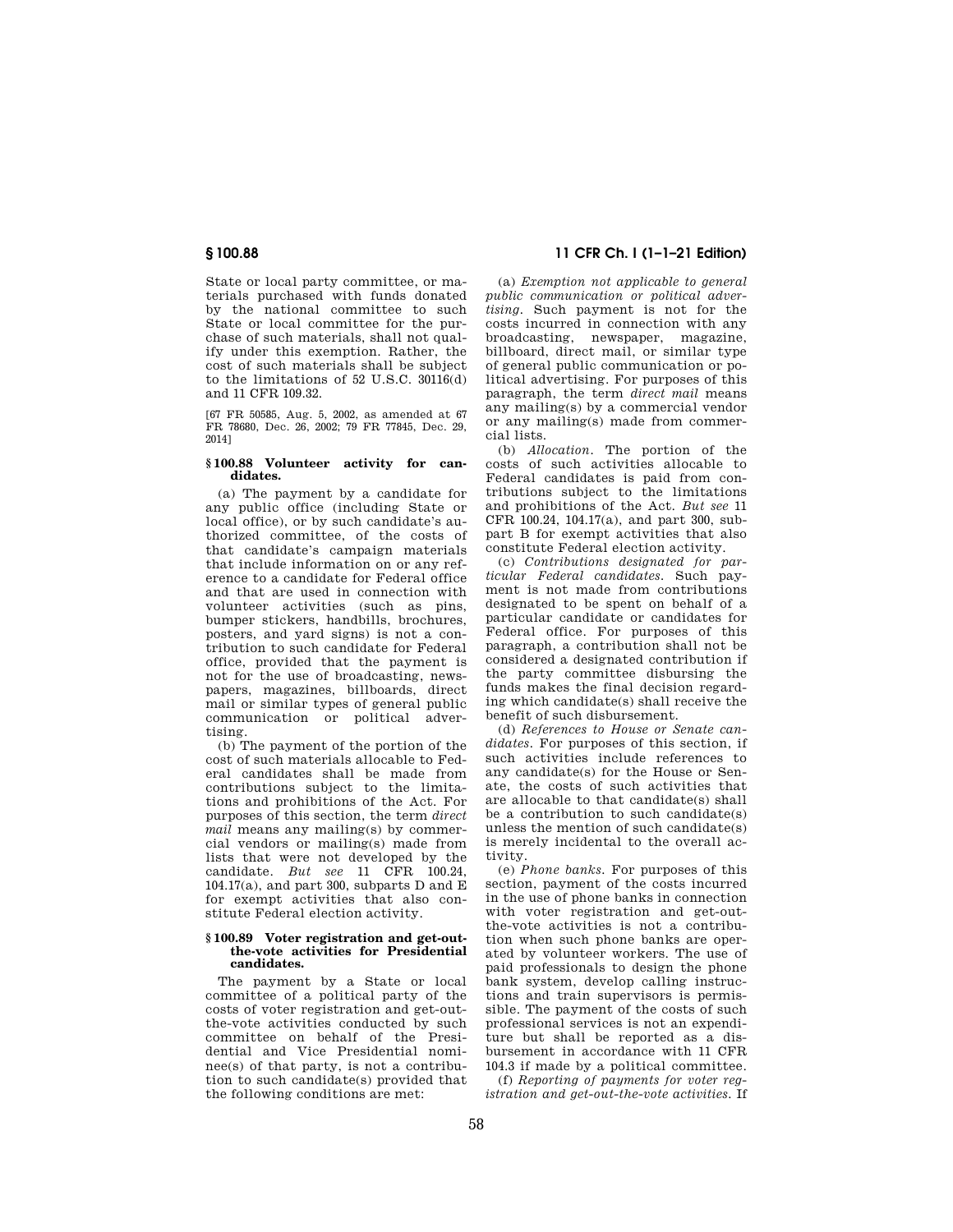State or local party committee, or materials purchased with funds donated by the national committee to such State or local committee for the purchase of such materials, shall not qualify under this exemption. Rather, the cost of such materials shall be subject to the limitations of 52 U.S.C. 30116(d) and 11 CFR 109.32.

[67 FR 50585, Aug. 5, 2002, as amended at 67 FR 78680, Dec. 26, 2002; 79 FR 77845, Dec. 29, 2014]

### § 100.88 Volunteer activity for candidates.

(a) The payment by a candidate for any public office (including State or local office), or by such candidate's authorized committee, of the costs of that candidate's campaign materials that include information on or any reference to a candidate for Federal office and that are used in connection with volunteer activities (such as pins, bumper stickers, handbills, brochures, posters, and yard signs) is not a contribution to such candidate for Federal office, provided that the payment is not for the use of broadcasting, newspapers, magazines, billboards, direct mail or similar types of general public communication or political advertising.

(b) The payment of the portion of the cost of such materials allocable to Federal candidates shall be made from contributions subject to the limitations and prohibitions of the Act. For purposes of this section, the term *direct mail* means any mailing(s) by commercial vendors or mailing(s) made from lists that were not developed by the candidate. *But see* 11 CFR 100.24, 104.17(a), and part 300, subparts D and E for exempt activities that also constitute Federal election activity.

### § 100.89 Voter registration and get-out-the-vote activities for Presidential candidates.

The payment by a State or local committee of a political party of the costs of voter registration and get-out-the-vote activities conducted by such committee on behalf of the Presidential and Vice Presidential nominee(s) of that party, is not a contribution to such candidate(s) provided that the following conditions are met:

(a) *Exemption not applicable to general public communication or political advertising.* Such payment is not for the costs incurred in connection with any broadcasting, newspaper, magazine, billboard, direct mail, or similar type of general public communication or political advertising. For purposes of this paragraph, the term *direct mail* means any mailing(s) by a commercial vendor or any mailing(s) made from commercial lists.

(b) *Allocation.* The portion of the costs of such activities allocable to Federal candidates is paid from contributions subject to the limitations and prohibitions of the Act. *But see* 11 CFR 100.24, 104.17(a), and part 300, subpart B for exempt activities that also constitute Federal election activity.

(c) *Contributions designated for particular Federal candidates.* Such payment is not made from contributions designated to be spent on behalf of a particular candidate or candidates for Federal office. For purposes of this paragraph, a contribution shall not be considered a designated contribution if the party committee disbursing the funds makes the final decision regarding which candidate(s) shall receive the benefit of such disbursement.

(d) *References to House or Senate candidates.* For purposes of this section, if such activities include references to any candidate(s) for the House or Senate, the costs of such activities that are allocable to that candidate(s) shall be a contribution to such candidate(s) unless the mention of such candidate(s) is merely incidental to the overall activity.

(e) *Phone banks.* For purposes of this section, payment of the costs incurred in the use of phone banks in connection with voter registration and get-out-the-vote activities is not a contribution when such phone banks are operated by volunteer workers. The use of paid professionals to design the phone bank system, develop calling instructions and train supervisors is permissible. The payment of the costs of such professional services is not an expenditure but shall be reported as a disbursement in accordance with 11 CFR 104.3 if made by a political committee.

(f) *Reporting of payments for voter registration and get-out-the-vote activities.* If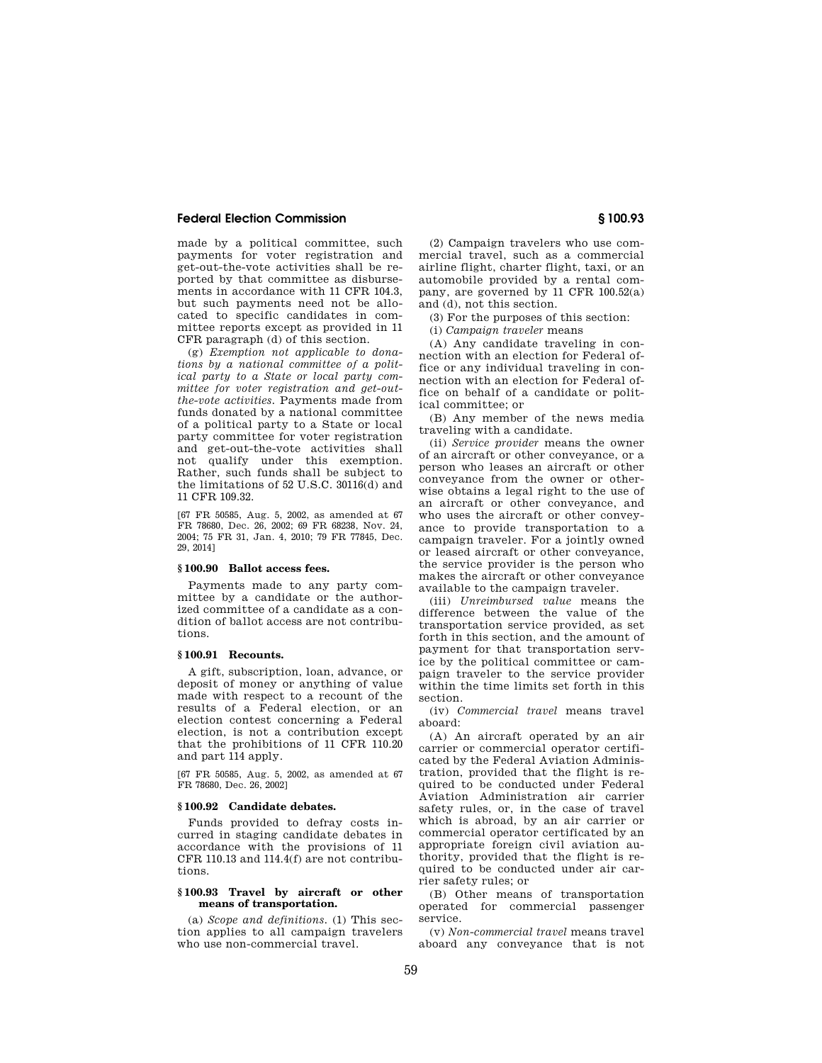made by a political committee, such payments for voter registration and get-out-the-vote activities shall be reported by that committee as disbursements in accordance with 11 CFR 104.3, but such payments need not be allocated to specific candidates in committee reports except as provided in 11 CFR paragraph (d) of this section.

(g) *Exemption not applicable to donations by a national committee of a political party to a State or local party committee for voter registration and get-out-the-vote activities.* Payments made from funds donated by a national committee of a political party to a State or local party committee for voter registration and get-out-the-vote activities shall not qualify under this exemption. Rather, such funds shall be subject to the limitations of 52 U.S.C. 30116(d) and 11 CFR 109.32.

[67 FR 50585, Aug. 5, 2002, as amended at 67 FR 78680, Dec. 26, 2002; 69 FR 68238, Nov. 24, 2004; 75 FR 31, Jan. 4, 2010; 79 FR 77845, Dec. 29, 2014]

### § 100.90 Ballot access fees.

Payments made to any party committee by a candidate or the authorized committee of a candidate as a condition of ballot access are not contributions.

### § 100.91 Recounts.

A gift, subscription, loan, advance, or deposit of money or anything of value made with respect to a recount of the results of a Federal election, or an election contest concerning a Federal election, is not a contribution except that the prohibitions of 11 CFR 110.20 and part 114 apply.

[67 FR 50585, Aug. 5, 2002, as amended at 67 FR 78680, Dec. 26, 2002]

### § 100.92 Candidate debates.

Funds provided to defray costs incurred in staging candidate debates in accordance with the provisions of 11 CFR 110.13 and 114.4(f) are not contributions.

### § 100.93 Travel by aircraft or other means of transportation.

(a) *Scope and definitions.* (1) This section applies to all campaign travelers who use non-commercial travel.

(2) Campaign travelers who use commercial travel, such as a commercial airline flight, charter flight, taxi, or an automobile provided by a rental company, are governed by 11 CFR 100.52(a) and (d), not this section.

(3) For the purposes of this section:

(i) *Campaign traveler* means

(A) Any candidate traveling in connection with an election for Federal office or any individual traveling in connection with an election for Federal office on behalf of a candidate or political committee; or

(B) Any member of the news media traveling with a candidate.

(ii) *Service provider* means the owner of an aircraft or other conveyance, or a person who leases an aircraft or other conveyance from the owner or otherwise obtains a legal right to the use of an aircraft or other conveyance, and who uses the aircraft or other conveyance to provide transportation to a campaign traveler. For a jointly owned or leased aircraft or other conveyance, the service provider is the person who makes the aircraft or other conveyance available to the campaign traveler.

(iii) *Unreimbursed value* means the difference between the value of the transportation service provided, as set forth in this section, and the amount of payment for that transportation service by the political committee or campaign traveler to the service provider within the time limits set forth in this section.

(iv) *Commercial travel* means travel aboard:

(A) An aircraft operated by an air carrier or commercial operator certificated by the Federal Aviation Administration, provided that the flight is required to be conducted under Federal Aviation Administration air carrier safety rules, or, in the case of travel which is abroad, by an air carrier or commercial operator certificated by an appropriate foreign civil aviation authority, provided that the flight is required to be conducted under air carrier safety rules; or

(B) Other means of transportation operated for commercial passenger service.

(v) *Non-commercial travel* means travel aboard any conveyance that is not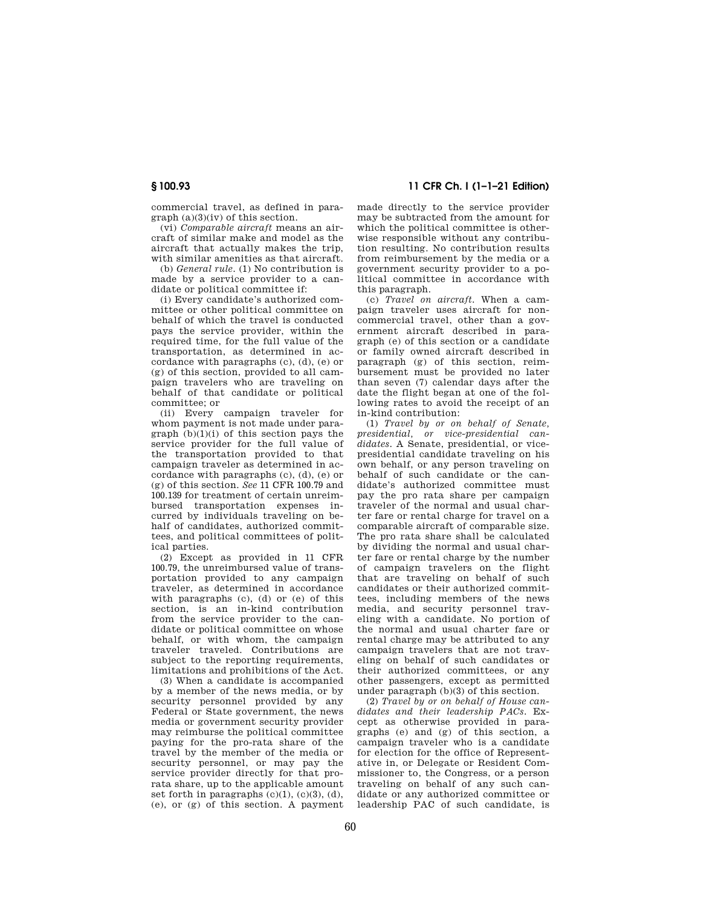commercial travel, as defined in paragraph (a)(3)(iv) of this section.

(vi) *Comparable aircraft* means an aircraft of similar make and model as the aircraft that actually makes the trip, with similar amenities as that aircraft.

(b) *General rule.* (1) No contribution is made by a service provider to a candidate or political committee if:

(i) Every candidate's authorized committee or other political committee on behalf of which the travel is conducted pays the service provider, within the required time, for the full value of the transportation, as determined in accordance with paragraphs (c), (d), (e) or (g) of this section, provided to all campaign travelers who are traveling on behalf of that candidate or political committee; or

(ii) Every campaign traveler for whom payment is not made under paragraph (b)(1)(i) of this section pays the service provider for the full value of the transportation provided to that campaign traveler as determined in accordance with paragraphs (c), (d), (e) or (g) of this section. *See* 11 CFR 100.79 and 100.139 for treatment of certain unreimbursed transportation expenses incurred by individuals traveling on behalf of candidates, authorized committees, and political committees of political parties.

(2) Except as provided in 11 CFR 100.79, the unreimbursed value of transportation provided to any campaign traveler, as determined in accordance with paragraphs (c), (d) or (e) of this section, is an in-kind contribution from the service provider to the candidate or political committee on whose behalf, or with whom, the campaign traveler traveled. Contributions are subject to the reporting requirements, limitations and prohibitions of the Act.

(3) When a candidate is accompanied by a member of the news media, or by security personnel provided by any Federal or State government, the news media or government security provider may reimburse the political committee paying for the pro-rata share of the travel by the member of the media or security personnel, or may pay the service provider directly for that pro-rata share, up to the applicable amount set forth in paragraphs (c)(1), (c)(3), (d), (e), or (g) of this section. A payment made directly to the service provider may be subtracted from the amount for which the political committee is otherwise responsible without any contribution resulting. No contribution results from reimbursement by the media or a government security provider to a political committee in accordance with this paragraph.

(c) *Travel on aircraft.* When a campaign traveler uses aircraft for noncommercial travel, other than a government aircraft described in paragraph (e) of this section or a candidate or family owned aircraft described in paragraph (g) of this section, reimbursement must be provided no later than seven (7) calendar days after the date the flight began at one of the following rates to avoid the receipt of an in-kind contribution:

(1) *Travel by or on behalf of Senate, presidential, or vice-presidential candidates.* A Senate, presidential, or vice-presidential candidate traveling on his own behalf, or any person traveling on behalf of such candidate or the candidate's authorized committee must pay the pro rata share per campaign traveler of the normal and usual charter fare or rental charge for travel on a comparable aircraft of comparable size. The pro rata share shall be calculated by dividing the normal and usual charter fare or rental charge by the number of campaign travelers on the flight that are traveling on behalf of such candidates or their authorized committees, including members of the news media, and security personnel traveling with a candidate. No portion of the normal and usual charter fare or rental charge may be attributed to any campaign travelers that are not traveling on behalf of such candidates or their authorized committees, or any other passengers, except as permitted under paragraph (b)(3) of this section.

(2) *Travel by or on behalf of House candidates and their leadership PACs.* Except as otherwise provided in paragraphs (e) and (g) of this section, a campaign traveler who is a candidate for election for the office of Representative in, or Delegate or Resident Commissioner to, the Congress, or a person traveling on behalf of any such candidate or any authorized committee or leadership PAC of such candidate, is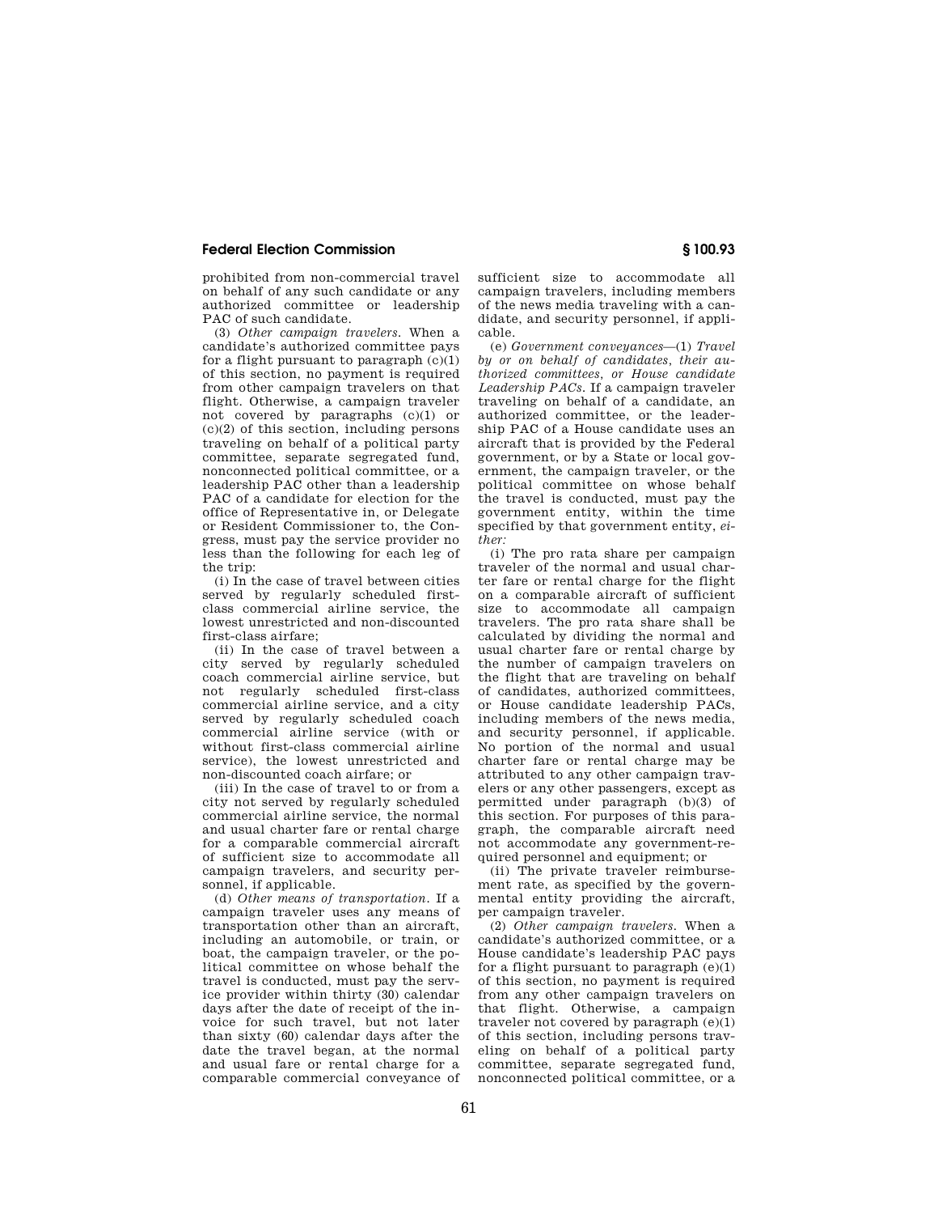prohibited from non-commercial travel on behalf of any such candidate or any authorized committee or leadership PAC of such candidate.

(3) *Other campaign travelers.* When a candidate's authorized committee pays for a flight pursuant to paragraph (c)(1) of this section, no payment is required from other campaign travelers on that flight. Otherwise, a campaign traveler not covered by paragraphs (c)(1) or (c)(2) of this section, including persons traveling on behalf of a political party committee, separate segregated fund, nonconnected political committee, or a leadership PAC other than a leadership PAC of a candidate for election for the office of Representative in, or Delegate or Resident Commissioner to, the Congress, must pay the service provider no less than the following for each leg of the trip:

(i) In the case of travel between cities served by regularly scheduled first-class commercial airline service, the lowest unrestricted and non-discounted first-class airfare;

(ii) In the case of travel between a city served by regularly scheduled coach commercial airline service, but not regularly scheduled first-class commercial airline service, and a city served by regularly scheduled coach commercial airline service (with or without first-class commercial airline service), the lowest unrestricted and non-discounted coach airfare; or

(iii) In the case of travel to or from a city not served by regularly scheduled commercial airline service, the normal and usual charter fare or rental charge for a comparable commercial aircraft of sufficient size to accommodate all campaign travelers, and security personnel, if applicable.

(d) *Other means of transportation.* If a campaign traveler uses any means of transportation other than an aircraft, including an automobile, or train, or boat, the campaign traveler, or the political committee on whose behalf the travel is conducted, must pay the service provider within thirty (30) calendar days after the date of receipt of the invoice for such travel, but not later than sixty (60) calendar days after the date the travel began, at the normal and usual fare or rental charge for a comparable commercial conveyance of sufficient size to accommodate all campaign travelers, including members of the news media traveling with a candidate, and security personnel, if applicable.

(e) *Government conveyances*—(1) *Travel by or on behalf of candidates, their authorized committees, or House candidate Leadership PACs.* If a campaign traveler traveling on behalf of a candidate, an authorized committee, or the leadership PAC of a House candidate uses an aircraft that is provided by the Federal government, or by a State or local government, the campaign traveler, or the political committee on whose behalf the travel is conducted, must pay the government entity, within the time specified by that government entity, *either:*

(i) The pro rata share per campaign traveler of the normal and usual charter fare or rental charge for the flight on a comparable aircraft of sufficient size to accommodate all campaign travelers. The pro rata share shall be calculated by dividing the normal and usual charter fare or rental charge by the number of campaign travelers on the flight that are traveling on behalf of candidates, authorized committees, or House candidate leadership PACs, including members of the news media, and security personnel, if applicable. No portion of the normal and usual charter fare or rental charge may be attributed to any other campaign travelers or any other passengers, except as permitted under paragraph (b)(3) of this section. For purposes of this paragraph, the comparable aircraft need not accommodate any government-required personnel and equipment; or

(ii) The private traveler reimbursement rate, as specified by the governmental entity providing the aircraft, per campaign traveler.

(2) *Other campaign travelers.* When a candidate's authorized committee, or a House candidate's leadership PAC pays for a flight pursuant to paragraph (e)(1) of this section, no payment is required from any other campaign travelers on that flight. Otherwise, a campaign traveler not covered by paragraph (e)(1) of this section, including persons traveling on behalf of a political party committee, separate segregated fund, nonconnected political committee, or a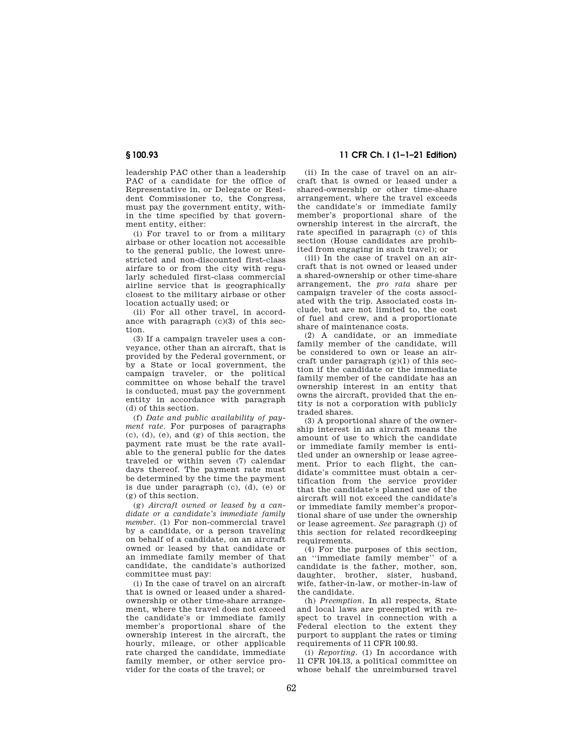leadership PAC other than a leadership PAC of a candidate for the office of Representative in, or Delegate or Resident Commissioner to, the Congress, must pay the government entity, within the time specified by that government entity, either:

(i) For travel to or from a military airbase or other location not accessible to the general public, the lowest unrestricted and non-discounted first-class airfare to or from the city with regularly scheduled first-class commercial airline service that is geographically closest to the military airbase or other location actually used; or

(ii) For all other travel, in accordance with paragraph (c)(3) of this section.

(3) If a campaign traveler uses a conveyance, other than an aircraft, that is provided by the Federal government, or by a State or local government, the campaign traveler, or the political committee on whose behalf the travel is conducted, must pay the government entity in accordance with paragraph (d) of this section.

(f) *Date and public availability of payment rate.* For purposes of paragraphs (c), (d), (e), and (g) of this section, the payment rate must be the rate available to the general public for the dates traveled or within seven (7) calendar days thereof. The payment rate must be determined by the time the payment is due under paragraph (c), (d), (e) or (g) of this section.

(g) *Aircraft owned or leased by a candidate or a candidate's immediate family member.* (1) For non-commercial travel by a candidate, or a person traveling on behalf of a candidate, on an aircraft owned or leased by that candidate or an immediate family member of that candidate, the candidate's authorized committee must pay:

(i) In the case of travel on an aircraft that is owned or leased under a shared-ownership or other time-share arrangement, where the travel does not exceed the candidate's or immediate family member's proportional share of the ownership interest in the aircraft, the hourly, mileage, or other applicable rate charged the candidate, immediate family member, or other service provider for the costs of the travel; or

(ii) In the case of travel on an aircraft that is owned or leased under a shared-ownership or other time-share arrangement, where the travel exceeds the candidate's or immediate family member's proportional share of the ownership interest in the aircraft, the rate specified in paragraph (c) of this section (House candidates are prohibited from engaging in such travel); or

(iii) In the case of travel on an aircraft that is not owned or leased under a shared-ownership or other time-share arrangement, the *pro rata* share per campaign traveler of the costs associated with the trip. Associated costs include, but are not limited to, the cost of fuel and crew, and a proportionate share of maintenance costs.

(2) A candidate, or an immediate family member of the candidate, will be considered to own or lease an aircraft under paragraph (g)(1) of this section if the candidate or the immediate family member of the candidate has an ownership interest in an entity that owns the aircraft, provided that the entity is not a corporation with publicly traded shares.

(3) A proportional share of the ownership interest in an aircraft means the amount of use to which the candidate or immediate family member is entitled under an ownership or lease agreement. Prior to each flight, the candidate's committee must obtain a certification from the service provider that the candidate's planned use of the aircraft will not exceed the candidate's or immediate family member's proportional share of use under the ownership or lease agreement. *See* paragraph (j) of this section for related recordkeeping requirements.

(4) For the purposes of this section, an ''immediate family member'' of a candidate is the father, mother, son, daughter, brother, sister, husband, wife, father-in-law, or mother-in-law of the candidate.

(h) *Preemption.* In all respects, State and local laws are preempted with respect to travel in connection with a Federal election to the extent they purport to supplant the rates or timing requirements of 11 CFR 100.93.

(i) *Reporting.* (1) In accordance with 11 CFR 104.13, a political committee on whose behalf the unreimbursed travel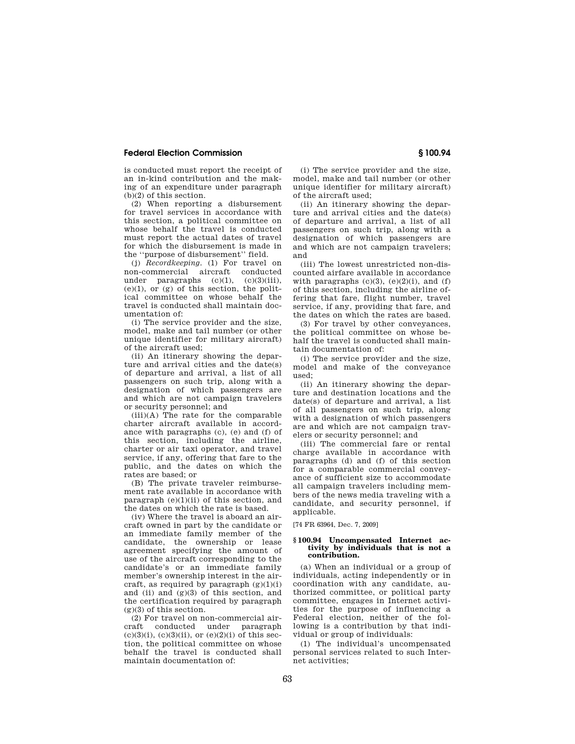is conducted must report the receipt of an in-kind contribution and the making of an expenditure under paragraph (b)(2) of this section.

(2) When reporting a disbursement for travel services in accordance with this section, a political committee on whose behalf the travel is conducted must report the actual dates of travel for which the disbursement is made in the ''purpose of disbursement'' field.

(j) *Recordkeeping.* (1) For travel on non-commercial aircraft conducted under paragraphs (c)(1), (c)(3)(iii), (e)(1), or (g) of this section, the political committee on whose behalf the travel is conducted shall maintain documentation of:

(i) The service provider and the size, model, make and tail number (or other unique identifier for military aircraft) of the aircraft used;

(ii) An itinerary showing the departure and arrival cities and the date(s) of departure and arrival, a list of all passengers on such trip, along with a designation of which passengers are and which are not campaign travelers or security personnel; and

(iii)(A) The rate for the comparable charter aircraft available in accordance with paragraphs (c), (e) and (f) of this section, including the airline, charter or air taxi operator, and travel service, if any, offering that fare to the public, and the dates on which the rates are based; or

(B) The private traveler reimbursement rate available in accordance with paragraph (e)(1)(ii) of this section, and the dates on which the rate is based.

(iv) Where the travel is aboard an aircraft owned in part by the candidate or an immediate family member of the candidate, the ownership or lease agreement specifying the amount of use of the aircraft corresponding to the candidate's or an immediate family member's ownership interest in the aircraft, as required by paragraph (g)(1)(i) and (ii) and (g)(3) of this section, and the certification required by paragraph (g)(3) of this section.

(2) For travel on non-commercial aircraft conducted under paragraph (c)(3)(i), (c)(3)(ii), or (e)(2)(i) of this section, the political committee on whose behalf the travel is conducted shall maintain documentation of:

(i) The service provider and the size, model, make and tail number (or other unique identifier for military aircraft) of the aircraft used;

(ii) An itinerary showing the departure and arrival cities and the date(s) of departure and arrival, a list of all passengers on such trip, along with a designation of which passengers are and which are not campaign travelers; and

(iii) The lowest unrestricted non-discounted airfare available in accordance with paragraphs (c)(3), (e)(2)(i), and (f) of this section, including the airline offering that fare, flight number, travel service, if any, providing that fare, and the dates on which the rates are based.

(3) For travel by other conveyances, the political committee on whose behalf the travel is conducted shall maintain documentation of:

(i) The service provider and the size, model and make of the conveyance used;

(ii) An itinerary showing the departure and destination locations and the date(s) of departure and arrival, a list of all passengers on such trip, along with a designation of which passengers are and which are not campaign travelers or security personnel; and

(iii) The commercial fare or rental charge available in accordance with paragraphs (d) and (f) of this section for a comparable commercial conveyance of sufficient size to accommodate all campaign travelers including members of the news media traveling with a candidate, and security personnel, if applicable.

[74 FR 63964, Dec. 7, 2009]

### § 100.94 Uncompensated Internet activity by individuals that is not a contribution.

(a) When an individual or a group of individuals, acting independently or in coordination with any candidate, authorized committee, or political party committee, engages in Internet activities for the purpose of influencing a Federal election, neither of the following is a contribution by that individual or group of individuals:

(1) The individual's uncompensated personal services related to such Internet activities;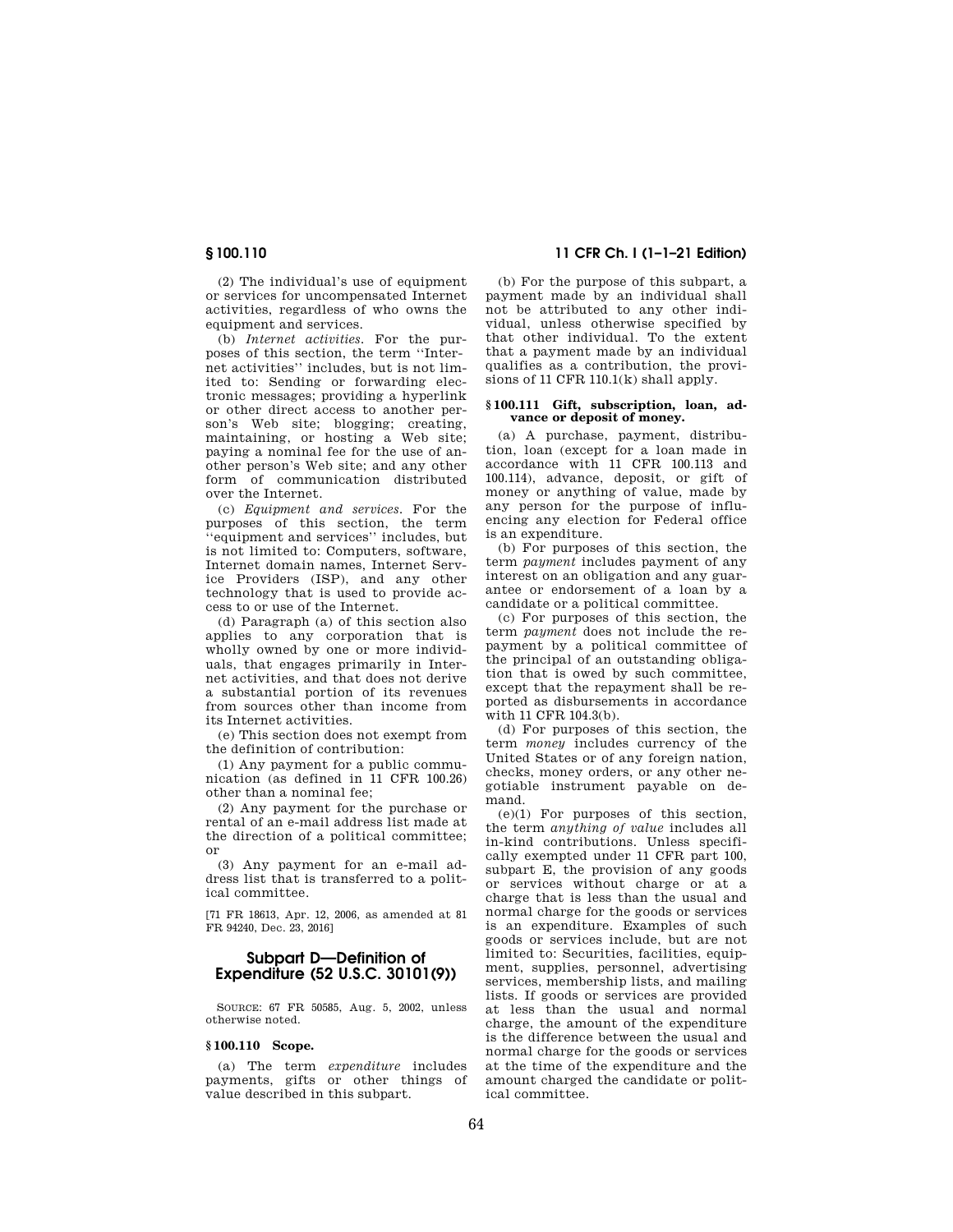(2) The individual's use of equipment or services for uncompensated Internet activities, regardless of who owns the equipment and services.

(b) *Internet activities.* For the purposes of this section, the term ''Internet activities'' includes, but is not limited to: Sending or forwarding electronic messages; providing a hyperlink or other direct access to another person's Web site; blogging; creating, maintaining, or hosting a Web site; paying a nominal fee for the use of another person's Web site; and any other form of communication distributed over the Internet.

(c) *Equipment and services.* For the purposes of this section, the term ''equipment and services'' includes, but is not limited to: Computers, software, Internet domain names, Internet Service Providers (ISP), and any other technology that is used to provide access to or use of the Internet.

(d) Paragraph (a) of this section also applies to any corporation that is wholly owned by one or more individuals, that engages primarily in Internet activities, and that does not derive a substantial portion of its revenues from sources other than income from its Internet activities.

(e) This section does not exempt from the definition of contribution:

(1) Any payment for a public communication (as defined in 11 CFR 100.26) other than a nominal fee;

(2) Any payment for the purchase or rental of an e-mail address list made at the direction of a political committee; or

(3) Any payment for an e-mail address list that is transferred to a political committee.

[71 FR 18613, Apr. 12, 2006, as amended at 81 FR 94240, Dec. 23, 2016]

## Subpart D—Definition of Expenditure (52 U.S.C. 30101(9))

SOURCE: 67 FR 50585, Aug. 5, 2002, unless otherwise noted.

### § 100.110 Scope.

(a) The term *expenditure* includes payments, gifts or other things of value described in this subpart.

(b) For the purpose of this subpart, a payment made by an individual shall not be attributed to any other individual, unless otherwise specified by that other individual. To the extent that a payment made by an individual qualifies as a contribution, the provisions of 11 CFR 110.1(k) shall apply.

### § 100.111 Gift, subscription, loan, advance or deposit of money.

(a) A purchase, payment, distribution, loan (except for a loan made in accordance with 11 CFR 100.113 and 100.114), advance, deposit, or gift of money or anything of value, made by any person for the purpose of influencing any election for Federal office is an expenditure.

(b) For purposes of this section, the term *payment* includes payment of any interest on an obligation and any guarantee or endorsement of a loan by a candidate or a political committee.

(c) For purposes of this section, the term *payment* does not include the repayment by a political committee of the principal of an outstanding obligation that is owed by such committee, except that the repayment shall be reported as disbursements in accordance with 11 CFR 104.3(b).

(d) For purposes of this section, the term *money* includes currency of the United States or of any foreign nation, checks, money orders, or any other negotiable instrument payable on demand.

(e)(1) For purposes of this section, the term *anything of value* includes all in-kind contributions. Unless specifically exempted under 11 CFR part 100, subpart E, the provision of any goods or services without charge or at a charge that is less than the usual and normal charge for the goods or services is an expenditure. Examples of such goods or services include, but are not limited to: Securities, facilities, equipment, supplies, personnel, advertising services, membership lists, and mailing lists. If goods or services are provided at less than the usual and normal charge, the amount of the expenditure is the difference between the usual and normal charge for the goods or services at the time of the expenditure and the amount charged the candidate or political committee.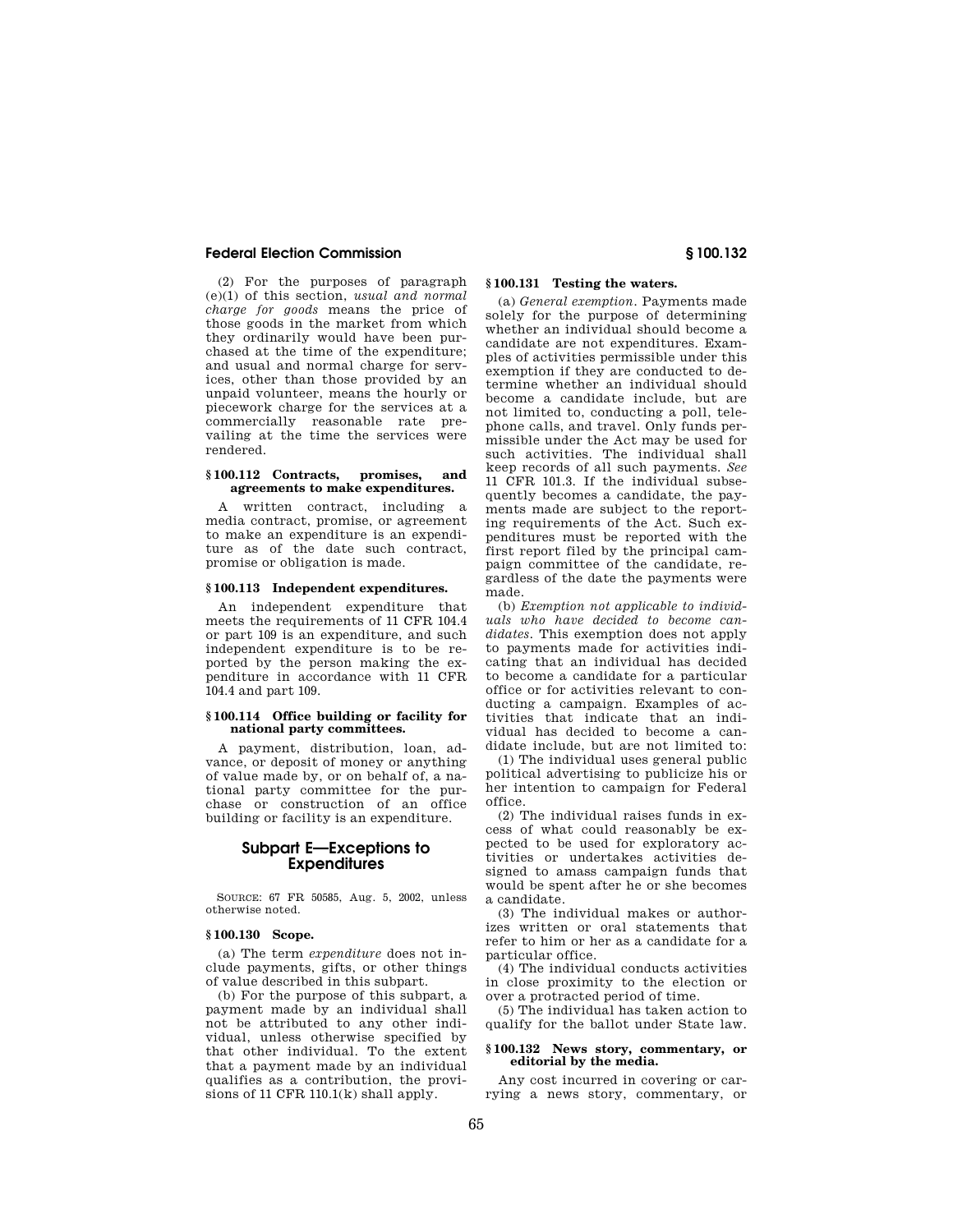(2) For the purposes of paragraph (e)(1) of this section, *usual and normal charge for goods* means the price of those goods in the market from which they ordinarily would have been purchased at the time of the expenditure; and usual and normal charge for services, other than those provided by an unpaid volunteer, means the hourly or piecework charge for the services at a commercially reasonable rate prevailing at the time the services were rendered.

### § 100.112 Contracts, promises, and agreements to make expenditures.

A written contract, including a media contract, promise, or agreement to make an expenditure is an expenditure as of the date such contract, promise or obligation is made.

### § 100.113 Independent expenditures.

An independent expenditure that meets the requirements of 11 CFR 104.4 or part 109 is an expenditure, and such independent expenditure is to be reported by the person making the expenditure in accordance with 11 CFR 104.4 and part 109.

### § 100.114 Office building or facility for national party committees.

A payment, distribution, loan, advance, or deposit of money or anything of value made by, or on behalf of, a national party committee for the purchase or construction of an office building or facility is an expenditure.

## Subpart E—Exceptions to Expenditures

SOURCE: 67 FR 50585, Aug. 5, 2002, unless otherwise noted.

### § 100.130 Scope.

(a) The term *expenditure* does not include payments, gifts, or other things of value described in this subpart.

(b) For the purpose of this subpart, a payment made by an individual shall not be attributed to any other individual, unless otherwise specified by that other individual. To the extent that a payment made by an individual qualifies as a contribution, the provisions of 11 CFR 110.1(k) shall apply.

### § 100.131 Testing the waters.

(a) *General exemption*. Payments made solely for the purpose of determining whether an individual should become a candidate are not expenditures. Examples of activities permissible under this exemption if they are conducted to determine whether an individual should become a candidate include, but are not limited to, conducting a poll, telephone calls, and travel. Only funds permissible under the Act may be used for such activities. The individual shall keep records of all such payments. *See* 11 CFR 101.3. If the individual subsequently becomes a candidate, the payments made are subject to the reporting requirements of the Act. Such expenditures must be reported with the first report filed by the principal campaign committee of the candidate, regardless of the date the payments were made.

(b) *Exemption not applicable to individuals who have decided to become candidates*. This exemption does not apply to payments made for activities indicating that an individual has decided to become a candidate for a particular office or for activities relevant to conducting a campaign. Examples of activities that indicate that an individual has decided to become a candidate include, but are not limited to:

(1) The individual uses general public political advertising to publicize his or her intention to campaign for Federal office.

(2) The individual raises funds in excess of what could reasonably be expected to be used for exploratory activities or undertakes activities designed to amass campaign funds that would be spent after he or she becomes a candidate.

(3) The individual makes or authorizes written or oral statements that refer to him or her as a candidate for a particular office.

(4) The individual conducts activities in close proximity to the election or over a protracted period of time.

(5) The individual has taken action to qualify for the ballot under State law.

### § 100.132 News story, commentary, or editorial by the media.

Any cost incurred in covering or carrying a news story, commentary, or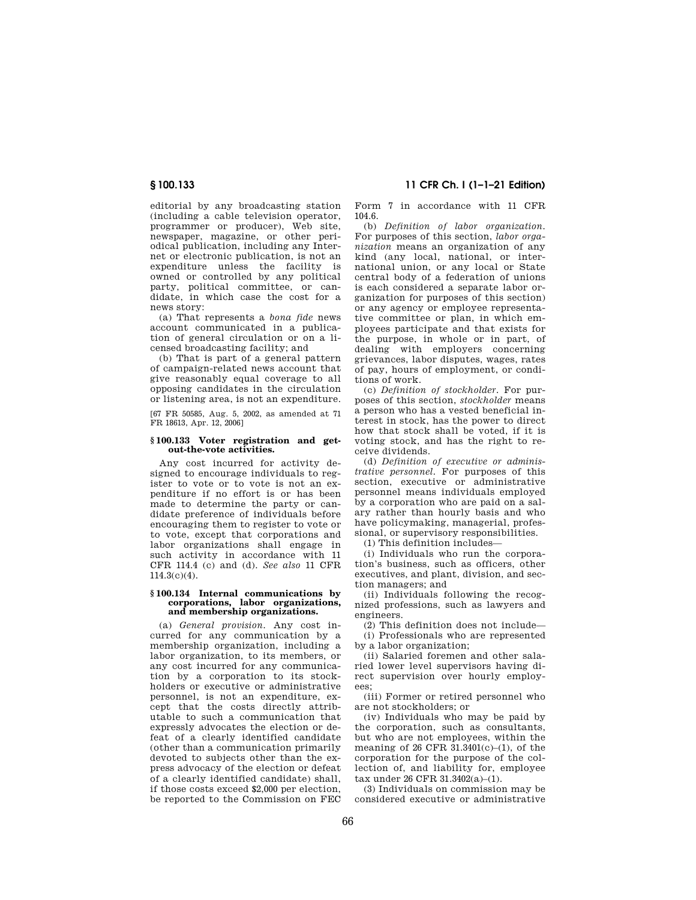editorial by any broadcasting station (including a cable television operator, programmer or producer), Web site, newspaper, magazine, or other periodical publication, including any Internet or electronic publication, is not an expenditure unless the facility is owned or controlled by any political party, political committee, or candidate, in which case the cost for a news story:

(a) That represents a *bona fide* news account communicated in a publication of general circulation or on a licensed broadcasting facility; and

(b) That is part of a general pattern of campaign-related news account that give reasonably equal coverage to all opposing candidates in the circulation or listening area, is not an expenditure.

[67 FR 50585, Aug. 5, 2002, as amended at 71 FR 18613, Apr. 12, 2006]

#### § 100.133 Voter registration and get-out-the-vote activities.

Any cost incurred for activity designed to encourage individuals to register to vote or to vote is not an expenditure if no effort is or has been made to determine the party or candidate preference of individuals before encouraging them to register to vote or to vote, except that corporations and labor organizations shall engage in such activity in accordance with 11 CFR 114.4 (c) and (d). *See also* 11 CFR 114.3(c)(4).

#### § 100.134 Internal communications by corporations, labor organizations, and membership organizations.

(a) *General provision.* Any cost incurred for any communication by a membership organization, including a labor organization, to its members, or any cost incurred for any communication by a corporation to its stockholders or executive or administrative personnel, is not an expenditure, except that the costs directly attributable to such a communication that expressly advocates the election or defeat of a clearly identified candidate (other than a communication primarily devoted to subjects other than the express advocacy of the election or defeat of a clearly identified candidate) shall, if those costs exceed $2,000 per election, be reported to the Commission on FEC Form 7 in accordance with 11 CFR 104.6.

(b) *Definition of labor organization.* For purposes of this section, *labor organization* means an organization of any kind (any local, national, or international union, or any local or State central body of a federation of unions is each considered a separate labor organization for purposes of this section) or any agency or employee representative committee or plan, in which employees participate and that exists for the purpose, in whole or in part, of dealing with employers concerning grievances, labor disputes, wages, rates of pay, hours of employment, or conditions of work.

(c) *Definition of stockholder.* For purposes of this section, *stockholder* means a person who has a vested beneficial interest in stock, has the power to direct how that stock shall be voted, if it is voting stock, and has the right to receive dividends.

(d) *Definition of executive or administrative personnel.* For purposes of this section, executive or administrative personnel means individuals employed by a corporation who are paid on a salary rather than hourly basis and who have policymaking, managerial, professional, or supervisory responsibilities.

(1) This definition includes—

(i) Individuals who run the corporation's business, such as officers, other executives, and plant, division, and section managers; and

(ii) Individuals following the recognized professions, such as lawyers and engineers.

(2) This definition does not include—

(i) Professionals who are represented by a labor organization;

(ii) Salaried foremen and other salaried lower level supervisors having direct supervision over hourly employees;

(iii) Former or retired personnel who are not stockholders; or

(iv) Individuals who may be paid by the corporation, such as consultants, but who are not employees, within the meaning of 26 CFR 31.3401(c)–(1), of the corporation for the purpose of the collection of, and liability for, employee tax under 26 CFR 31.3402(a)–(1).

(3) Individuals on commission may be considered executive or administrative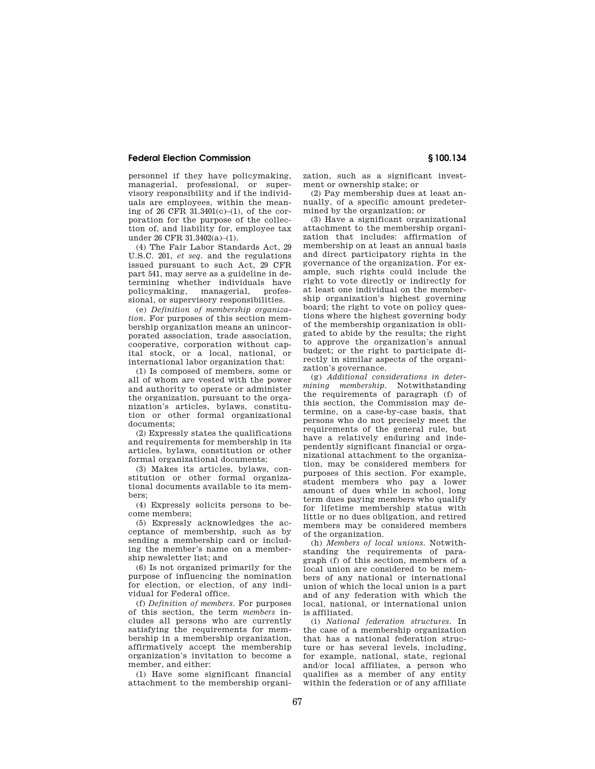personnel if they have policymaking, managerial, professional, or supervisory responsibility and if the individuals are employees, within the meaning of 26 CFR 31.3401(c)–(1), of the corporation for the purpose of the collection of, and liability for, employee tax under 26 CFR 31.3402(a)–(1).

(4) The Fair Labor Standards Act, 29 U.S.C. 201, *et seq.* and the regulations issued pursuant to such Act, 29 CFR part 541, may serve as a guideline in determining whether individuals have policymaking, managerial, professional, or supervisory responsibilities.

(e) *Definition of membership organization.* For purposes of this section membership organization means an unincorporated association, trade association, cooperative, corporation without capital stock, or a local, national, or international labor organization that:

(1) Is composed of members, some or all of whom are vested with the power and authority to operate or administer the organization, pursuant to the organization's articles, bylaws, constitution or other formal organizational documents;

(2) Expressly states the qualifications and requirements for membership in its articles, bylaws, constitution or other formal organizational documents;

(3) Makes its articles, bylaws, constitution or other formal organizational documents available to its members;

(4) Expressly solicits persons to become members;

(5) Expressly acknowledges the acceptance of membership, such as by sending a membership card or including the member's name on a membership newsletter list; and

(6) Is not organized primarily for the purpose of influencing the nomination for election, or election, of any individual for Federal office.

(f) *Definition of members.* For purposes of this section, the term *members* includes all persons who are currently satisfying the requirements for membership in a membership organization, affirmatively accept the membership organization's invitation to become a member, and either:

(1) Have some significant financial attachment to the membership organization, such as a significant investment or ownership stake; or

(2) Pay membership dues at least annually, of a specific amount predetermined by the organization; or

(3) Have a significant organizational attachment to the membership organization that includes: affirmation of membership on at least an annual basis and direct participatory rights in the governance of the organization. For example, such rights could include the right to vote directly or indirectly for at least one individual on the membership organization's highest governing board; the right to vote on policy questions where the highest governing body of the membership organization is obligated to abide by the results; the right to approve the organization's annual budget; or the right to participate directly in similar aspects of the organization's governance.

(g) *Additional considerations in determining membership.* Notwithstanding the requirements of paragraph (f) of this section, the Commission may determine, on a case-by-case basis, that persons who do not precisely meet the requirements of the general rule, but have a relatively enduring and independently significant financial or organizational attachment to the organization, may be considered members for purposes of this section. For example, student members who pay a lower amount of dues while in school, long term dues paying members who qualify for lifetime membership status with little or no dues obligation, and retired members may be considered members of the organization.

(h) *Members of local unions.* Notwithstanding the requirements of paragraph (f) of this section, members of a local union are considered to be members of any national or international union of which the local union is a part and of any federation with which the local, national, or international union is affiliated.

(i) *National federation structures.* In the case of a membership organization that has a national federation structure or has several levels, including, for example, national, state, regional and/or local affiliates, a person who qualifies as a member of any entity within the federation or of any affiliate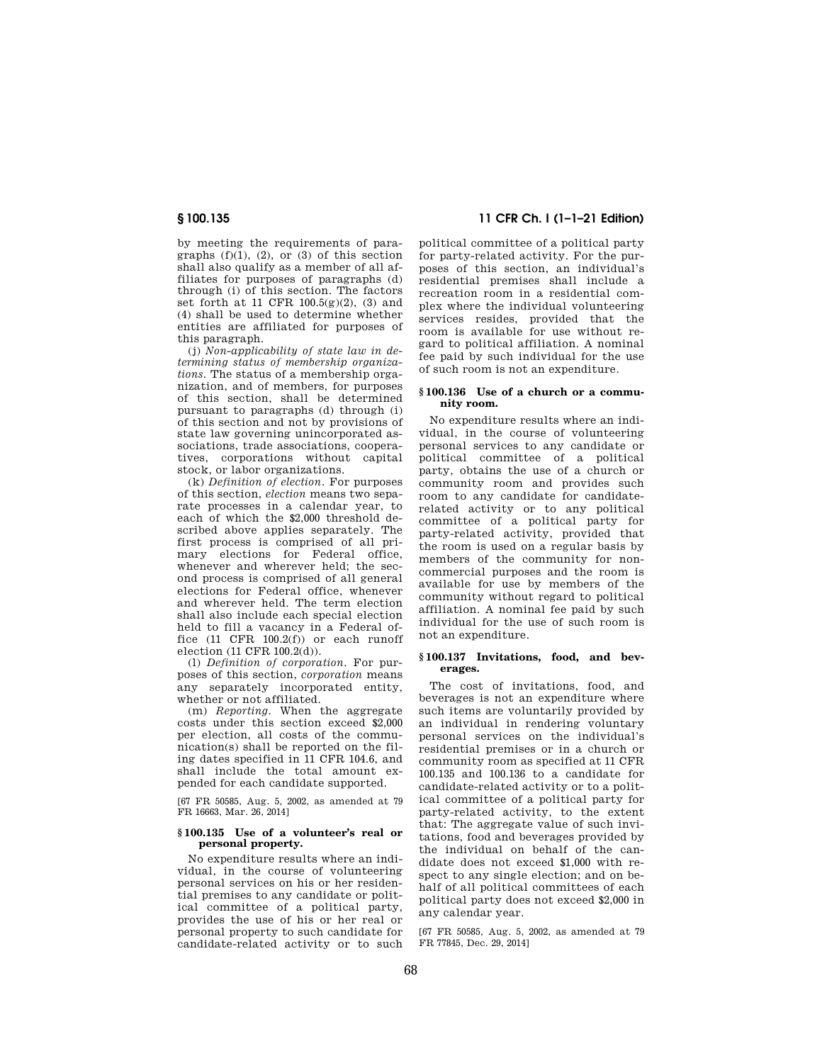by meeting the requirements of paragraphs (f)(1), (2), or (3) of this section shall also qualify as a member of all affiliates for purposes of paragraphs (d) through (i) of this section. The factors set forth at 11 CFR 100.5(g)(2), (3) and (4) shall be used to determine whether entities are affiliated for purposes of this paragraph.

(j) *Non-applicability of state law in determining status of membership organizations.* The status of a membership organization, and of members, for purposes of this section, shall be determined pursuant to paragraphs (d) through (i) of this section and not by provisions of state law governing unincorporated associations, trade associations, cooperatives, corporations without capital stock, or labor organizations.

(k) *Definition of election.* For purposes of this section, *election* means two separate processes in a calendar year, to each of which the $2,000 threshold described above applies separately. The first process is comprised of all primary elections for Federal office, whenever and wherever held; the second process is comprised of all general elections for Federal office, whenever and wherever held. The term election shall also include each special election held to fill a vacancy in a Federal office (11 CFR 100.2(f)) or each runoff election (11 CFR 100.2(d)).

(l) *Definition of corporation.* For purposes of this section, *corporation* means any separately incorporated entity, whether or not affiliated.

(m) *Reporting.* When the aggregate costs under this section exceed $2,000 per election, all costs of the communication(s) shall be reported on the filing dates specified in 11 CFR 104.6, and shall include the total amount expended for each candidate supported.

[67 FR 50585, Aug. 5, 2002, as amended at 79 FR 16663, Mar. 26, 2014]

### § 100.135 Use of a volunteer's real or personal property.

No expenditure results where an individual, in the course of volunteering personal services on his or her residential premises to any candidate or political committee of a political party, provides the use of his or her real or personal property to such candidate for candidate-related activity or to such political committee of a political party for party-related activity. For the purposes of this section, an individual's residential premises shall include a recreation room in a residential complex where the individual volunteering services resides, provided that the room is available for use without regard to political affiliation. A nominal fee paid by such individual for the use of such room is not an expenditure.

### § 100.136 Use of a church or a community room.

No expenditure results where an individual, in the course of volunteering personal services to any candidate or political committee of a political party, obtains the use of a church or community room and provides such room to any candidate for candidate-related activity or to any political committee of a political party for party-related activity, provided that the room is used on a regular basis by members of the community for noncommercial purposes and the room is available for use by members of the community without regard to political affiliation. A nominal fee paid by such individual for the use of such room is not an expenditure.

### § 100.137 Invitations, food, and beverages.

The cost of invitations, food, and beverages is not an expenditure where such items are voluntarily provided by an individual in rendering voluntary personal services on the individual's residential premises or in a church or community room as specified at 11 CFR 100.135 and 100.136 to a candidate for candidate-related activity or to a political committee of a political party for party-related activity, to the extent that: The aggregate value of such invitations, food and beverages provided by the individual on behalf of the candidate does not exceed $1,000 with respect to any single election; and on behalf of all political committees of each political party does not exceed $2,000 in any calendar year.

[67 FR 50585, Aug. 5, 2002, as amended at 79 FR 77845, Dec. 29, 2014]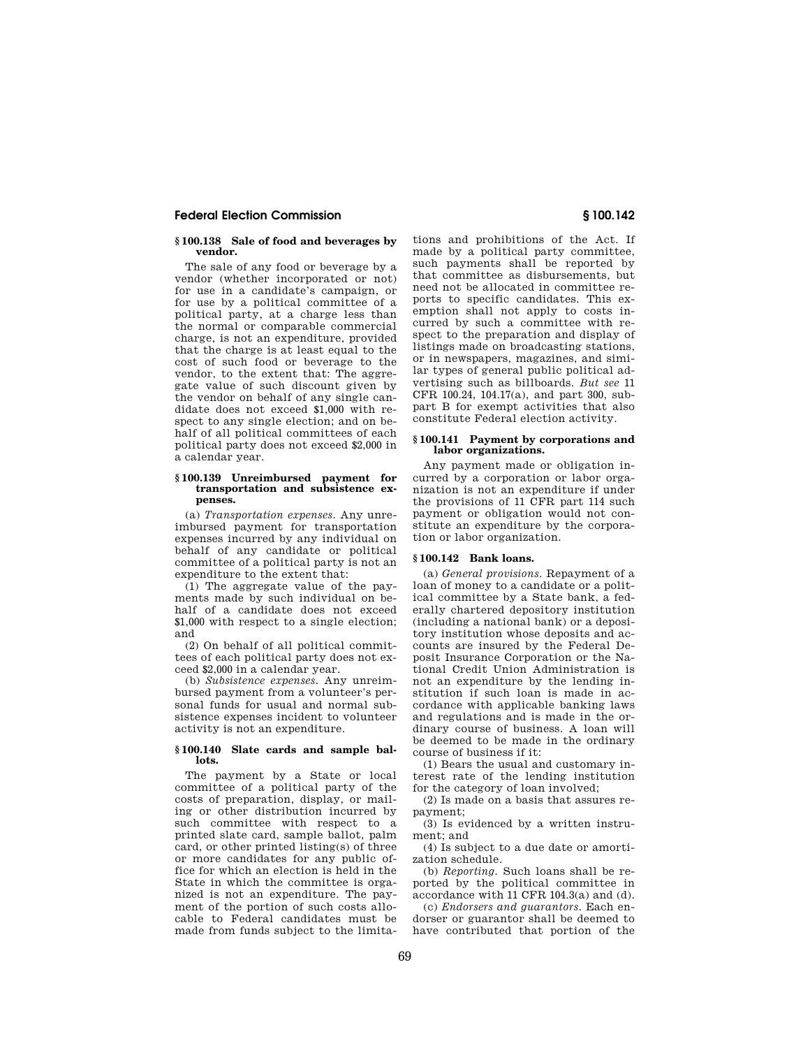### § 100.138 Sale of food and beverages by vendor.

The sale of any food or beverage by a vendor (whether incorporated or not) for use in a candidate's campaign, or for use by a political committee of a political party, at a charge less than the normal or comparable commercial charge, is not an expenditure, provided that the charge is at least equal to the cost of such food or beverage to the vendor, to the extent that: The aggregate value of such discount given by the vendor on behalf of any single candidate does not exceed $1,000 with respect to any single election; and on behalf of all political committees of each political party does not exceed $2,000 in a calendar year.

### § 100.139 Unreimbursed payment for transportation and subsistence expenses.

(a) *Transportation expenses.* Any unreimbursed payment for transportation expenses incurred by any individual on behalf of any candidate or political committee of a political party is not an expenditure to the extent that:

(1) The aggregate value of the payments made by such individual on behalf of a candidate does not exceed $1,000 with respect to a single election; and

(2) On behalf of all political committees of each political party does not exceed $2,000 in a calendar year.

(b) *Subsistence expenses.* Any unreimbursed payment from a volunteer's personal funds for usual and normal subsistence expenses incident to volunteer activity is not an expenditure.

### § 100.140 Slate cards and sample ballots.

The payment by a State or local committee of a political party of the costs of preparation, display, or mailing or other distribution incurred by such committee with respect to a printed slate card, sample ballot, palm card, or other printed listing(s) of three or more candidates for any public office for which an election is held in the State in which the committee is organized is not an expenditure. The payment of the portion of such costs allocable to Federal candidates must be made from funds subject to the limitations and prohibitions of the Act. If made by a political party committee, such payments shall be reported by that committee as disbursements, but need not be allocated in committee reports to specific candidates. This exemption shall not apply to costs incurred by such a committee with respect to the preparation and display of listings made on broadcasting stations, or in newspapers, magazines, and similar types of general public political advertising such as billboards. *But see* 11 CFR 100.24, 104.17(a), and part 300, subpart B for exempt activities that also constitute Federal election activity.

### § 100.141 Payment by corporations and labor organizations.

Any payment made or obligation incurred by a corporation or labor organization is not an expenditure if under the provisions of 11 CFR part 114 such payment or obligation would not constitute an expenditure by the corporation or labor organization.

### § 100.142 Bank loans.

(a) *General provisions.* Repayment of a loan of money to a candidate or a political committee by a State bank, a federally chartered depository institution (including a national bank) or a depository institution whose deposits and accounts are insured by the Federal Deposit Insurance Corporation or the National Credit Union Administration is not an expenditure by the lending institution if such loan is made in accordance with applicable banking laws and regulations and is made in the ordinary course of business. A loan will be deemed to be made in the ordinary course of business if it:

(1) Bears the usual and customary interest rate of the lending institution for the category of loan involved;

(2) Is made on a basis that assures repayment;

(3) Is evidenced by a written instrument; and

(4) Is subject to a due date or amortization schedule.

(b) *Reporting.* Such loans shall be reported by the political committee in accordance with 11 CFR 104.3(a) and (d).

(c) *Endorsers and guarantors.* Each endorser or guarantor shall be deemed to have contributed that portion of the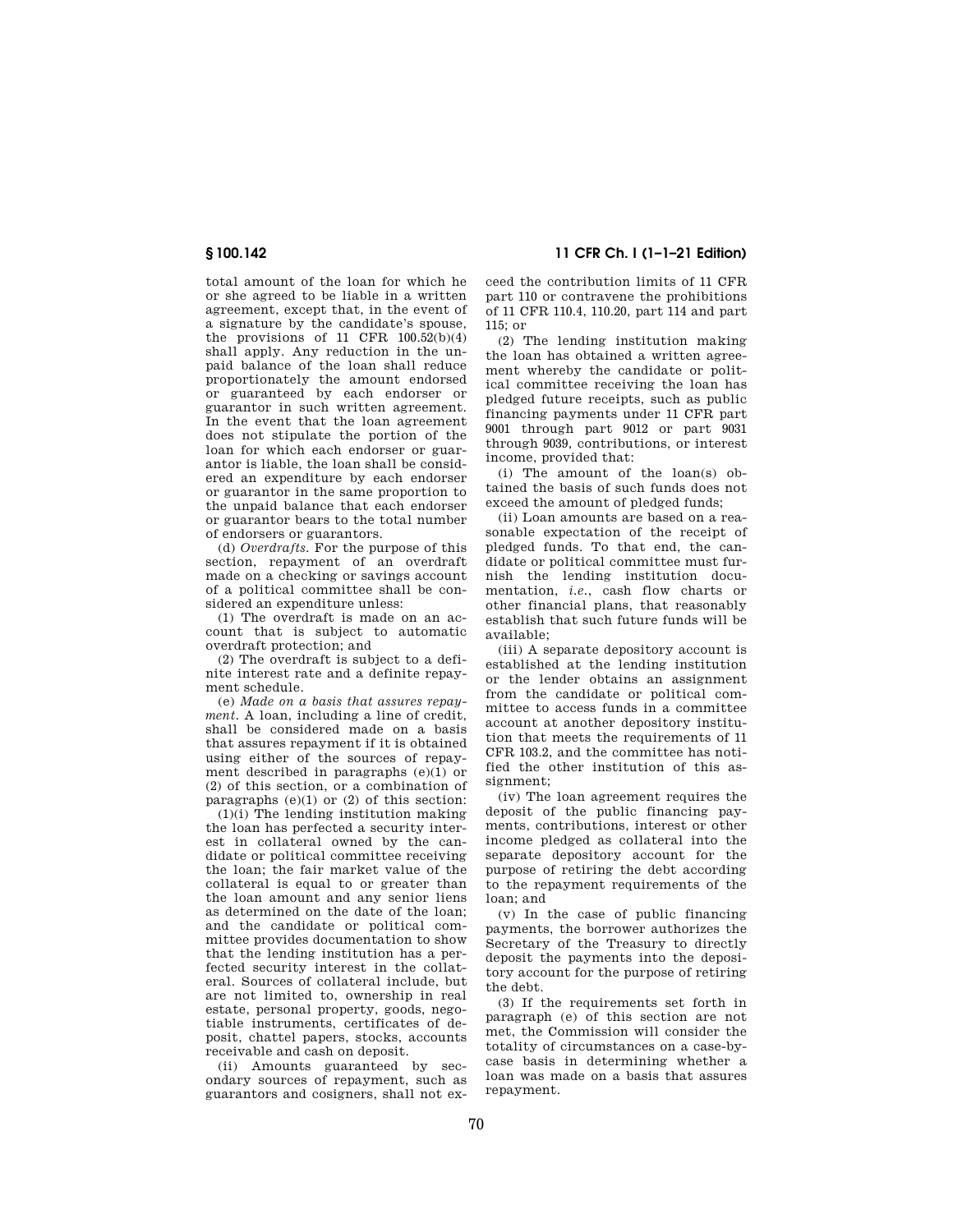total amount of the loan for which he or she agreed to be liable in a written agreement, except that, in the event of a signature by the candidate's spouse, the provisions of 11 CFR 100.52(b)(4) shall apply. Any reduction in the unpaid balance of the loan shall reduce proportionately the amount endorsed or guaranteed by each endorser or guarantor in such written agreement. In the event that the loan agreement does not stipulate the portion of the loan for which each endorser or guarantor is liable, the loan shall be considered an expenditure by each endorser or guarantor in the same proportion to the unpaid balance that each endorser or guarantor bears to the total number of endorsers or guarantors.

(d) *Overdrafts.* For the purpose of this section, repayment of an overdraft made on a checking or savings account of a political committee shall be considered an expenditure unless:

(1) The overdraft is made on an account that is subject to automatic overdraft protection; and

(2) The overdraft is subject to a definite interest rate and a definite repayment schedule.

(e) *Made on a basis that assures repayment.* A loan, including a line of credit, shall be considered made on a basis that assures repayment if it is obtained using either of the sources of repayment described in paragraphs (e)(1) or (2) of this section, or a combination of paragraphs (e)(1) or (2) of this section:

(1)(i) The lending institution making the loan has perfected a security interest in collateral owned by the candidate or political committee receiving the loan; the fair market value of the collateral is equal to or greater than the loan amount and any senior liens as determined on the date of the loan; and the candidate or political committee provides documentation to show that the lending institution has a perfected security interest in the collateral. Sources of collateral include, but are not limited to, ownership in real estate, personal property, goods, negotiable instruments, certificates of deposit, chattel papers, stocks, accounts receivable and cash on deposit.

(ii) Amounts guaranteed by secondary sources of repayment, such as guarantors and cosigners, shall not exceed the contribution limits of 11 CFR part 110 or contravene the prohibitions of 11 CFR 110.4, 110.20, part 114 and part 115; or

(2) The lending institution making the loan has obtained a written agreement whereby the candidate or political committee receiving the loan has pledged future receipts, such as public financing payments under 11 CFR part 9001 through part 9012 or part 9031 through 9039, contributions, or interest income, provided that:

(i) The amount of the loan(s) obtained the basis of such funds does not exceed the amount of pledged funds;

(ii) Loan amounts are based on a reasonable expectation of the receipt of pledged funds. To that end, the candidate or political committee must furnish the lending institution documentation, *i.e.*, cash flow charts or other financial plans, that reasonably establish that such future funds will be available;

(iii) A separate depository account is established at the lending institution or the lender obtains an assignment from the candidate or political committee to access funds in a committee account at another depository institution that meets the requirements of 11 CFR 103.2, and the committee has notified the other institution of this assignment;

(iv) The loan agreement requires the deposit of the public financing payments, contributions, interest or other income pledged as collateral into the separate depository account for the purpose of retiring the debt according to the repayment requirements of the loan; and

(v) In the case of public financing payments, the borrower authorizes the Secretary of the Treasury to directly deposit the payments into the depository account for the purpose of retiring the debt.

(3) If the requirements set forth in paragraph (e) of this section are not met, the Commission will consider the totality of circumstances on a case-by-case basis in determining whether a loan was made on a basis that assures repayment.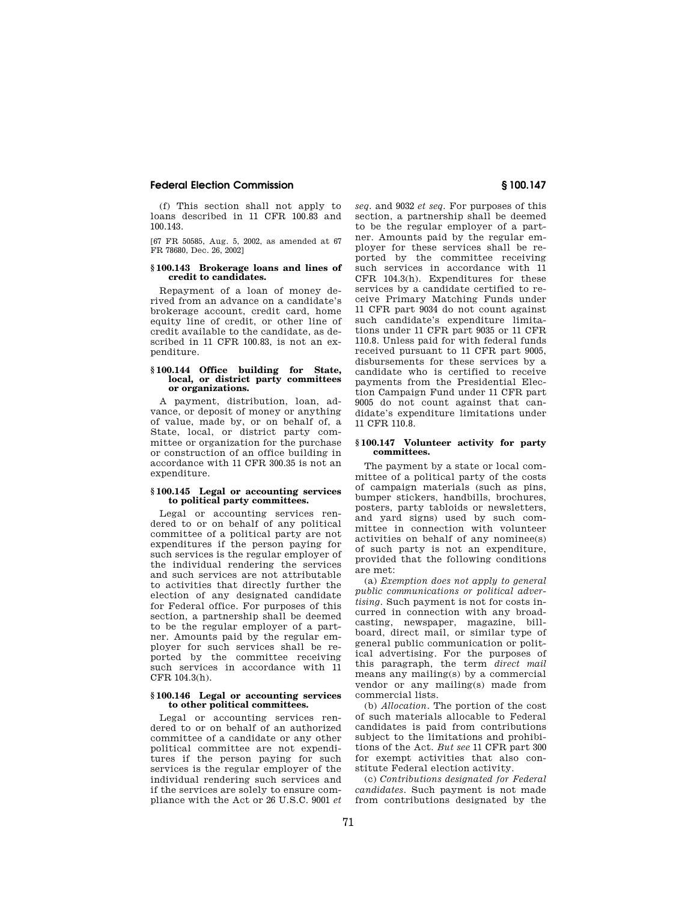(f) This section shall not apply to loans described in 11 CFR 100.83 and 100.143.

[67 FR 50585, Aug. 5, 2002, as amended at 67 FR 78680, Dec. 26, 2002]

### § 100.143 Brokerage loans and lines of credit to candidates.

Repayment of a loan of money derived from an advance on a candidate's brokerage account, credit card, home equity line of credit, or other line of credit available to the candidate, as described in 11 CFR 100.83, is not an expenditure.

### § 100.144 Office building for State, local, or district party committees or organizations.

A payment, distribution, loan, advance, or deposit of money or anything of value, made by, or on behalf of, a State, local, or district party committee or organization for the purchase or construction of an office building in accordance with 11 CFR 300.35 is not an expenditure.

### § 100.145 Legal or accounting services to political party committees.

Legal or accounting services rendered to or on behalf of any political committee of a political party are not expenditures if the person paying for such services is the regular employer of the individual rendering the services and such services are not attributable to activities that directly further the election of any designated candidate for Federal office. For purposes of this section, a partnership shall be deemed to be the regular employer of a partner. Amounts paid by the regular employer for such services shall be reported by the committee receiving such services in accordance with 11 CFR 104.3(h).

### § 100.146 Legal or accounting services to other political committees.

Legal or accounting services rendered to or on behalf of an authorized committee of a candidate or any other political committee are not expenditures if the person paying for such services is the regular employer of the individual rendering such services and if the services are solely to ensure compliance with the Act or 26 U.S.C. 9001 *et seq.* and 9032 *et seq.* For purposes of this section, a partnership shall be deemed to be the regular employer of a partner. Amounts paid by the regular employer for these services shall be reported by the committee receiving such services in accordance with 11 CFR 104.3(h). Expenditures for these services by a candidate certified to receive Primary Matching Funds under 11 CFR part 9034 do not count against such candidate's expenditure limitations under 11 CFR part 9035 or 11 CFR 110.8. Unless paid for with federal funds received pursuant to 11 CFR part 9005, disbursements for these services by a candidate who is certified to receive payments from the Presidential Election Campaign Fund under 11 CFR part 9005 do not count against that candidate's expenditure limitations under 11 CFR 110.8.

### § 100.147 Volunteer activity for party committees.

The payment by a state or local committee of a political party of the costs of campaign materials (such as pins, bumper stickers, handbills, brochures, posters, party tabloids or newsletters, and yard signs) used by such committee in connection with volunteer activities on behalf of any nominee(s) of such party is not an expenditure, provided that the following conditions are met:

(a) *Exemption does not apply to general public communications or political advertising.* Such payment is not for costs incurred in connection with any broadcasting, newspaper, magazine, billboard, direct mail, or similar type of general public communication or political advertising. For the purposes of this paragraph, the term *direct mail* means any mailing(s) by a commercial vendor or any mailing(s) made from commercial lists.

(b) *Allocation.* The portion of the cost of such materials allocable to Federal candidates is paid from contributions subject to the limitations and prohibitions of the Act. *But see* 11 CFR part 300 for exempt activities that also constitute Federal election activity.

(c) *Contributions designated for Federal candidates.* Such payment is not made from contributions designated by the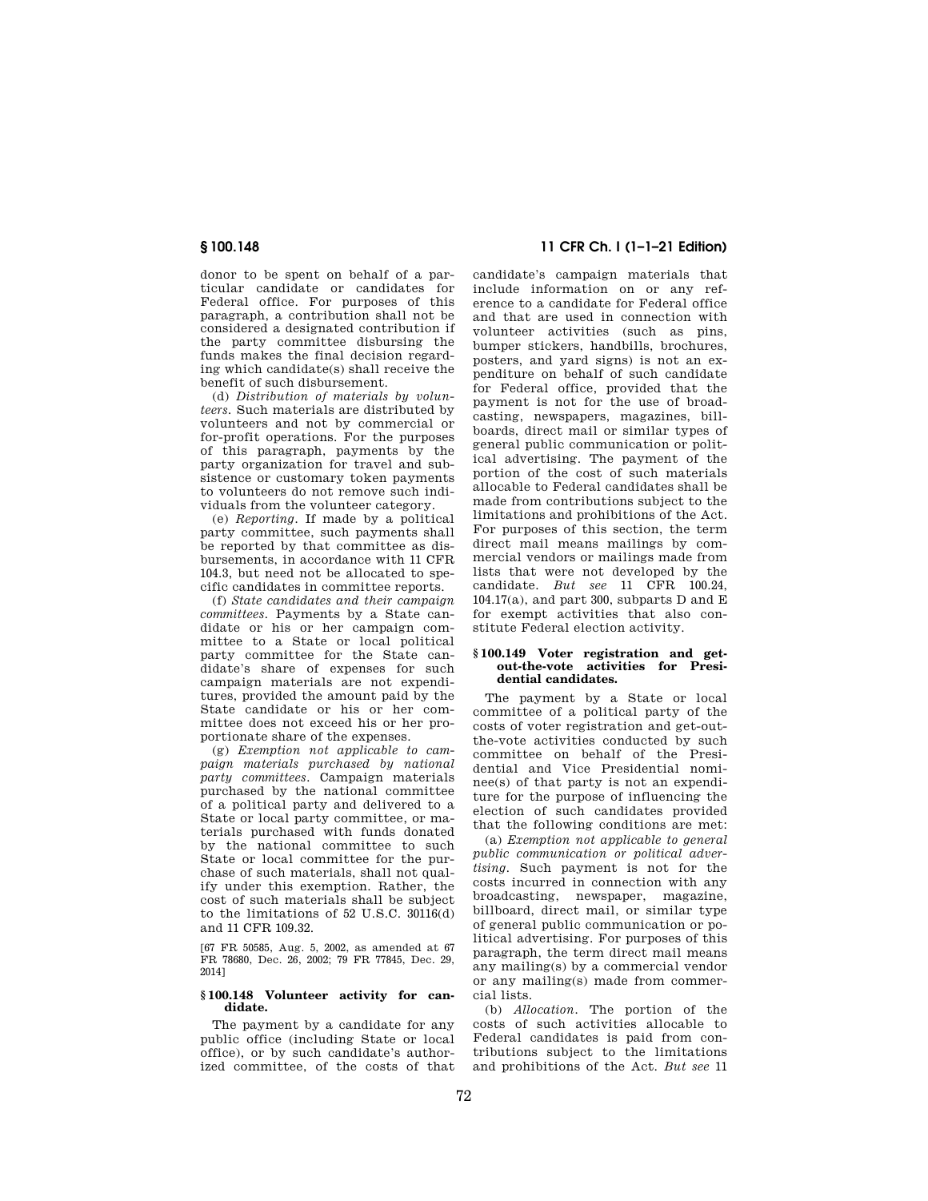donor to be spent on behalf of a particular candidate or candidates for Federal office. For purposes of this paragraph, a contribution shall not be considered a designated contribution if the party committee disbursing the funds makes the final decision regarding which candidate(s) shall receive the benefit of such disbursement.

(d) *Distribution of materials by volunteers.* Such materials are distributed by volunteers and not by commercial or for-profit operations. For the purposes of this paragraph, payments by the party organization for travel and subsistence or customary token payments to volunteers do not remove such individuals from the volunteer category.

(e) *Reporting.* If made by a political party committee, such payments shall be reported by that committee as disbursements, in accordance with 11 CFR 104.3, but need not be allocated to specific candidates in committee reports.

(f) *State candidates and their campaign committees.* Payments by a State candidate or his or her campaign committee to a State or local political party committee for the State candidate's share of expenses for such campaign materials are not expenditures, provided the amount paid by the State candidate or his or her committee does not exceed his or her proportionate share of the expenses.

(g) *Exemption not applicable to campaign materials purchased by national party committees.* Campaign materials purchased by the national committee of a political party and delivered to a State or local party committee, or materials purchased with funds donated by the national committee to such State or local committee for the purchase of such materials, shall not qualify under this exemption. Rather, the cost of such materials shall be subject to the limitations of 52 U.S.C. 30116(d) and 11 CFR 109.32.

[67 FR 50585, Aug. 5, 2002, as amended at 67 FR 78680, Dec. 26, 2002; 79 FR 77845, Dec. 29, 2014]

### § 100.148 Volunteer activity for candidate.

The payment by a candidate for any public office (including State or local office), or by such candidate's authorized committee, of the costs of that candidate's campaign materials that include information on or any reference to a candidate for Federal office and that are used in connection with volunteer activities (such as pins, bumper stickers, handbills, brochures, posters, and yard signs) is not an expenditure on behalf of such candidate for Federal office, provided that the payment is not for the use of broadcasting, newspapers, magazines, billboards, direct mail or similar types of general public communication or political advertising. The payment of the portion of the cost of such materials allocable to Federal candidates shall be made from contributions subject to the limitations and prohibitions of the Act. For purposes of this section, the term direct mail means mailings by commercial vendors or mailings made from lists that were not developed by the candidate. *But see* 11 CFR 100.24, 104.17(a), and part 300, subparts D and E for exempt activities that also constitute Federal election activity.

### § 100.149 Voter registration and get-out-the-vote activities for Presidential candidates.

The payment by a State or local committee of a political party of the costs of voter registration and get-out-the-vote activities conducted by such committee on behalf of the Presidential and Vice Presidential nominee(s) of that party is not an expenditure for the purpose of influencing the election of such candidates provided that the following conditions are met:

(a) *Exemption not applicable to general public communication or political advertising.* Such payment is not for the costs incurred in connection with any broadcasting, newspaper, magazine, billboard, direct mail, or similar type of general public communication or political advertising. For purposes of this paragraph, the term direct mail means any mailing(s) by a commercial vendor or any mailing(s) made from commercial lists.

(b) *Allocation.* The portion of the costs of such activities allocable to Federal candidates is paid from contributions subject to the limitations and prohibitions of the Act. *But see* 11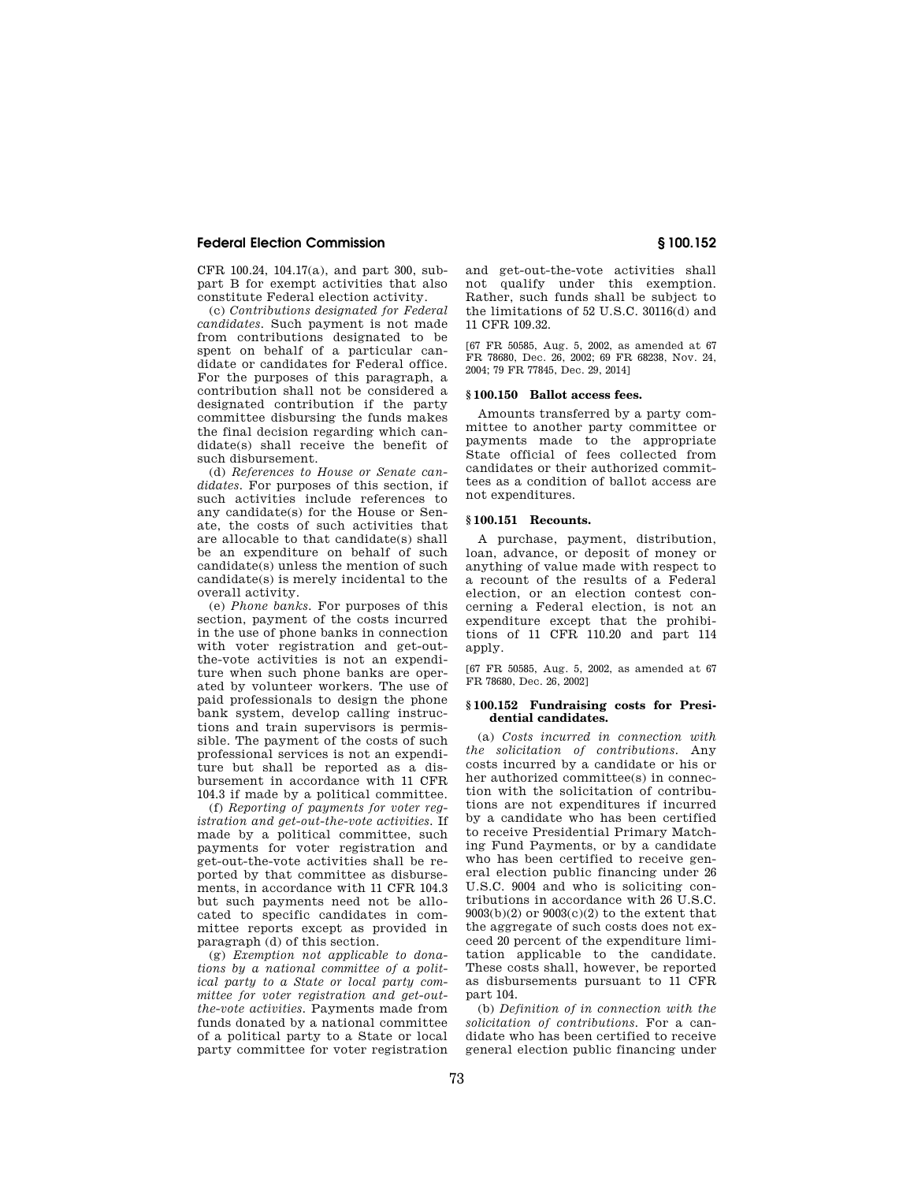CFR 100.24, 104.17(a), and part 300, subpart B for exempt activities that also constitute Federal election activity.

(c) *Contributions designated for Federal candidates.* Such payment is not made from contributions designated to be spent on behalf of a particular candidate or candidates for Federal office. For the purposes of this paragraph, a contribution shall not be considered a designated contribution if the party committee disbursing the funds makes the final decision regarding which candidate(s) shall receive the benefit of such disbursement.

(d) *References to House or Senate candidates.* For purposes of this section, if such activities include references to any candidate(s) for the House or Senate, the costs of such activities that are allocable to that candidate(s) shall be an expenditure on behalf of such candidate(s) unless the mention of such candidate(s) is merely incidental to the overall activity.

(e) *Phone banks.* For purposes of this section, payment of the costs incurred in the use of phone banks in connection with voter registration and get-out-the-vote activities is not an expenditure when such phone banks are operated by volunteer workers. The use of paid professionals to design the phone bank system, develop calling instructions and train supervisors is permissible. The payment of the costs of such professional services is not an expenditure but shall be reported as a disbursement in accordance with 11 CFR 104.3 if made by a political committee.

(f) *Reporting of payments for voter registration and get-out-the-vote activities.* If made by a political committee, such payments for voter registration and get-out-the-vote activities shall be reported by that committee as disbursements, in accordance with 11 CFR 104.3 but such payments need not be allocated to specific candidates in committee reports except as provided in paragraph (d) of this section.

(g) *Exemption not applicable to donations by a national committee of a political party to a State or local party committee for voter registration and get-out-the-vote activities.* Payments made from funds donated by a national committee of a political party to a State or local party committee for voter registration and get-out-the-vote activities shall not qualify under this exemption. Rather, such funds shall be subject to the limitations of 52 U.S.C. 30116(d) and 11 CFR 109.32.

[67 FR 50585, Aug. 5, 2002, as amended at 67 FR 78680, Dec. 26, 2002; 69 FR 68238, Nov. 24, 2004; 79 FR 77845, Dec. 29, 2014]

### § 100.150 Ballot access fees.

Amounts transferred by a party committee to another party committee or payments made to the appropriate State official of fees collected from candidates or their authorized committees as a condition of ballot access are not expenditures.

### § 100.151 Recounts.

A purchase, payment, distribution, loan, advance, or deposit of money or anything of value made with respect to a recount of the results of a Federal election, or an election contest concerning a Federal election, is not an expenditure except that the prohibitions of 11 CFR 110.20 and part 114 apply.

[67 FR 50585, Aug. 5, 2002, as amended at 67 FR 78680, Dec. 26, 2002]

### § 100.152 Fundraising costs for Presidential candidates.

(a) *Costs incurred in connection with the solicitation of contributions.* Any costs incurred by a candidate or his or her authorized committee(s) in connection with the solicitation of contributions are not expenditures if incurred by a candidate who has been certified to receive Presidential Primary Matching Fund Payments, or by a candidate who has been certified to receive general election public financing under 26 U.S.C. 9004 and who is soliciting contributions in accordance with 26 U.S.C. 9003(b)(2) or 9003(c)(2) to the extent that the aggregate of such costs does not exceed 20 percent of the expenditure limitation applicable to the candidate. These costs shall, however, be reported as disbursements pursuant to 11 CFR part 104.

(b) *Definition of in connection with the solicitation of contributions.* For a candidate who has been certified to receive general election public financing under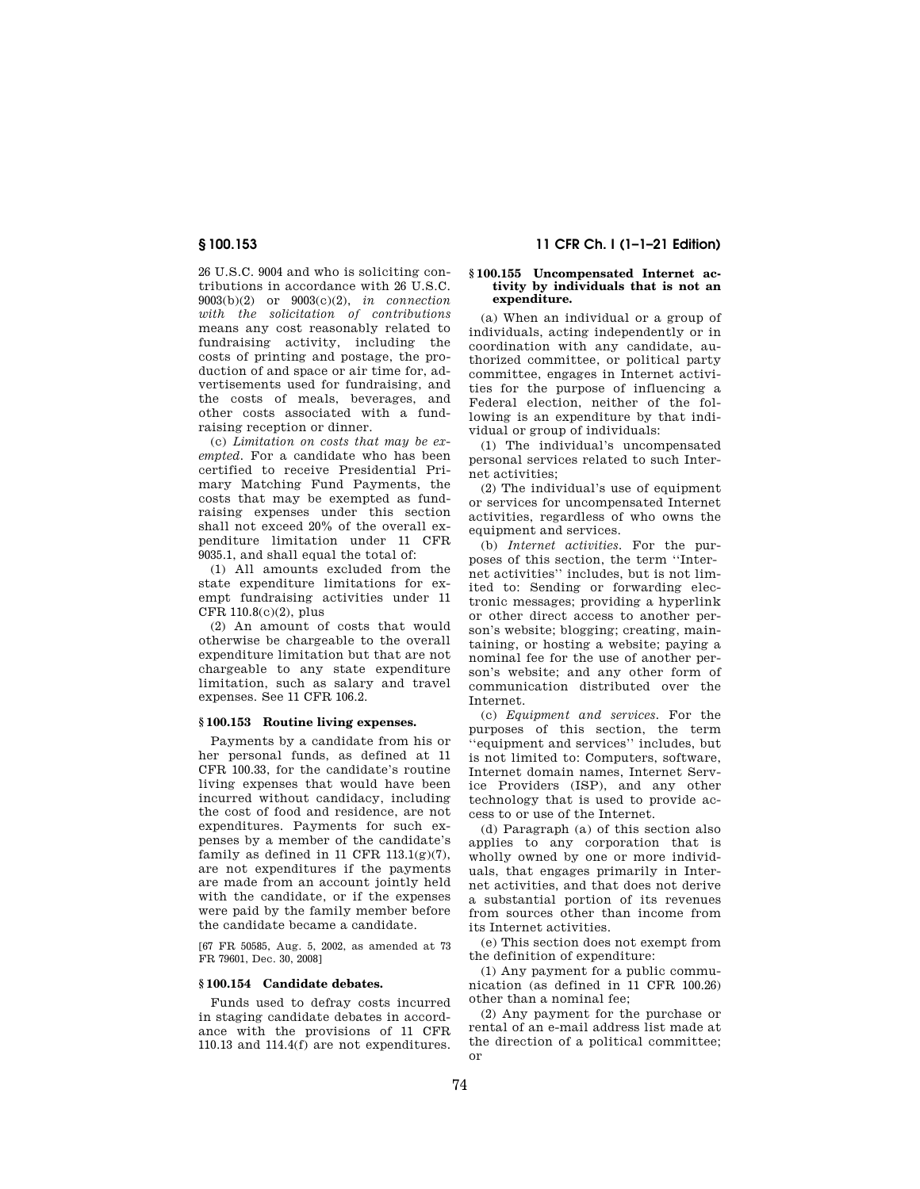26 U.S.C. 9004 and who is soliciting contributions in accordance with 26 U.S.C. 9003(b)(2) or 9003(c)(2), *in connection with the solicitation of contributions* means any cost reasonably related to fundraising activity, including the costs of printing and postage, the production of and space or air time for, advertisements used for fundraising, and the costs of meals, beverages, and other costs associated with a fundraising reception or dinner.

(c) *Limitation on costs that may be exempted.* For a candidate who has been certified to receive Presidential Primary Matching Fund Payments, the costs that may be exempted as fundraising expenses under this section shall not exceed 20% of the overall expenditure limitation under 11 CFR 9035.1, and shall equal the total of:

(1) All amounts excluded from the state expenditure limitations for exempt fundraising activities under 11 CFR 110.8(c)(2), plus

(2) An amount of costs that would otherwise be chargeable to the overall expenditure limitation but that are not chargeable to any state expenditure limitation, such as salary and travel expenses. See 11 CFR 106.2.

### § 100.153 Routine living expenses.

Payments by a candidate from his or her personal funds, as defined at 11 CFR 100.33, for the candidate's routine living expenses that would have been incurred without candidacy, including the cost of food and residence, are not expenditures. Payments for such expenses by a member of the candidate's family as defined in 11 CFR 113.1(g)(7), are not expenditures if the payments are made from an account jointly held with the candidate, or if the expenses were paid by the family member before the candidate became a candidate.

[67 FR 50585, Aug. 5, 2002, as amended at 73 FR 79601, Dec. 30, 2008]

### § 100.154 Candidate debates.

Funds used to defray costs incurred in staging candidate debates in accordance with the provisions of 11 CFR 110.13 and 114.4(f) are not expenditures.

### § 100.155 Uncompensated Internet activity by individuals that is not an expenditure.

(a) When an individual or a group of individuals, acting independently or in coordination with any candidate, authorized committee, or political party committee, engages in Internet activities for the purpose of influencing a Federal election, neither of the following is an expenditure by that individual or group of individuals:

(1) The individual's uncompensated personal services related to such Internet activities;

(2) The individual's use of equipment or services for uncompensated Internet activities, regardless of who owns the equipment and services.

(b) *Internet activities.* For the purposes of this section, the term ''Internet activities'' includes, but is not limited to: Sending or forwarding electronic messages; providing a hyperlink or other direct access to another person's website; blogging; creating, maintaining, or hosting a website; paying a nominal fee for the use of another person's website; and any other form of communication distributed over the Internet.

(c) *Equipment and services.* For the purposes of this section, the term ''equipment and services'' includes, but is not limited to: Computers, software, Internet domain names, Internet Service Providers (ISP), and any other technology that is used to provide access to or use of the Internet.

(d) Paragraph (a) of this section also applies to any corporation that is wholly owned by one or more individuals, that engages primarily in Internet activities, and that does not derive a substantial portion of its revenues from sources other than income from its Internet activities.

(e) This section does not exempt from the definition of expenditure:

(1) Any payment for a public communication (as defined in 11 CFR 100.26) other than a nominal fee;

(2) Any payment for the purchase or rental of an e-mail address list made at the direction of a political committee; or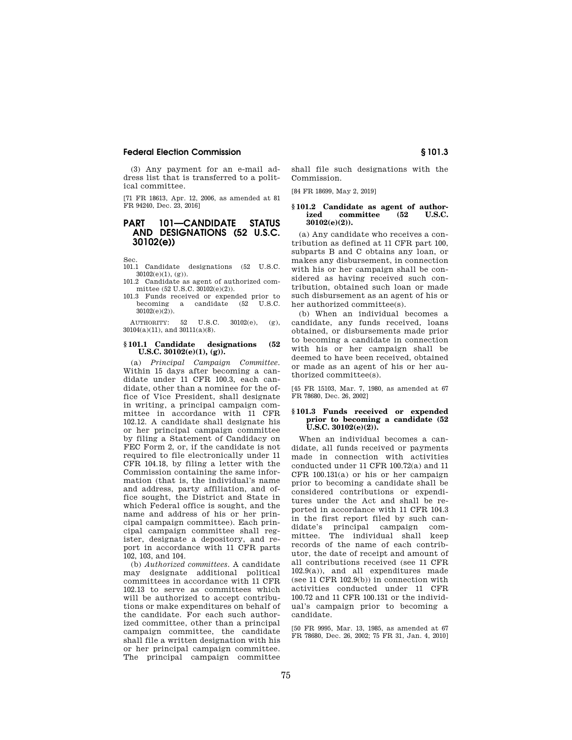(3) Any payment for an e-mail address list that is transferred to a political committee.

[71 FR 18613, Apr. 12, 2006, as amended at 81 FR 94240, Dec. 23, 2016]

## PART 101—CANDIDATE STATUS AND DESIGNATIONS (52 U.S.C. 30102(e))

Sec.
101.1 Candidate designations (52 U.S.C. 30102(e)(1), (g)).
101.2 Candidate as agent of authorized committee (52 U.S.C. 30102(e)(2)).
101.3 Funds received or expended prior to becoming a candidate (52 U.S.C. 30102(e)(2)).

AUTHORITY: 52 U.S.C. 30102(e), (g), 30104(a)(11), and 30111(a)(8).

### § 101.1 Candidate designations (52 U.S.C. 30102(e)(1), (g)).

(a) *Principal Campaign Committee.* Within 15 days after becoming a candidate under 11 CFR 100.3, each candidate, other than a nominee for the office of Vice President, shall designate in writing, a principal campaign committee in accordance with 11 CFR 102.12. A candidate shall designate his or her principal campaign committee by filing a Statement of Candidacy on FEC Form 2, or, if the candidate is not required to file electronically under 11 CFR 104.18, by filing a letter with the Commission containing the same information (that is, the individual's name and address, party affiliation, and office sought, the District and State in which Federal office is sought, and the name and address of his or her principal campaign committee). Each principal campaign committee shall register, designate a depository, and report in accordance with 11 CFR parts 102, 103, and 104.

(b) *Authorized committees.* A candidate may designate additional political committees in accordance with 11 CFR 102.13 to serve as committees which will be authorized to accept contributions or make expenditures on behalf of the candidate. For each such authorized committee, other than a principal campaign committee, the candidate shall file a written designation with his or her principal campaign committee. The principal campaign committee shall file such designations with the Commission.

[84 FR 18699, May 2, 2019]

### § 101.2 Candidate as agent of authorized committee (52 U.S.C. 30102(e)(2)).

(a) Any candidate who receives a contribution as defined at 11 CFR part 100, subparts B and C obtains any loan, or makes any disbursement, in connection with his or her campaign shall be considered as having received such contribution, obtained such loan or made such disbursement as an agent of his or her authorized committee(s).

(b) When an individual becomes a candidate, any funds received, loans obtained, or disbursements made prior to becoming a candidate in connection with his or her campaign shall be deemed to have been received, obtained or made as an agent of his or her authorized committee(s).

[45 FR 15103, Mar. 7, 1980, as amended at 67 FR 78680, Dec. 26, 2002]

### § 101.3 Funds received or expended prior to becoming a candidate (52 U.S.C. 30102(e)(2)).

When an individual becomes a candidate, all funds received or payments made in connection with activities conducted under 11 CFR 100.72(a) and 11 CFR 100.131(a) or his or her campaign prior to becoming a candidate shall be considered contributions or expenditures under the Act and shall be reported in accordance with 11 CFR 104.3 in the first report filed by such candidate's principal campaign committee. The individual shall keep records of the name of each contributor, the date of receipt and amount of all contributions received (see 11 CFR 102.9(a)), and all expenditures made (see 11 CFR 102.9(b)) in connection with activities conducted under 11 CFR 100.72 and 11 CFR 100.131 or the individual's campaign prior to becoming a candidate.

[50 FR 9995, Mar. 13, 1985, as amended at 67 FR 78680, Dec. 26, 2002; 75 FR 31, Jan. 4, 2010]